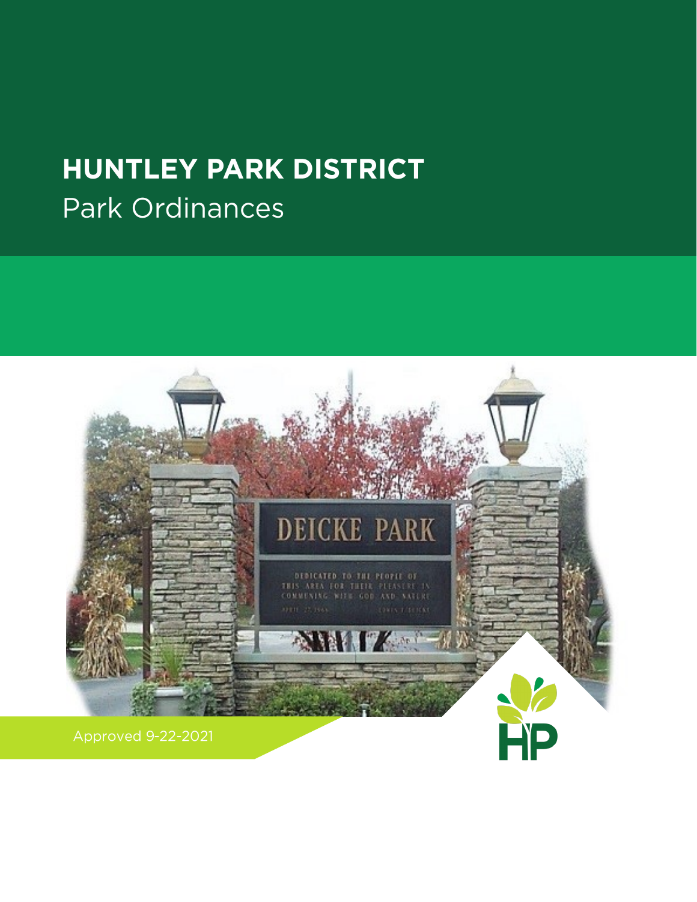# HUNTLEY PARK DISTRICT

Park Ordinances

Approved 9-22-2021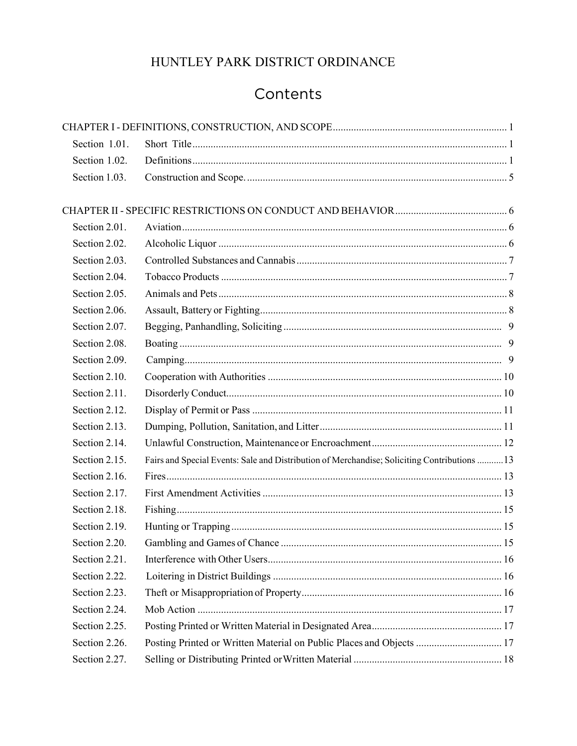# HUNTLEY PARK DISTRICT ORDINANCE

## Contents

| | | |
|---|---|---|
| CHAPTER I - DEFINITIONS, CONSTRUCTION, AND SCOPE | | 1 |
| Section 1.01. | Short Title | 1 |
| Section 1.02. | Definitions | 1 |
| Section 1.03. | Construction and Scope. | 5 |
| CHAPTER II - SPECIFIC RESTRICTIONS ON CONDUCT AND BEHAVIOR | | 6 |
| Section 2.01. | Aviation | 6 |
| Section 2.02. | Alcoholic Liquor | 6 |
| Section 2.03. | Controlled Substances and Cannabis | 7 |
| Section 2.04. | Tobacco Products | 7 |
| Section 2.05. | Animals and Pets | 8 |
| Section 2.06. | Assault, Battery or Fighting | 8 |
| Section 2.07. | Begging, Panhandling, Soliciting | 9 |
| Section 2.08. | Boating | 9 |
| Section 2.09. | Camping | 9 |
| Section 2.10. | Cooperation with Authorities | 10 |
| Section 2.11. | Disorderly Conduct | 10 |
| Section 2.12. | Display of Permit or Pass | 11 |
| Section 2.13. | Dumping, Pollution, Sanitation, and Litter | 11 |
| Section 2.14. | Unlawful Construction, Maintenance or Encroachment | 12 |
| Section 2.15. | Fairs and Special Events: Sale and Distribution of Merchandise; Soliciting Contributions | 13 |
| Section 2.16. | Fires | 13 |
| Section 2.17. | First Amendment Activities | 13 |
| Section 2.18. | Fishing | 15 |
| Section 2.19. | Hunting or Trapping | 15 |
| Section 2.20. | Gambling and Games of Chance | 15 |
| Section 2.21. | Interference with Other Users | 16 |
| Section 2.22. | Loitering in District Buildings | 16 |
| Section 2.23. | Theft or Misappropriation of Property | 16 |
| Section 2.24. | Mob Action | 17 |
| Section 2.25. | Posting Printed or Written Material in Designated Area | 17 |
| Section 2.26. | Posting Printed or Written Material on Public Places and Objects | 17 |
| Section 2.27. | Selling or Distributing Printed or Written Material | 18 |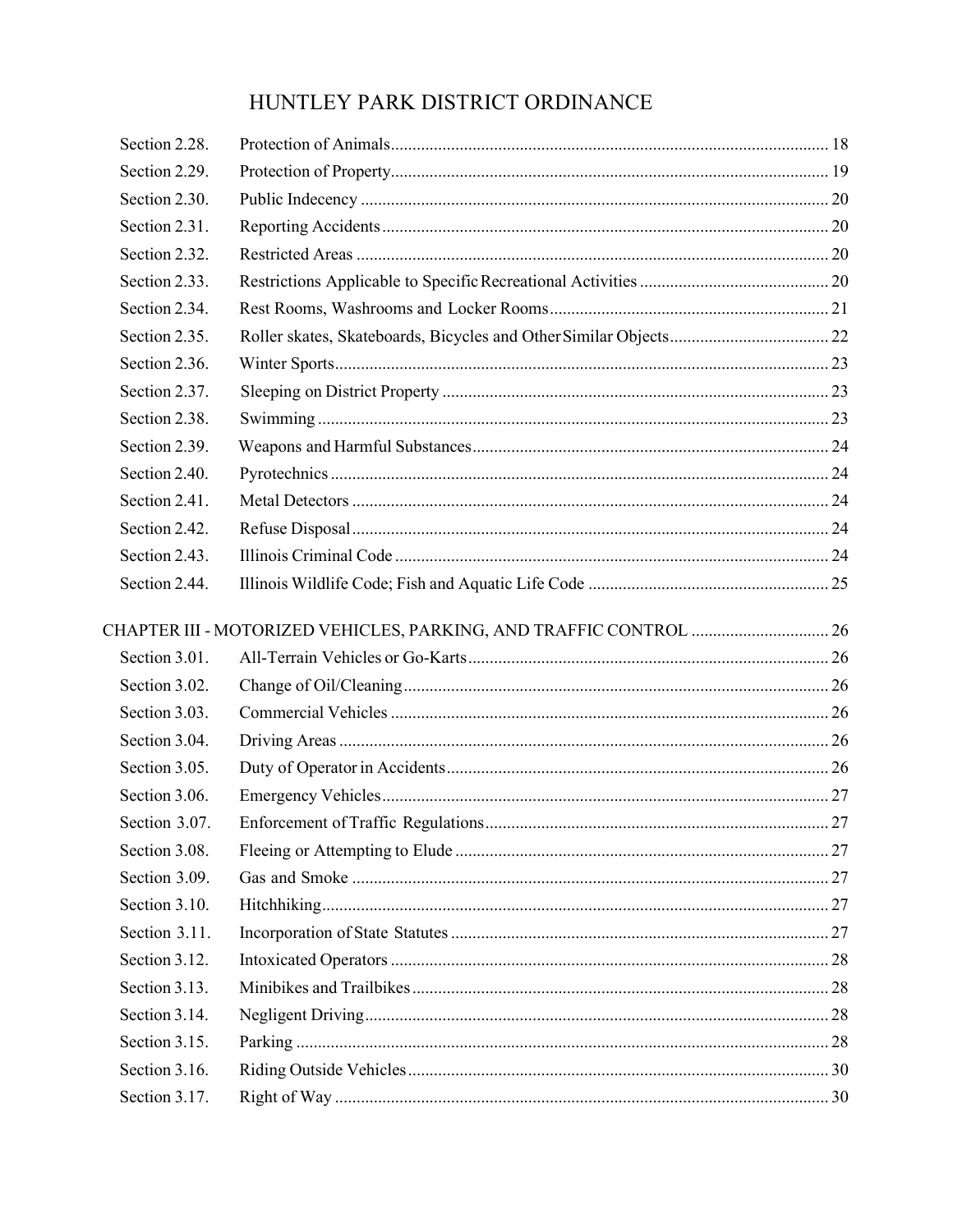# HUNTLEY PARK DISTRICT ORDINANCE

| | | |
|---|---|---|
| Section 2.28. | Protection of Animals | 18 |
| Section 2.29. | Protection of Property | 19 |
| Section 2.30. | Public Indecency | 20 |
| Section 2.31. | Reporting Accidents | 20 |
| Section 2.32. | Restricted Areas | 20 |
| Section 2.33. | Restrictions Applicable to Specific Recreational Activities | 20 |
| Section 2.34. | Rest Rooms, Washrooms and Locker Rooms | 21 |
| Section 2.35. | Roller skates, Skateboards, Bicycles and Other Similar Objects | 22 |
| Section 2.36. | Winter Sports | 23 |
| Section 2.37. | Sleeping on District Property | 23 |
| Section 2.38. | Swimming | 23 |
| Section 2.39. | Weapons and Harmful Substances | 24 |
| Section 2.40. | Pyrotechnics | 24 |
| Section 2.41. | Metal Detectors | 24 |
| Section 2.42. | Refuse Disposal | 24 |
| Section 2.43. | Illinois Criminal Code | 24 |
| Section 2.44. | Illinois Wildlife Code; Fish and Aquatic Life Code | 25 |

CHAPTER III - MOTORIZED VEHICLES, PARKING, AND TRAFFIC CONTROL ..... 26

| | | |
|---|---|---|
| Section 3.01. | All-Terrain Vehicles or Go-Karts | 26 |
| Section 3.02. | Change of Oil/Cleaning | 26 |
| Section 3.03. | Commercial Vehicles | 26 |
| Section 3.04. | Driving Areas | 26 |
| Section 3.05. | Duty of Operator in Accidents | 26 |
| Section 3.06. | Emergency Vehicles | 27 |
| Section 3.07. | Enforcement of Traffic Regulations | 27 |
| Section 3.08. | Fleeing or Attempting to Elude | 27 |
| Section 3.09. | Gas and Smoke | 27 |
| Section 3.10. | Hitchhiking | 27 |
| Section 3.11. | Incorporation of State Statutes | 27 |
| Section 3.12. | Intoxicated Operators | 28 |
| Section 3.13. | Minibikes and Trailbikes | 28 |
| Section 3.14. | Negligent Driving | 28 |
| Section 3.15. | Parking | 28 |
| Section 3.16. | Riding Outside Vehicles | 30 |
| Section 3.17. | Right of Way | 30 |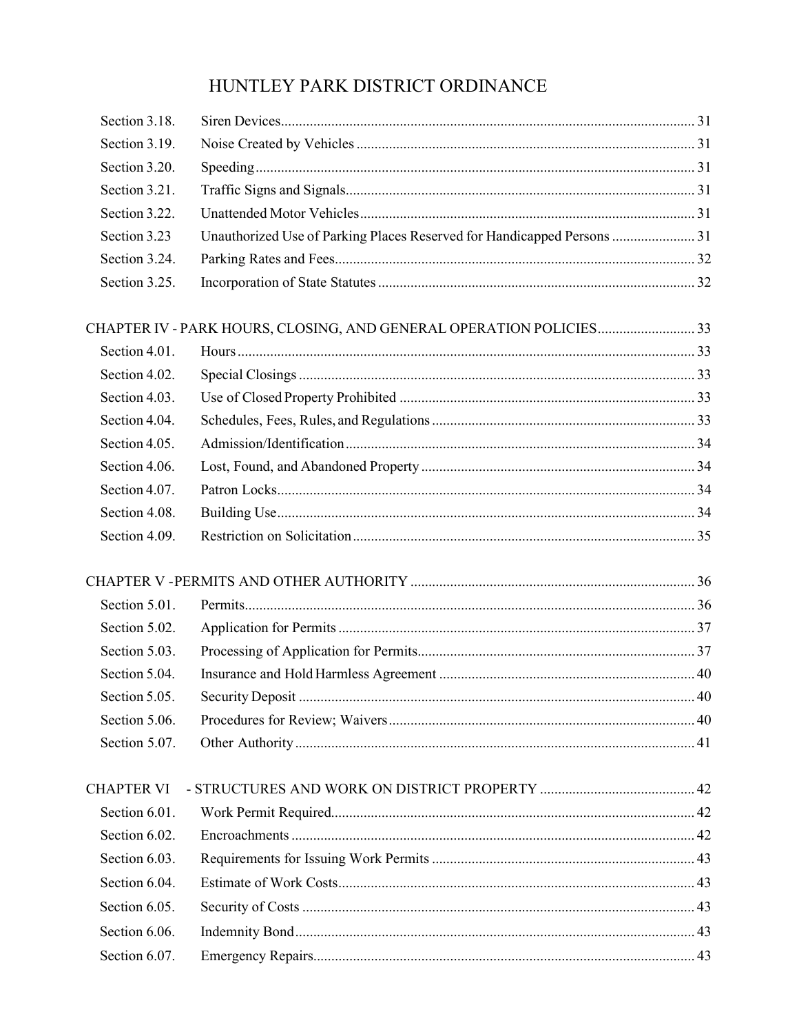# HUNTLEY PARK DISTRICT ORDINANCE

| | | |
|---|---|---|
| Section 3.18. | Siren Devices | 31 |
| Section 3.19. | Noise Created by Vehicles | 31 |
| Section 3.20. | Speeding | 31 |
| Section 3.21. | Traffic Signs and Signals | 31 |
| Section 3.22. | Unattended Motor Vehicles | 31 |
| Section 3.23 | Unauthorized Use of Parking Places Reserved for Handicapped Persons | 31 |
| Section 3.24. | Parking Rates and Fees | 32 |
| Section 3.25. | Incorporation of State Statutes | 32 |

CHAPTER IV - PARK HOURS, CLOSING, AND GENERAL OPERATION POLICIES ........ 33

| | | |
|---|---|---|
| Section 4.01. | Hours | 33 |
| Section 4.02. | Special Closings | 33 |
| Section 4.03. | Use of Closed Property Prohibited | 33 |
| Section 4.04. | Schedules, Fees, Rules, and Regulations | 33 |
| Section 4.05. | Admission/Identification | 34 |
| Section 4.06. | Lost, Found, and Abandoned Property | 34 |
| Section 4.07. | Patron Locks | 34 |
| Section 4.08. | Building Use | 34 |
| Section 4.09. | Restriction on Solicitation | 35 |

CHAPTER V -PERMITS AND OTHER AUTHORITY ........ 36

| | | |
|---|---|---|
| Section 5.01. | Permits | 36 |
| Section 5.02. | Application for Permits | 37 |
| Section 5.03. | Processing of Application for Permits | 37 |
| Section 5.04. | Insurance and Hold Harmless Agreement | 40 |
| Section 5.05. | Security Deposit | 40 |
| Section 5.06. | Procedures for Review; Waivers | 40 |
| Section 5.07. | Other Authority | 41 |

CHAPTER VI - STRUCTURES AND WORK ON DISTRICT PROPERTY ........ 42

| | | |
|---|---|---|
| Section 6.01. | Work Permit Required | 42 |
| Section 6.02. | Encroachments | 42 |
| Section 6.03. | Requirements for Issuing Work Permits | 43 |
| Section 6.04. | Estimate of Work Costs | 43 |
| Section 6.05. | Security of Costs | 43 |
| Section 6.06. | Indemnity Bond | 43 |
| Section 6.07. | Emergency Repairs | 43 |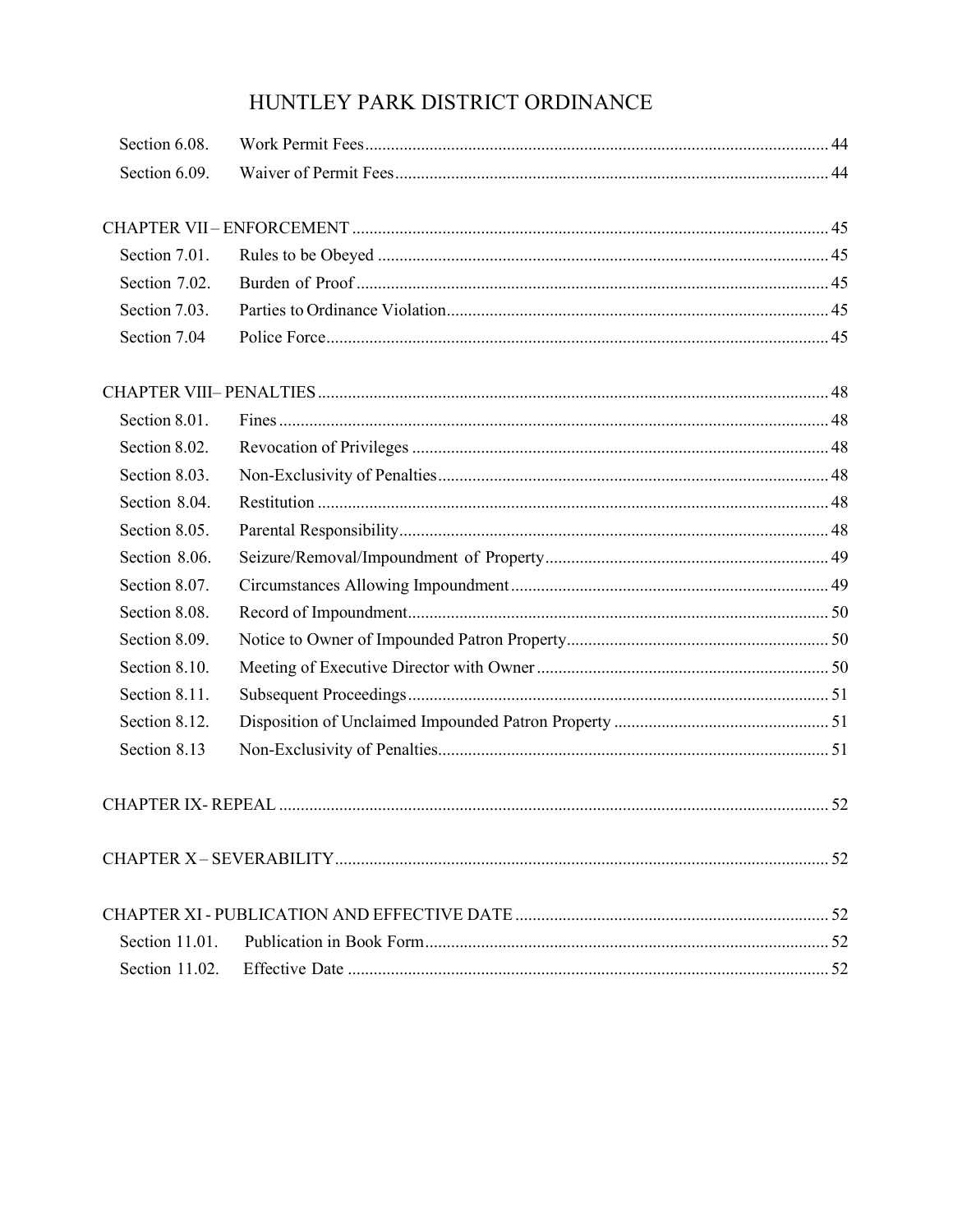Section 6.08. Work Permit Fees........................................................................................................ 44

Section 6.09. Waiver of Permit Fees................................................................................................... 44

CHAPTER VII – ENFORCEMENT ............................................................................................... 45

Section 7.01. Rules to be Obeyed ....................................................................................................... 45

Section 7.02. Burden of Proof ............................................................................................................ 45

Section 7.03. Parties to Ordinance Violation....................................................................................... 45

Section 7.04 Police Force.................................................................................................................. 45

CHAPTER VIII– PENALTIES ...................................................................................................... 48

Section 8.01. Fines ............................................................................................................................. 48

Section 8.02. Revocation of Privileges ............................................................................................... 48

Section 8.03. Non-Exclusivity of Penalties......................................................................................... 48

Section 8.04. Restitution ..................................................................................................................... 48

Section 8.05. Parental Responsibility.................................................................................................. 48

Section 8.06. Seizure/Removal/Impoundment of Property................................................................ 49

Section 8.07. Circumstances Allowing Impoundment ........................................................................ 49

Section 8.08. Record of Impoundment................................................................................................ 50

Section 8.09. Notice to Owner of Impounded Patron Property........................................................... 50

Section 8.10. Meeting of Executive Director with Owner .................................................................. 50

Section 8.11. Subsequent Proceedings................................................................................................ 51

Section 8.12. Disposition of Unclaimed Impounded Patron Property ................................................. 51

Section 8.13 Non-Exclusivity of Penalties......................................................................................... 51

CHAPTER IX- REPEAL ............................................................................................................... 52

CHAPTER X – SEVERABILITY.................................................................................................. 52

CHAPTER XI - PUBLICATION AND EFFECTIVE DATE ........................................................ 52

Section 11.01. Publication in Book Form........................................................................................... 52

Section 11.02. Effective Date ............................................................................................................ 52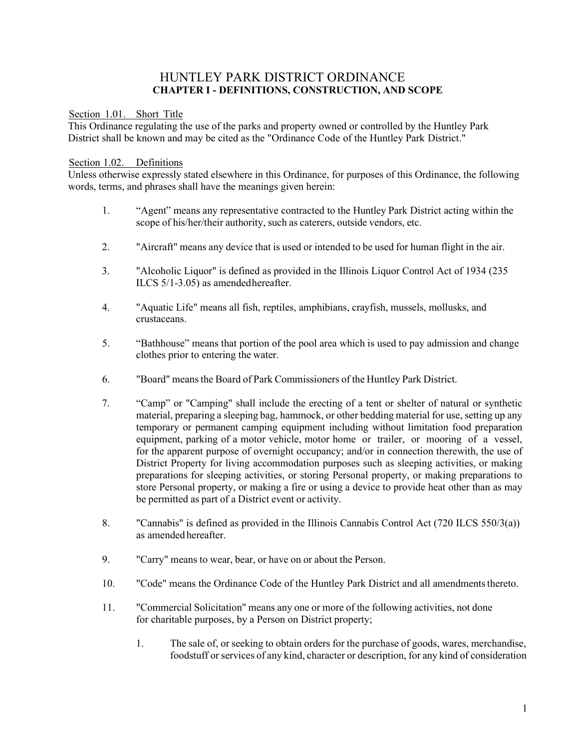# HUNTLEY PARK DISTRICT ORDINANCE

## CHAPTER I - DEFINITIONS, CONSTRUCTION, AND SCOPE

### Section 1.01. Short Title

This Ordinance regulating the use of the parks and property owned or controlled by the Huntley Park District shall be known and may be cited as the "Ordinance Code of the Huntley Park District."

### Section 1.02. Definitions

Unless otherwise expressly stated elsewhere in this Ordinance, for purposes of this Ordinance, the following words, terms, and phrases shall have the meanings given herein:

1. "Agent" means any representative contracted to the Huntley Park District acting within the scope of his/her/their authority, such as caterers, outside vendors, etc.

2. "Aircraft" means any device that is used or intended to be used for human flight in the air.

3. "Alcoholic Liquor" is defined as provided in the Illinois Liquor Control Act of 1934 (235 ILCS 5/1-3.05) as amended hereafter.

4. "Aquatic Life" means all fish, reptiles, amphibians, crayfish, mussels, mollusks, and crustaceans.

5. "Bathhouse" means that portion of the pool area which is used to pay admission and change clothes prior to entering the water.

6. "Board" means the Board of Park Commissioners of the Huntley Park District.

7. "Camp" or "Camping" shall include the erecting of a tent or shelter of natural or synthetic material, preparing a sleeping bag, hammock, or other bedding material for use, setting up any temporary or permanent camping equipment including without limitation food preparation equipment, parking of a motor vehicle, motor home or trailer, or mooring of a vessel, for the apparent purpose of overnight occupancy; and/or in connection therewith, the use of District Property for living accommodation purposes such as sleeping activities, or making preparations for sleeping activities, or storing Personal property, or making preparations to store Personal property, or making a fire or using a device to provide heat other than as may be permitted as part of a District event or activity.

8. "Cannabis" is defined as provided in the Illinois Cannabis Control Act (720 ILCS 550/3(a)) as amended hereafter.

9. "Carry" means to wear, bear, or have on or about the Person.

10. "Code" means the Ordinance Code of the Huntley Park District and all amendments thereto.

11. "Commercial Solicitation" means any one or more of the following activities, not done for charitable purposes, by a Person on District property;

    1. The sale of, or seeking to obtain orders for the purchase of goods, wares, merchandise, foodstuff or services of any kind, character or description, for any kind of consideration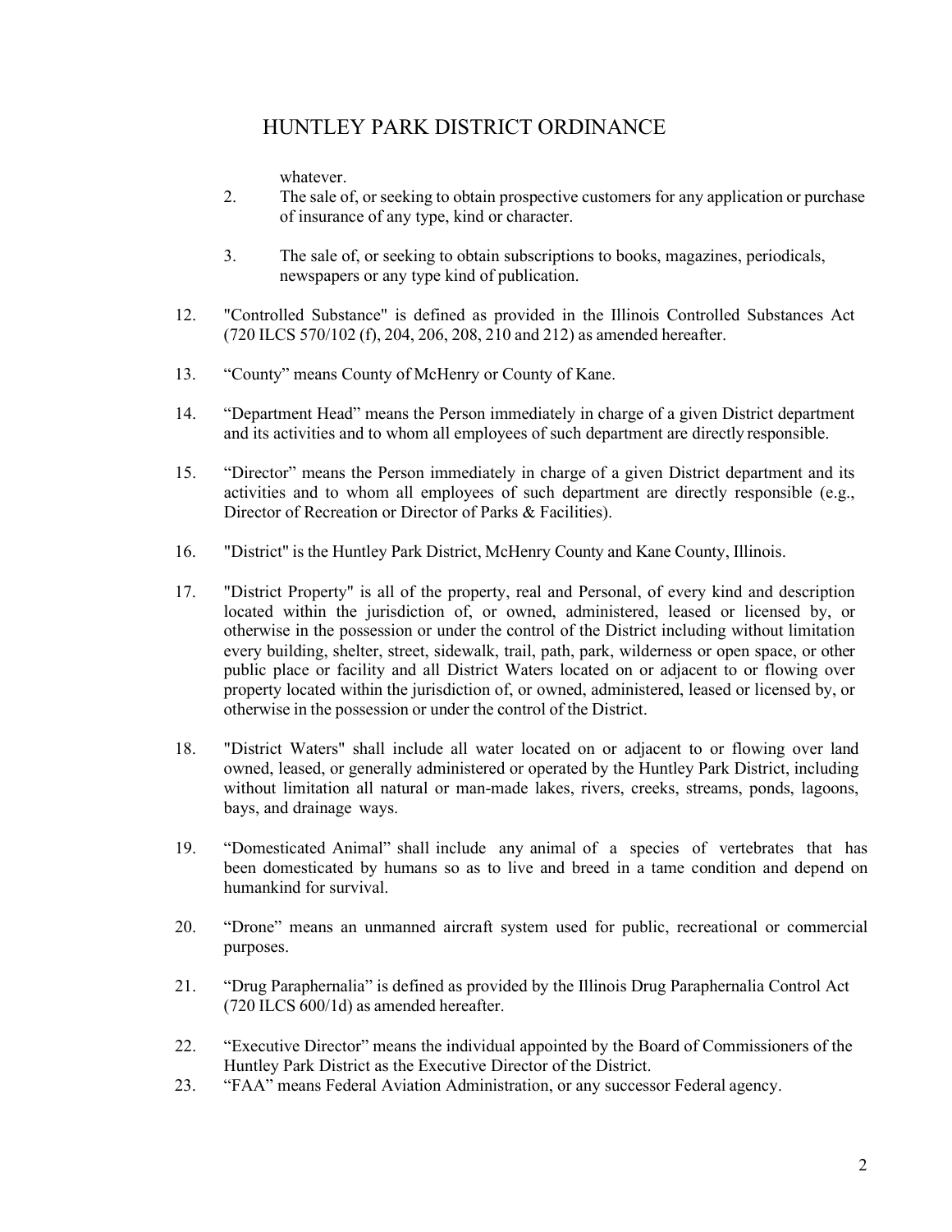whatever.

2. The sale of, or seeking to obtain prospective customers for any application or purchase of insurance of any type, kind or character.

3. The sale of, or seeking to obtain subscriptions to books, magazines, periodicals, newspapers or any type kind of publication.

12. "Controlled Substance" is defined as provided in the Illinois Controlled Substances Act (720 ILCS 570/102 (f), 204, 206, 208, 210 and 212) as amended hereafter.

13. "County" means County of McHenry or County of Kane.

14. "Department Head" means the Person immediately in charge of a given District department and its activities and to whom all employees of such department are directly responsible.

15. "Director" means the Person immediately in charge of a given District department and its activities and to whom all employees of such department are directly responsible (e.g., Director of Recreation or Director of Parks & Facilities).

16. "District" is the Huntley Park District, McHenry County and Kane County, Illinois.

17. "District Property" is all of the property, real and Personal, of every kind and description located within the jurisdiction of, or owned, administered, leased or licensed by, or otherwise in the possession or under the control of the District including without limitation every building, shelter, street, sidewalk, trail, path, park, wilderness or open space, or other public place or facility and all District Waters located on or adjacent to or flowing over property located within the jurisdiction of, or owned, administered, leased or licensed by, or otherwise in the possession or under the control of the District.

18. "District Waters" shall include all water located on or adjacent to or flowing over land owned, leased, or generally administered or operated by the Huntley Park District, including without limitation all natural or man-made lakes, rivers, creeks, streams, ponds, lagoons, bays, and drainage ways.

19. "Domesticated Animal" shall include any animal of a species of vertebrates that has been domesticated by humans so as to live and breed in a tame condition and depend on humankind for survival.

20. "Drone" means an unmanned aircraft system used for public, recreational or commercial purposes.

21. "Drug Paraphernalia" is defined as provided by the Illinois Drug Paraphernalia Control Act (720 ILCS 600/1d) as amended hereafter.

22. "Executive Director" means the individual appointed by the Board of Commissioners of the Huntley Park District as the Executive Director of the District.

23. "FAA" means Federal Aviation Administration, or any successor Federal agency.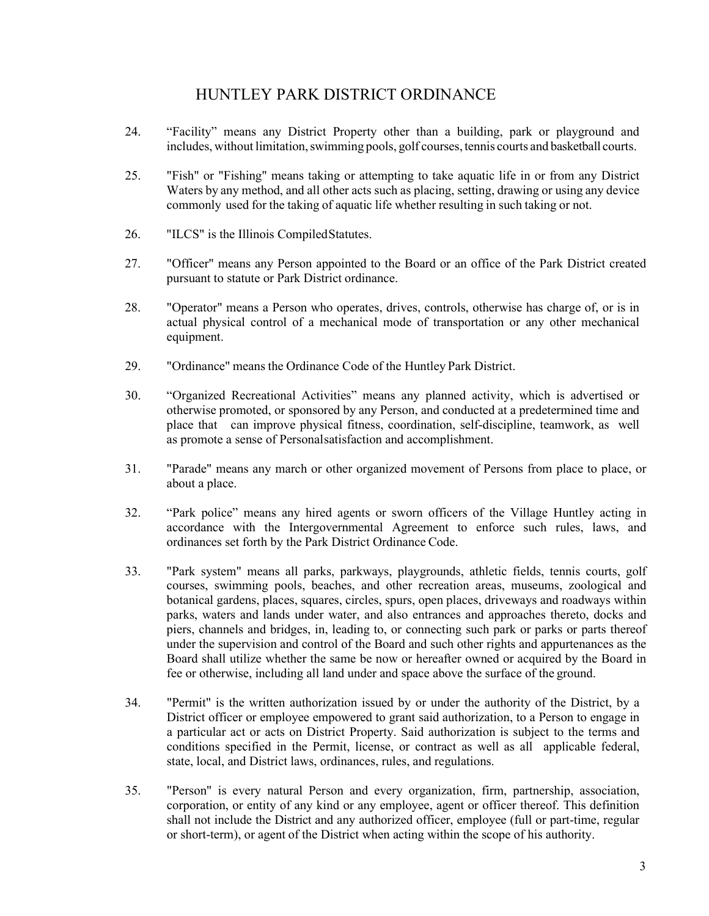# HUNTLEY PARK DISTRICT ORDINANCE

24. "Facility" means any District Property other than a building, park or playground and includes, without limitation, swimming pools, golf courses, tennis courts and basketball courts.

25. "Fish" or "Fishing" means taking or attempting to take aquatic life in or from any District Waters by any method, and all other acts such as placing, setting, drawing or using any device commonly used for the taking of aquatic life whether resulting in such taking or not.

26. "ILCS" is the Illinois Compiled Statutes.

27. "Officer" means any Person appointed to the Board or an office of the Park District created pursuant to statute or Park District ordinance.

28. "Operator" means a Person who operates, drives, controls, otherwise has charge of, or is in actual physical control of a mechanical mode of transportation or any other mechanical equipment.

29. "Ordinance" means the Ordinance Code of the Huntley Park District.

30. "Organized Recreational Activities" means any planned activity, which is advertised or otherwise promoted, or sponsored by any Person, and conducted at a predetermined time and place that can improve physical fitness, coordination, self-discipline, teamwork, as well as promote a sense of Personal satisfaction and accomplishment.

31. "Parade" means any march or other organized movement of Persons from place to place, or about a place.

32. "Park police" means any hired agents or sworn officers of the Village Huntley acting in accordance with the Intergovernmental Agreement to enforce such rules, laws, and ordinances set forth by the Park District Ordinance Code.

33. "Park system" means all parks, parkways, playgrounds, athletic fields, tennis courts, golf courses, swimming pools, beaches, and other recreation areas, museums, zoological and botanical gardens, places, squares, circles, spurs, open places, driveways and roadways within parks, waters and lands under water, and also entrances and approaches thereto, docks and piers, channels and bridges, in, leading to, or connecting such park or parks or parts thereof under the supervision and control of the Board and such other rights and appurtenances as the Board shall utilize whether the same be now or hereafter owned or acquired by the Board in fee or otherwise, including all land under and space above the surface of the ground.

34. "Permit" is the written authorization issued by or under the authority of the District, by a District officer or employee empowered to grant said authorization, to a Person to engage in a particular act or acts on District Property. Said authorization is subject to the terms and conditions specified in the Permit, license, or contract as well as all applicable federal, state, local, and District laws, ordinances, rules, and regulations.

35. "Person" is every natural Person and every organization, firm, partnership, association, corporation, or entity of any kind or any employee, agent or officer thereof. This definition shall not include the District and any authorized officer, employee (full or part-time, regular or short-term), or agent of the District when acting within the scope of his authority.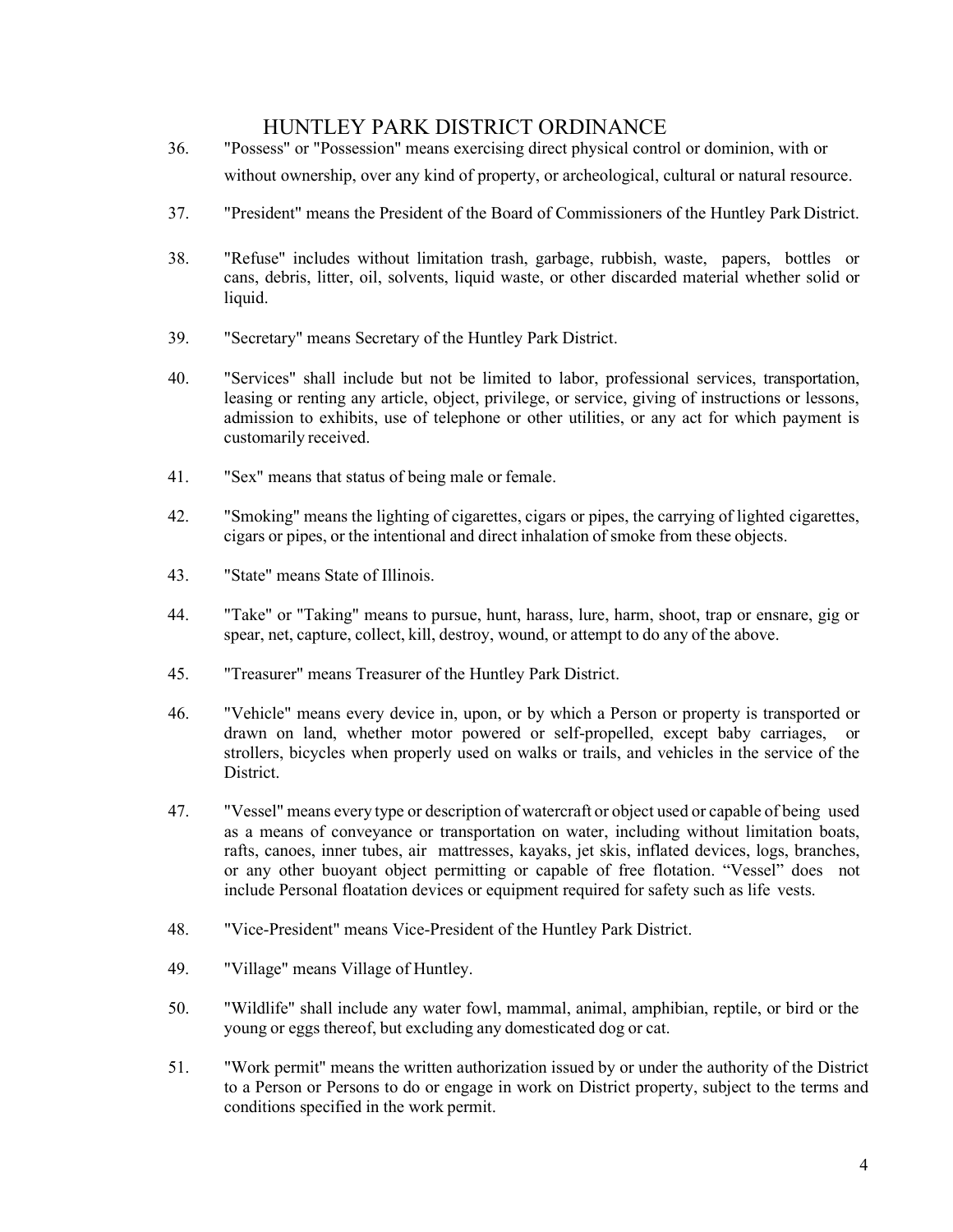36. "Possess" or "Possession" means exercising direct physical control or dominion, with or without ownership, over any kind of property, or archeological, cultural or natural resource.

37. "President" means the President of the Board of Commissioners of the Huntley Park District.

38. "Refuse" includes without limitation trash, garbage, rubbish, waste, papers, bottles or cans, debris, litter, oil, solvents, liquid waste, or other discarded material whether solid or liquid.

39. "Secretary" means Secretary of the Huntley Park District.

40. "Services" shall include but not be limited to labor, professional services, transportation, leasing or renting any article, object, privilege, or service, giving of instructions or lessons, admission to exhibits, use of telephone or other utilities, or any act for which payment is customarily received.

41. "Sex" means that status of being male or female.

42. "Smoking" means the lighting of cigarettes, cigars or pipes, the carrying of lighted cigarettes, cigars or pipes, or the intentional and direct inhalation of smoke from these objects.

43. "State" means State of Illinois.

44. "Take" or "Taking" means to pursue, hunt, harass, lure, harm, shoot, trap or ensnare, gig or spear, net, capture, collect, kill, destroy, wound, or attempt to do any of the above.

45. "Treasurer" means Treasurer of the Huntley Park District.

46. "Vehicle" means every device in, upon, or by which a Person or property is transported or drawn on land, whether motor powered or self-propelled, except baby carriages, or strollers, bicycles when properly used on walks or trails, and vehicles in the service of the District.

47. "Vessel" means every type or description of watercraft or object used or capable of being used as a means of conveyance or transportation on water, including without limitation boats, rafts, canoes, inner tubes, air mattresses, kayaks, jet skis, inflated devices, logs, branches, or any other buoyant object permitting or capable of free flotation. "Vessel" does not include Personal floatation devices or equipment required for safety such as life vests.

48. "Vice-President" means Vice-President of the Huntley Park District.

49. "Village" means Village of Huntley.

50. "Wildlife" shall include any water fowl, mammal, animal, amphibian, reptile, or bird or the young or eggs thereof, but excluding any domesticated dog or cat.

51. "Work permit" means the written authorization issued by or under the authority of the District to a Person or Persons to do or engage in work on District property, subject to the terms and conditions specified in the work permit.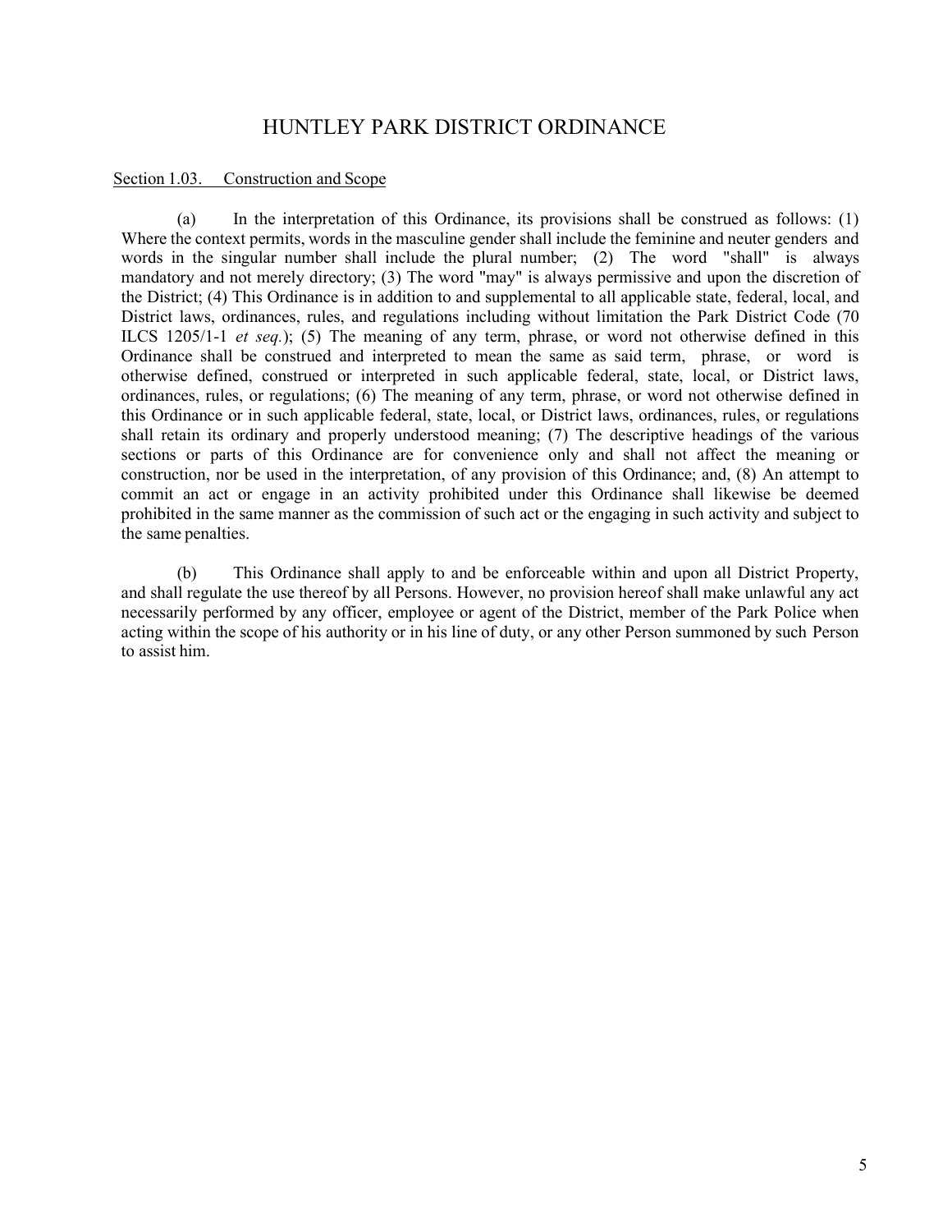# HUNTLEY PARK DISTRICT ORDINANCE

<u>Section 1.03. Construction and Scope</u>

(a) In the interpretation of this Ordinance, its provisions shall be construed as follows: (1) Where the context permits, words in the masculine gender shall include the feminine and neuter genders and words in the singular number shall include the plural number; (2) The word "shall" is always mandatory and not merely directory; (3) The word "may" is always permissive and upon the discretion of the District; (4) This Ordinance is in addition to and supplemental to all applicable state, federal, local, and District laws, ordinances, rules, and regulations including without limitation the Park District Code (70 ILCS 1205/1-1 *et seq.*); (5) The meaning of any term, phrase, or word not otherwise defined in this Ordinance shall be construed and interpreted to mean the same as said term, phrase, or word is otherwise defined, construed or interpreted in such applicable federal, state, local, or District laws, ordinances, rules, or regulations; (6) The meaning of any term, phrase, or word not otherwise defined in this Ordinance or in such applicable federal, state, local, or District laws, ordinances, rules, or regulations shall retain its ordinary and properly understood meaning; (7) The descriptive headings of the various sections or parts of this Ordinance are for convenience only and shall not affect the meaning or construction, nor be used in the interpretation, of any provision of this Ordinance; and, (8) An attempt to commit an act or engage in an activity prohibited under this Ordinance shall likewise be deemed prohibited in the same manner as the commission of such act or the engaging in such activity and subject to the same penalties.

(b) This Ordinance shall apply to and be enforceable within and upon all District Property, and shall regulate the use thereof by all Persons. However, no provision hereof shall make unlawful any act necessarily performed by any officer, employee or agent of the District, member of the Park Police when acting within the scope of his authority or in his line of duty, or any other Person summoned by such Person to assist him.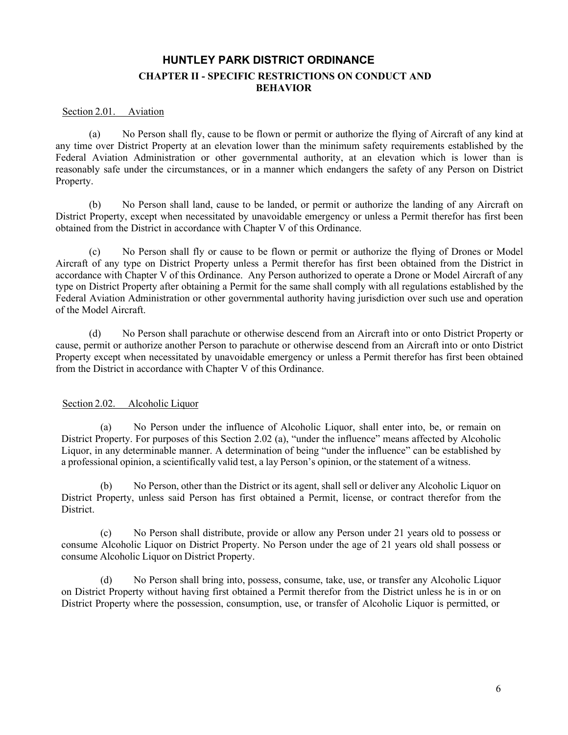# HUNTLEY PARK DISTRICT ORDINANCE

## CHAPTER II - SPECIFIC RESTRICTIONS ON CONDUCT AND BEHAVIOR

### Section 2.01. Aviation

(a) No Person shall fly, cause to be flown or permit or authorize the flying of Aircraft of any kind at any time over District Property at an elevation lower than the minimum safety requirements established by the Federal Aviation Administration or other governmental authority, at an elevation which is lower than is reasonably safe under the circumstances, or in a manner which endangers the safety of any Person on District Property.

(b) No Person shall land, cause to be landed, or permit or authorize the landing of any Aircraft on District Property, except when necessitated by unavoidable emergency or unless a Permit therefor has first been obtained from the District in accordance with Chapter V of this Ordinance.

(c) No Person shall fly or cause to be flown or permit or authorize the flying of Drones or Model Aircraft of any type on District Property unless a Permit therefor has first been obtained from the District in accordance with Chapter V of this Ordinance. Any Person authorized to operate a Drone or Model Aircraft of any type on District Property after obtaining a Permit for the same shall comply with all regulations established by the Federal Aviation Administration or other governmental authority having jurisdiction over such use and operation of the Model Aircraft.

(d) No Person shall parachute or otherwise descend from an Aircraft into or onto District Property or cause, permit or authorize another Person to parachute or otherwise descend from an Aircraft into or onto District Property except when necessitated by unavoidable emergency or unless a Permit therefor has first been obtained from the District in accordance with Chapter V of this Ordinance.

### Section 2.02. Alcoholic Liquor

(a) No Person under the influence of Alcoholic Liquor, shall enter into, be, or remain on District Property. For purposes of this Section 2.02 (a), "under the influence" means affected by Alcoholic Liquor, in any determinable manner. A determination of being "under the influence" can be established by a professional opinion, a scientifically valid test, a lay Person's opinion, or the statement of a witness.

(b) No Person, other than the District or its agent, shall sell or deliver any Alcoholic Liquor on District Property, unless said Person has first obtained a Permit, license, or contract therefor from the District.

(c) No Person shall distribute, provide or allow any Person under 21 years old to possess or consume Alcoholic Liquor on District Property. No Person under the age of 21 years old shall possess or consume Alcoholic Liquor on District Property.

(d) No Person shall bring into, possess, consume, take, use, or transfer any Alcoholic Liquor on District Property without having first obtained a Permit therefor from the District unless he is in or on District Property where the possession, consumption, use, or transfer of Alcoholic Liquor is permitted, or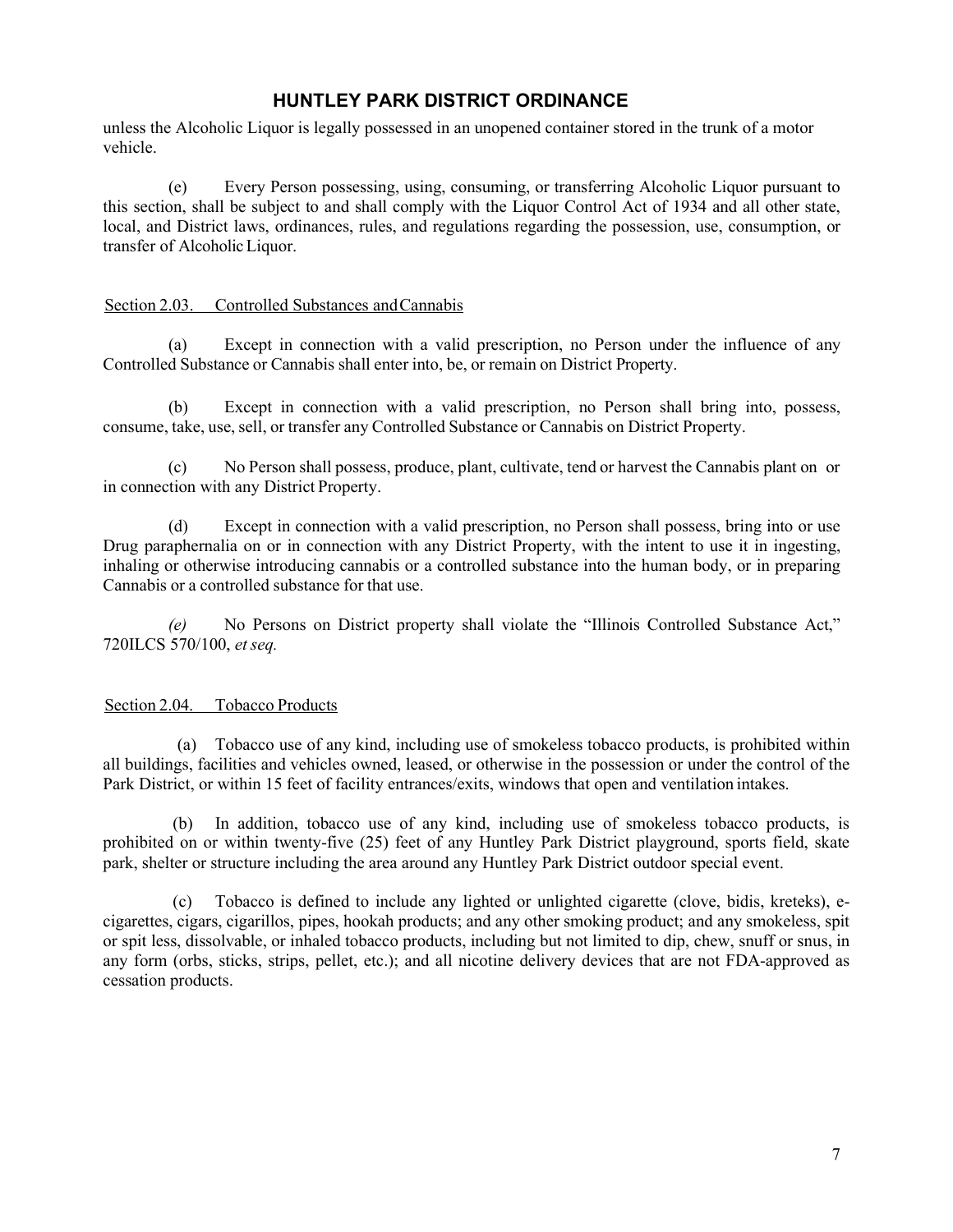unless the Alcoholic Liquor is legally possessed in an unopened container stored in the trunk of a motor vehicle.

(e) Every Person possessing, using, consuming, or transferring Alcoholic Liquor pursuant to this section, shall be subject to and shall comply with the Liquor Control Act of 1934 and all other state, local, and District laws, ordinances, rules, and regulations regarding the possession, use, consumption, or transfer of Alcoholic Liquor.

Section 2.03. Controlled Substances and Cannabis

(a) Except in connection with a valid prescription, no Person under the influence of any Controlled Substance or Cannabis shall enter into, be, or remain on District Property.

(b) Except in connection with a valid prescription, no Person shall bring into, possess, consume, take, use, sell, or transfer any Controlled Substance or Cannabis on District Property.

(c) No Person shall possess, produce, plant, cultivate, tend or harvest the Cannabis plant on or in connection with any District Property.

(d) Except in connection with a valid prescription, no Person shall possess, bring into or use Drug paraphernalia on or in connection with any District Property, with the intent to use it in ingesting, inhaling or otherwise introducing cannabis or a controlled substance into the human body, or in preparing Cannabis or a controlled substance for that use.

*(e)* No Persons on District property shall violate the "Illinois Controlled Substance Act," 720ILCS 570/100, *et seq.*

Section 2.04. Tobacco Products

(a) Tobacco use of any kind, including use of smokeless tobacco products, is prohibited within all buildings, facilities and vehicles owned, leased, or otherwise in the possession or under the control of the Park District, or within 15 feet of facility entrances/exits, windows that open and ventilation intakes.

(b) In addition, tobacco use of any kind, including use of smokeless tobacco products, is prohibited on or within twenty-five (25) feet of any Huntley Park District playground, sports field, skate park, shelter or structure including the area around any Huntley Park District outdoor special event.

(c) Tobacco is defined to include any lighted or unlighted cigarette (clove, bidis, kreteks), e-cigarettes, cigars, cigarillos, pipes, hookah products; and any other smoking product; and any smokeless, spit or spit less, dissolvable, or inhaled tobacco products, including but not limited to dip, chew, snuff or snus, in any form (orbs, sticks, strips, pellet, etc.); and all nicotine delivery devices that are not FDA-approved as cessation products.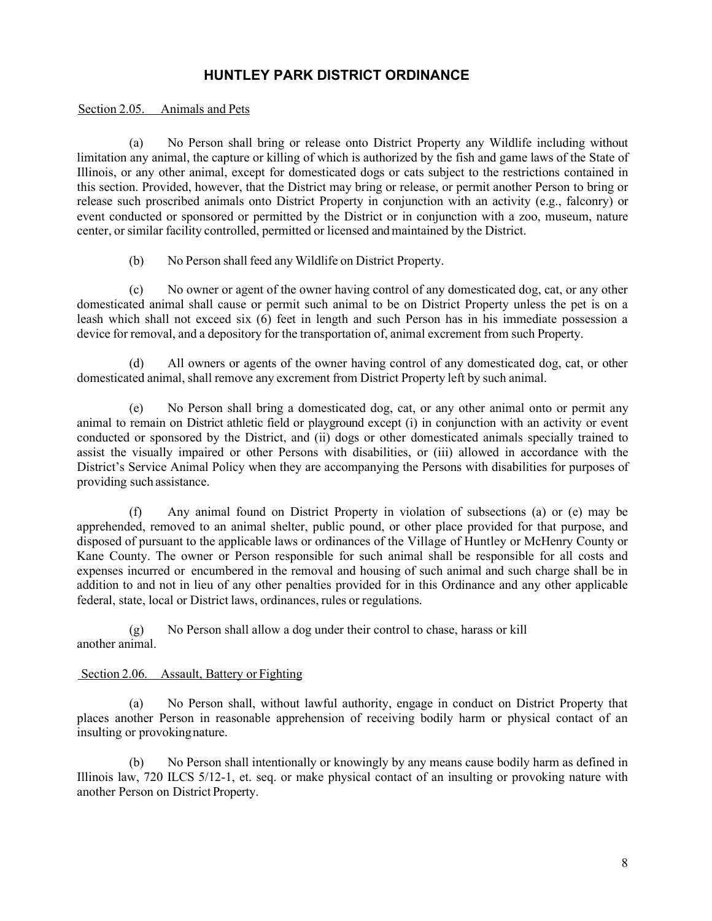# HUNTLEY PARK DISTRICT ORDINANCE

Section 2.05. Animals and Pets

(a) No Person shall bring or release onto District Property any Wildlife including without limitation any animal, the capture or killing of which is authorized by the fish and game laws of the State of Illinois, or any other animal, except for domesticated dogs or cats subject to the restrictions contained in this section. Provided, however, that the District may bring or release, or permit another Person to bring or release such proscribed animals onto District Property in conjunction with an activity (e.g., falconry) or event conducted or sponsored or permitted by the District or in conjunction with a zoo, museum, nature center, or similar facility controlled, permitted or licensed and maintained by the District.

(b) No Person shall feed any Wildlife on District Property.

(c) No owner or agent of the owner having control of any domesticated dog, cat, or any other domesticated animal shall cause or permit such animal to be on District Property unless the pet is on a leash which shall not exceed six (6) feet in length and such Person has in his immediate possession a device for removal, and a depository for the transportation of, animal excrement from such Property.

(d) All owners or agents of the owner having control of any domesticated dog, cat, or other domesticated animal, shall remove any excrement from District Property left by such animal.

(e) No Person shall bring a domesticated dog, cat, or any other animal onto or permit any animal to remain on District athletic field or playground except (i) in conjunction with an activity or event conducted or sponsored by the District, and (ii) dogs or other domesticated animals specially trained to assist the visually impaired or other Persons with disabilities, or (iii) allowed in accordance with the District's Service Animal Policy when they are accompanying the Persons with disabilities for purposes of providing such assistance.

(f) Any animal found on District Property in violation of subsections (a) or (e) may be apprehended, removed to an animal shelter, public pound, or other place provided for that purpose, and disposed of pursuant to the applicable laws or ordinances of the Village of Huntley or McHenry County or Kane County. The owner or Person responsible for such animal shall be responsible for all costs and expenses incurred or encumbered in the removal and housing of such animal and such charge shall be in addition to and not in lieu of any other penalties provided for in this Ordinance and any other applicable federal, state, local or District laws, ordinances, rules or regulations.

(g) No Person shall allow a dog under their control to chase, harass or kill another animal.

Section 2.06. Assault, Battery or Fighting

(a) No Person shall, without lawful authority, engage in conduct on District Property that places another Person in reasonable apprehension of receiving bodily harm or physical contact of an insulting or provoking nature.

(b) No Person shall intentionally or knowingly by any means cause bodily harm as defined in Illinois law, 720 ILCS 5/12-1, et. seq. or make physical contact of an insulting or provoking nature with another Person on District Property.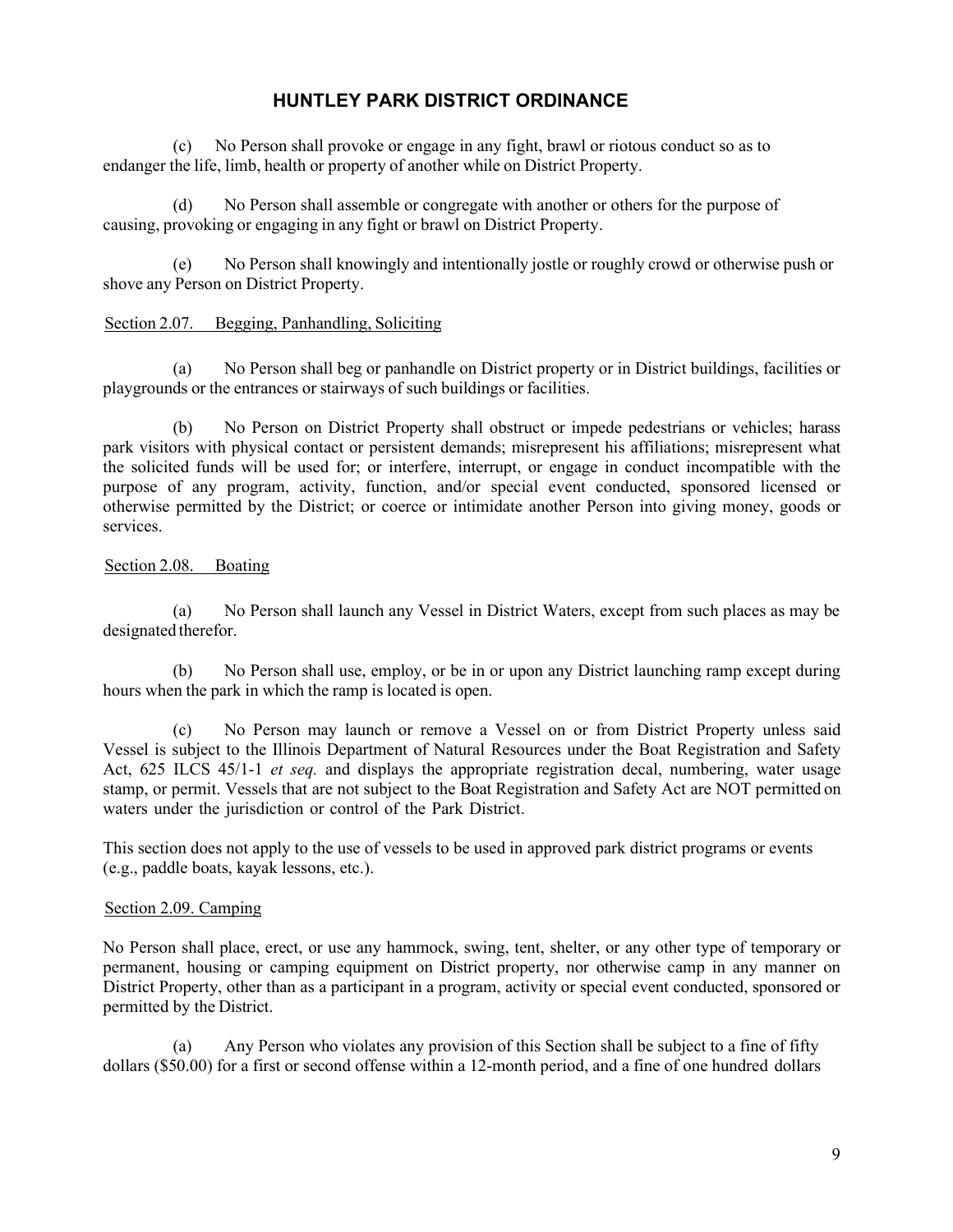# HUNTLEY PARK DISTRICT ORDINANCE

(c) No Person shall provoke or engage in any fight, brawl or riotous conduct so as to endanger the life, limb, health or property of another while on District Property.

(d) No Person shall assemble or congregate with another or others for the purpose of causing, provoking or engaging in any fight or brawl on District Property.

(e) No Person shall knowingly and intentionally jostle or roughly crowd or otherwise push or shove any Person on District Property.

Section 2.07. Begging, Panhandling, Soliciting

(a) No Person shall beg or panhandle on District property or in District buildings, facilities or playgrounds or the entrances or stairways of such buildings or facilities.

(b) No Person on District Property shall obstruct or impede pedestrians or vehicles; harass park visitors with physical contact or persistent demands; misrepresent his affiliations; misrepresent what the solicited funds will be used for; or interfere, interrupt, or engage in conduct incompatible with the purpose of any program, activity, function, and/or special event conducted, sponsored licensed or otherwise permitted by the District; or coerce or intimidate another Person into giving money, goods or services.

Section 2.08. Boating

(a) No Person shall launch any Vessel in District Waters, except from such places as may be designated therefor.

(b) No Person shall use, employ, or be in or upon any District launching ramp except during hours when the park in which the ramp is located is open.

(c) No Person may launch or remove a Vessel on or from District Property unless said Vessel is subject to the Illinois Department of Natural Resources under the Boat Registration and Safety Act, 625 ILCS 45/1-1 *et seq.* and displays the appropriate registration decal, numbering, water usage stamp, or permit. Vessels that are not subject to the Boat Registration and Safety Act are NOT permitted on waters under the jurisdiction or control of the Park District.

This section does not apply to the use of vessels to be used in approved park district programs or events (e.g., paddle boats, kayak lessons, etc.).

Section 2.09. Camping

No Person shall place, erect, or use any hammock, swing, tent, shelter, or any other type of temporary or permanent, housing or camping equipment on District property, nor otherwise camp in any manner on District Property, other than as a participant in a program, activity or special event conducted, sponsored or permitted by the District.

(a) Any Person who violates any provision of this Section shall be subject to a fine of fifty dollars ($50.00) for a first or second offense within a 12-month period, and a fine of one hundred dollars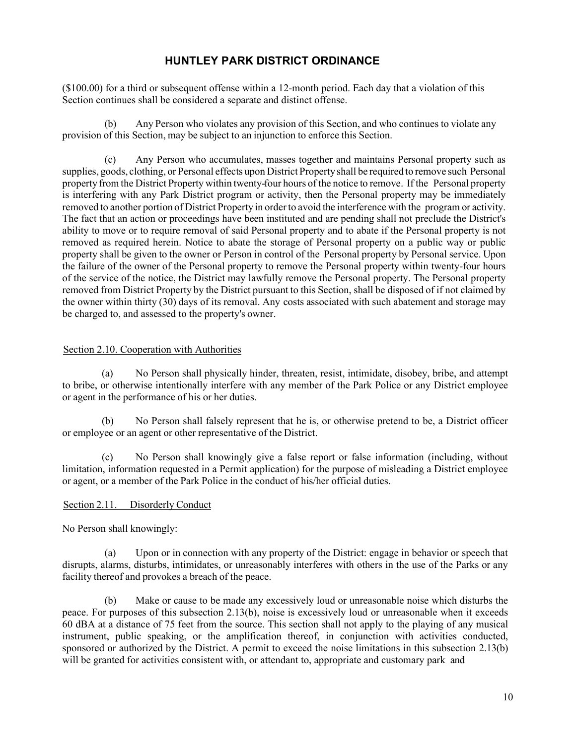($100.00) for a third or subsequent offense within a 12-month period. Each day that a violation of this Section continues shall be considered a separate and distinct offense.

(b) Any Person who violates any provision of this Section, and who continues to violate any provision of this Section, may be subject to an injunction to enforce this Section.

(c) Any Person who accumulates, masses together and maintains Personal property such as supplies, goods, clothing, or Personal effects upon District Property shall be required to remove such Personal property from the District Property within twenty-four hours of the notice to remove. If the Personal property is interfering with any Park District program or activity, then the Personal property may be immediately removed to another portion of District Property in order to avoid the interference with the program or activity. The fact that an action or proceedings have been instituted and are pending shall not preclude the District's ability to move or to require removal of said Personal property and to abate if the Personal property is not removed as required herein. Notice to abate the storage of Personal property on a public way or public property shall be given to the owner or Person in control of the Personal property by Personal service. Upon the failure of the owner of the Personal property to remove the Personal property within twenty-four hours of the service of the notice, the District may lawfully remove the Personal property. The Personal property removed from District Property by the District pursuant to this Section, shall be disposed of if not claimed by the owner within thirty (30) days of its removal. Any costs associated with such abatement and storage may be charged to, and assessed to the property's owner.

## Section 2.10. Cooperation with Authorities

(a) No Person shall physically hinder, threaten, resist, intimidate, disobey, bribe, and attempt to bribe, or otherwise intentionally interfere with any member of the Park Police or any District employee or agent in the performance of his or her duties.

(b) No Person shall falsely represent that he is, or otherwise pretend to be, a District officer or employee or an agent or other representative of the District.

(c) No Person shall knowingly give a false report or false information (including, without limitation, information requested in a Permit application) for the purpose of misleading a District employee or agent, or a member of the Park Police in the conduct of his/her official duties.

## Section 2.11. Disorderly Conduct

No Person shall knowingly:

(a) Upon or in connection with any property of the District: engage in behavior or speech that disrupts, alarms, disturbs, intimidates, or unreasonably interferes with others in the use of the Parks or any facility thereof and provokes a breach of the peace.

(b) Make or cause to be made any excessively loud or unreasonable noise which disturbs the peace. For purposes of this subsection 2.13(b), noise is excessively loud or unreasonable when it exceeds 60 dBA at a distance of 75 feet from the source. This section shall not apply to the playing of any musical instrument, public speaking, or the amplification thereof, in conjunction with activities conducted, sponsored or authorized by the District. A permit to exceed the noise limitations in this subsection 2.13(b) will be granted for activities consistent with, or attendant to, appropriate and customary park and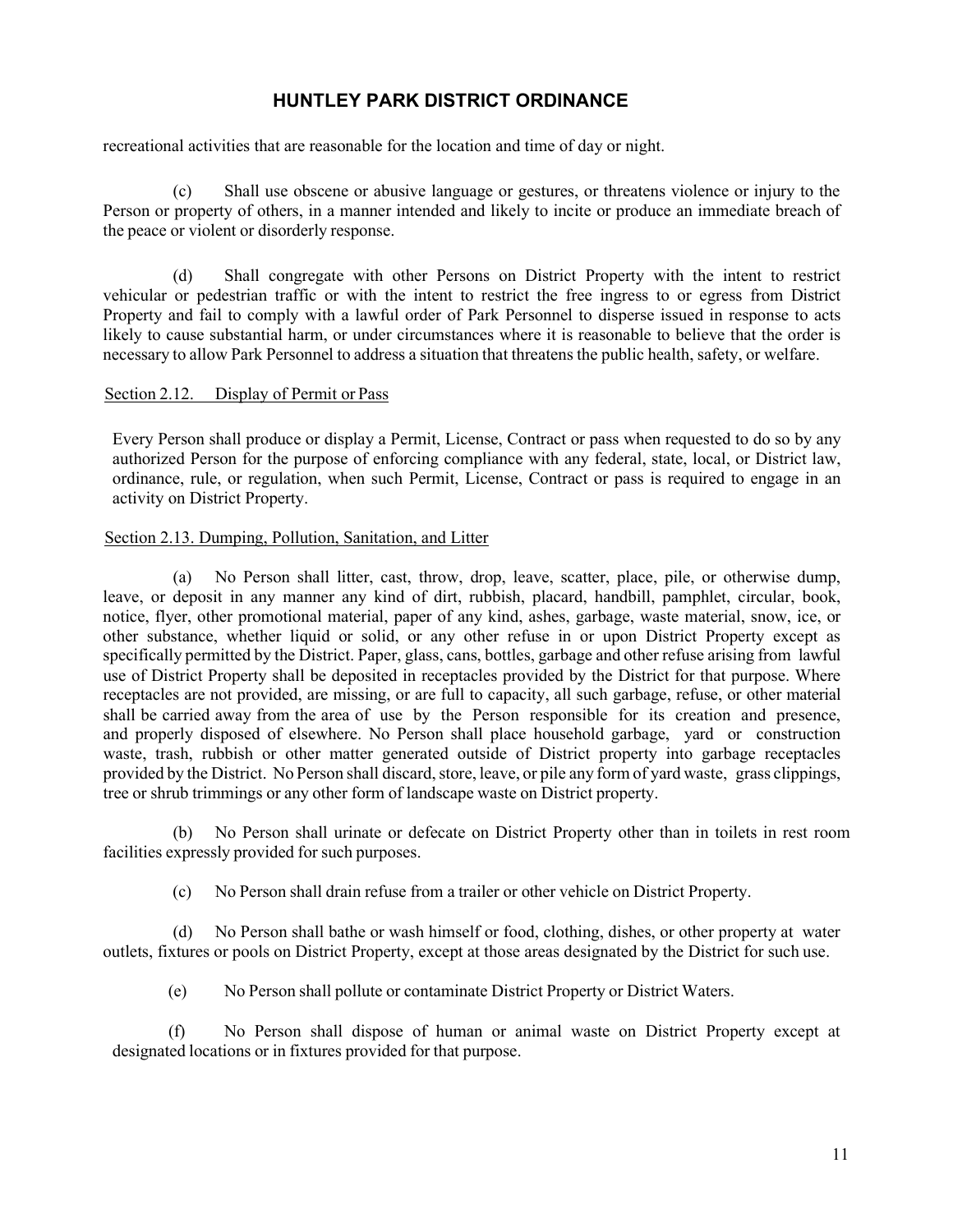recreational activities that are reasonable for the location and time of day or night.

(c) Shall use obscene or abusive language or gestures, or threatens violence or injury to the Person or property of others, in a manner intended and likely to incite or produce an immediate breach of the peace or violent or disorderly response.

(d) Shall congregate with other Persons on District Property with the intent to restrict vehicular or pedestrian traffic or with the intent to restrict the free ingress to or egress from District Property and fail to comply with a lawful order of Park Personnel to disperse issued in response to acts likely to cause substantial harm, or under circumstances where it is reasonable to believe that the order is necessary to allow Park Personnel to address a situation that threatens the public health, safety, or welfare.

Section 2.12. Display of Permit or Pass

Every Person shall produce or display a Permit, License, Contract or pass when requested to do so by any authorized Person for the purpose of enforcing compliance with any federal, state, local, or District law, ordinance, rule, or regulation, when such Permit, License, Contract or pass is required to engage in an activity on District Property.

Section 2.13. Dumping, Pollution, Sanitation, and Litter

(a) No Person shall litter, cast, throw, drop, leave, scatter, place, pile, or otherwise dump, leave, or deposit in any manner any kind of dirt, rubbish, placard, handbill, pamphlet, circular, book, notice, flyer, other promotional material, paper of any kind, ashes, garbage, waste material, snow, ice, or other substance, whether liquid or solid, or any other refuse in or upon District Property except as specifically permitted by the District. Paper, glass, cans, bottles, garbage and other refuse arising from lawful use of District Property shall be deposited in receptacles provided by the District for that purpose. Where receptacles are not provided, are missing, or are full to capacity, all such garbage, refuse, or other material shall be carried away from the area of use by the Person responsible for its creation and presence, and properly disposed of elsewhere. No Person shall place household garbage, yard or construction waste, trash, rubbish or other matter generated outside of District property into garbage receptacles provided by the District. No Person shall discard, store, leave, or pile any form of yard waste, grass clippings, tree or shrub trimmings or any other form of landscape waste on District property.

(b) No Person shall urinate or defecate on District Property other than in toilets in rest room facilities expressly provided for such purposes.

(c) No Person shall drain refuse from a trailer or other vehicle on District Property.

(d) No Person shall bathe or wash himself or food, clothing, dishes, or other property at water outlets, fixtures or pools on District Property, except at those areas designated by the District for such use.

(e) No Person shall pollute or contaminate District Property or District Waters.

(f) No Person shall dispose of human or animal waste on District Property except at designated locations or in fixtures provided for that purpose.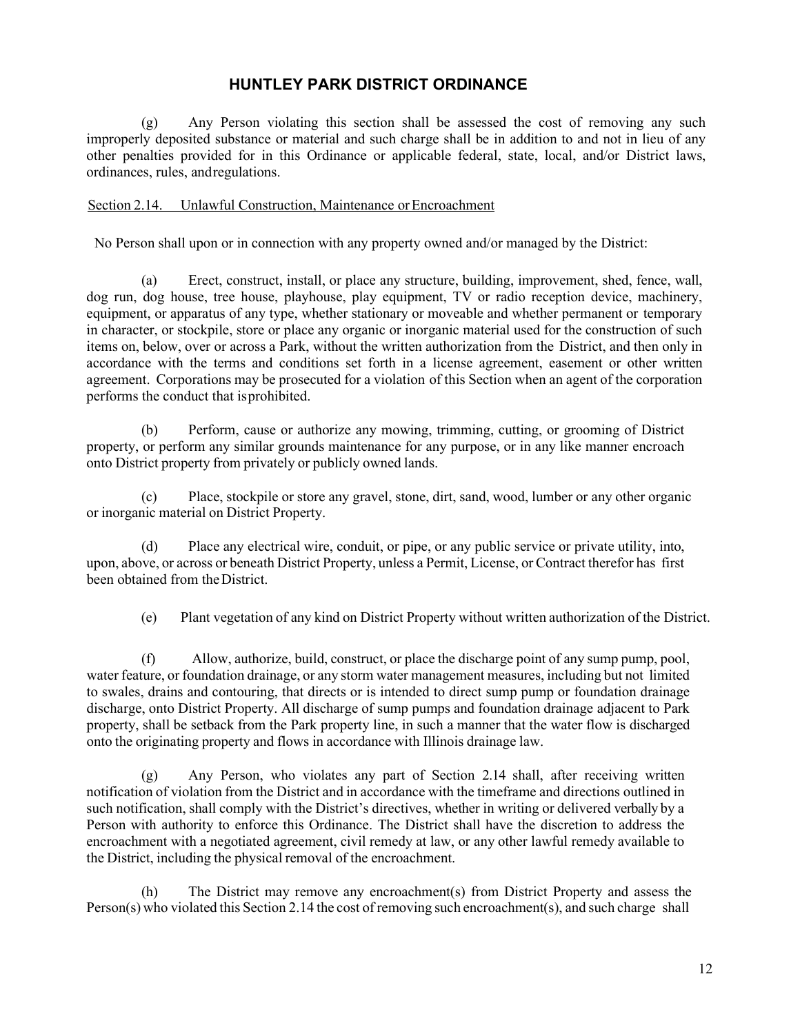(g) Any Person violating this section shall be assessed the cost of removing any such improperly deposited substance or material and such charge shall be in addition to and not in lieu of any other penalties provided for in this Ordinance or applicable federal, state, local, and/or District laws, ordinances, rules, and regulations.

Section 2.14. Unlawful Construction, Maintenance or Encroachment

No Person shall upon or in connection with any property owned and/or managed by the District:

(a) Erect, construct, install, or place any structure, building, improvement, shed, fence, wall, dog run, dog house, tree house, playhouse, play equipment, TV or radio reception device, machinery, equipment, or apparatus of any type, whether stationary or moveable and whether permanent or temporary in character, or stockpile, store or place any organic or inorganic material used for the construction of such items on, below, over or across a Park, without the written authorization from the District, and then only in accordance with the terms and conditions set forth in a license agreement, easement or other written agreement. Corporations may be prosecuted for a violation of this Section when an agent of the corporation performs the conduct that is prohibited.

(b) Perform, cause or authorize any mowing, trimming, cutting, or grooming of District property, or perform any similar grounds maintenance for any purpose, or in any like manner encroach onto District property from privately or publicly owned lands.

(c) Place, stockpile or store any gravel, stone, dirt, sand, wood, lumber or any other organic or inorganic material on District Property.

(d) Place any electrical wire, conduit, or pipe, or any public service or private utility, into, upon, above, or across or beneath District Property, unless a Permit, License, or Contract therefor has first been obtained from the District.

(e) Plant vegetation of any kind on District Property without written authorization of the District.

(f) Allow, authorize, build, construct, or place the discharge point of any sump pump, pool, water feature, or foundation drainage, or any storm water management measures, including but not limited to swales, drains and contouring, that directs or is intended to direct sump pump or foundation drainage discharge, onto District Property. All discharge of sump pumps and foundation drainage adjacent to Park property, shall be setback from the Park property line, in such a manner that the water flow is discharged onto the originating property and flows in accordance with Illinois drainage law.

(g) Any Person, who violates any part of Section 2.14 shall, after receiving written notification of violation from the District and in accordance with the timeframe and directions outlined in such notification, shall comply with the District's directives, whether in writing or delivered verbally by a Person with authority to enforce this Ordinance. The District shall have the discretion to address the encroachment with a negotiated agreement, civil remedy at law, or any other lawful remedy available to the District, including the physical removal of the encroachment.

(h) The District may remove any encroachment(s) from District Property and assess the Person(s) who violated this Section 2.14 the cost of removing such encroachment(s), and such charge shall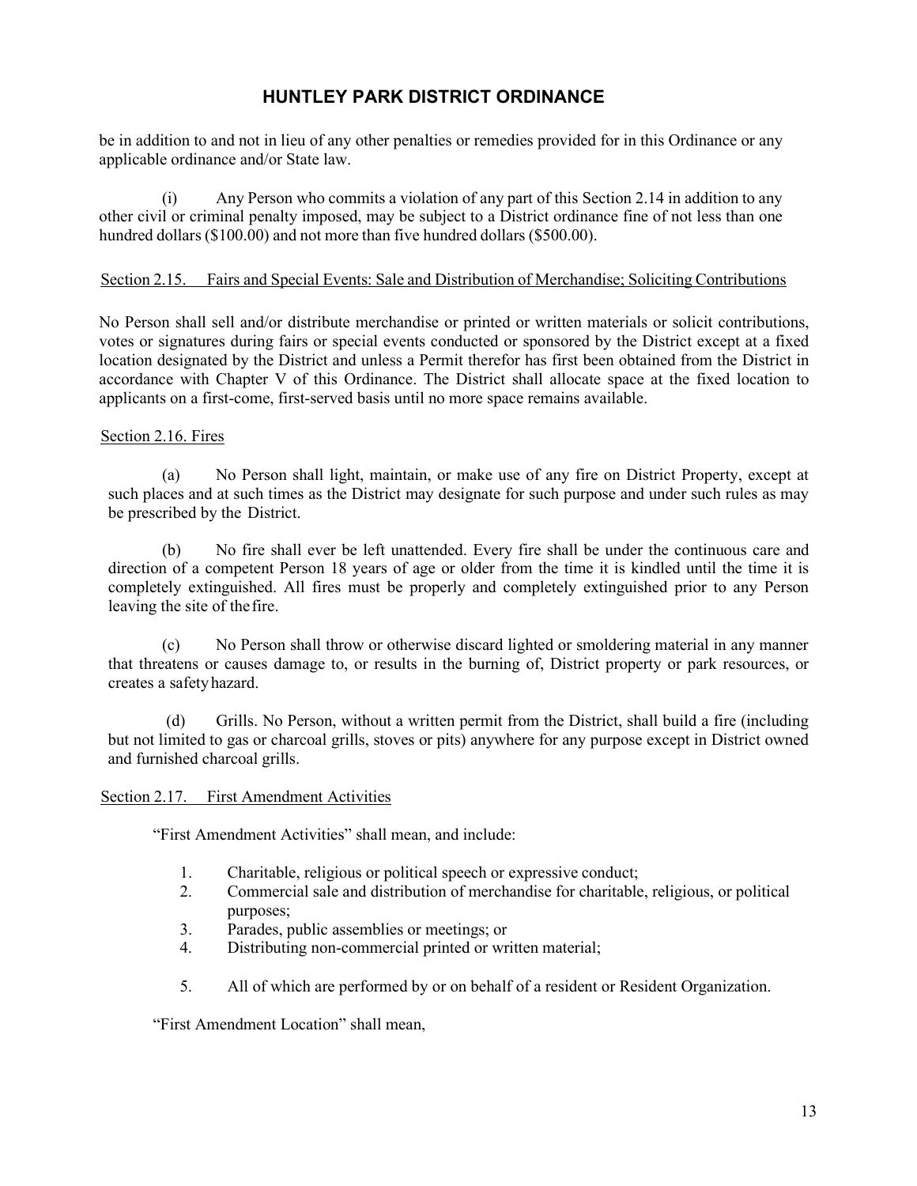be in addition to and not in lieu of any other penalties or remedies provided for in this Ordinance or any applicable ordinance and/or State law.

(i) Any Person who commits a violation of any part of this Section 2.14 in addition to any other civil or criminal penalty imposed, may be subject to a District ordinance fine of not less than one hundred dollars ($100.00) and not more than five hundred dollars ($500.00).

Section 2.15. Fairs and Special Events: Sale and Distribution of Merchandise; Soliciting Contributions

No Person shall sell and/or distribute merchandise or printed or written materials or solicit contributions, votes or signatures during fairs or special events conducted or sponsored by the District except at a fixed location designated by the District and unless a Permit therefor has first been obtained from the District in accordance with Chapter V of this Ordinance. The District shall allocate space at the fixed location to applicants on a first-come, first-served basis until no more space remains available.

Section 2.16. Fires

(a) No Person shall light, maintain, or make use of any fire on District Property, except at such places and at such times as the District may designate for such purpose and under such rules as may be prescribed by the District.

(b) No fire shall ever be left unattended. Every fire shall be under the continuous care and direction of a competent Person 18 years of age or older from the time it is kindled until the time it is completely extinguished. All fires must be properly and completely extinguished prior to any Person leaving the site of the fire.

(c) No Person shall throw or otherwise discard lighted or smoldering material in any manner that threatens or causes damage to, or results in the burning of, District property or park resources, or creates a safety hazard.

(d) Grills. No Person, without a written permit from the District, shall build a fire (including but not limited to gas or charcoal grills, stoves or pits) anywhere for any purpose except in District owned and furnished charcoal grills.

Section 2.17. First Amendment Activities

"First Amendment Activities" shall mean, and include:

1. Charitable, religious or political speech or expressive conduct;
2. Commercial sale and distribution of merchandise for charitable, religious, or political purposes;
3. Parades, public assemblies or meetings; or
4. Distributing non-commercial printed or written material;
5. All of which are performed by or on behalf of a resident or Resident Organization.

"First Amendment Location" shall mean,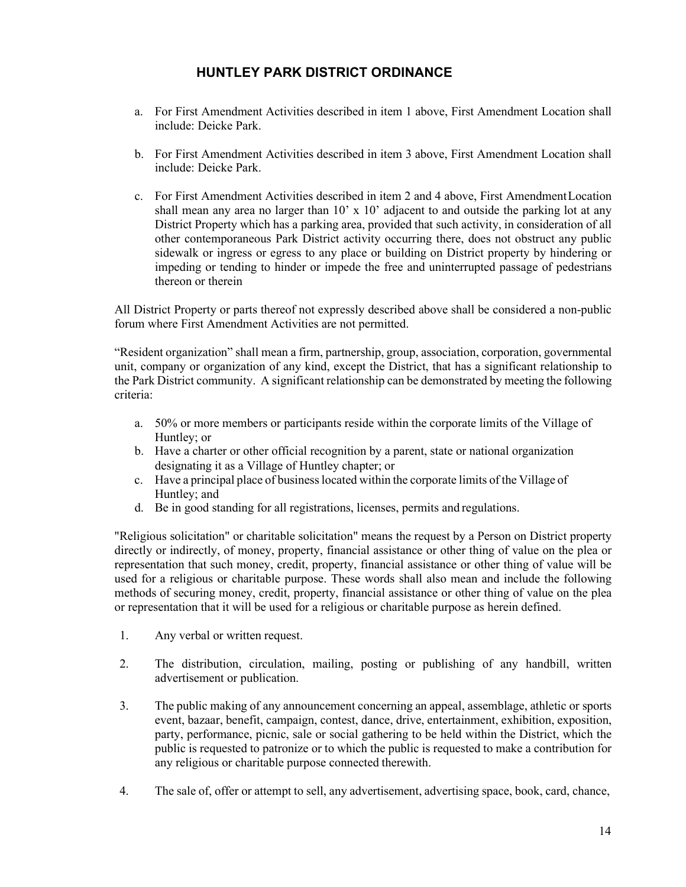# HUNTLEY PARK DISTRICT ORDINANCE

a. For First Amendment Activities described in item 1 above, First Amendment Location shall include: Deicke Park.

b. For First Amendment Activities described in item 3 above, First Amendment Location shall include: Deicke Park.

c. For First Amendment Activities described in item 2 and 4 above, First Amendment Location shall mean any area no larger than 10' x 10' adjacent to and outside the parking lot at any District Property which has a parking area, provided that such activity, in consideration of all other contemporaneous Park District activity occurring there, does not obstruct any public sidewalk or ingress or egress to any place or building on District property by hindering or impeding or tending to hinder or impede the free and uninterrupted passage of pedestrians thereon or therein

All District Property or parts thereof not expressly described above shall be considered a non-public forum where First Amendment Activities are not permitted.

"Resident organization" shall mean a firm, partnership, group, association, corporation, governmental unit, company or organization of any kind, except the District, that has a significant relationship to the Park District community. A significant relationship can be demonstrated by meeting the following criteria:

a. 50% or more members or participants reside within the corporate limits of the Village of Huntley; or
b. Have a charter or other official recognition by a parent, state or national organization designating it as a Village of Huntley chapter; or
c. Have a principal place of business located within the corporate limits of the Village of Huntley; and
d. Be in good standing for all registrations, licenses, permits and regulations.

"Religious solicitation" or charitable solicitation" means the request by a Person on District property directly or indirectly, of money, property, financial assistance or other thing of value on the plea or representation that such money, credit, property, financial assistance or other thing of value will be used for a religious or charitable purpose. These words shall also mean and include the following methods of securing money, credit, property, financial assistance or other thing of value on the plea or representation that it will be used for a religious or charitable purpose as herein defined.

1. Any verbal or written request.

2. The distribution, circulation, mailing, posting or publishing of any handbill, written advertisement or publication.

3. The public making of any announcement concerning an appeal, assemblage, athletic or sports event, bazaar, benefit, campaign, contest, dance, drive, entertainment, exhibition, exposition, party, performance, picnic, sale or social gathering to be held within the District, which the public is requested to patronize or to which the public is requested to make a contribution for any religious or charitable purpose connected therewith.

4. The sale of, offer or attempt to sell, any advertisement, advertising space, book, card, chance,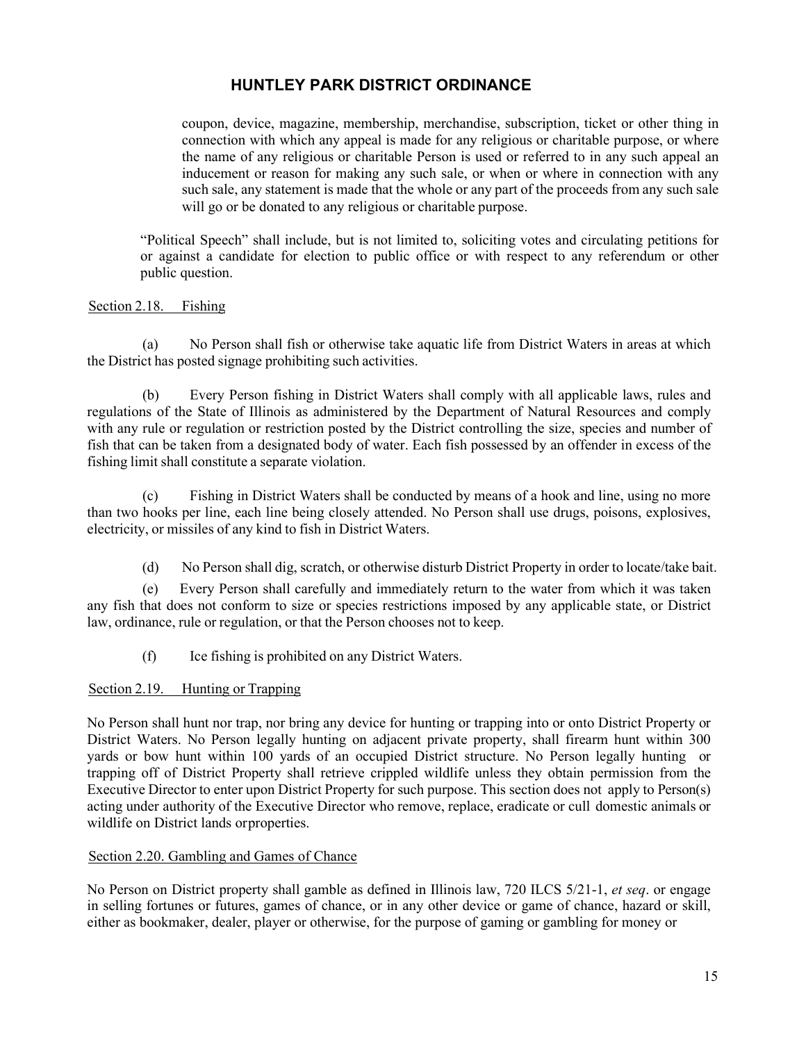coupon, device, magazine, membership, merchandise, subscription, ticket or other thing in connection with which any appeal is made for any religious or charitable purpose, or where the name of any religious or charitable Person is used or referred to in any such appeal an inducement or reason for making any such sale, or when or where in connection with any such sale, any statement is made that the whole or any part of the proceeds from any such sale will go or be donated to any religious or charitable purpose.

"Political Speech" shall include, but is not limited to, soliciting votes and circulating petitions for or against a candidate for election to public office or with respect to any referendum or other public question.

Section 2.18. Fishing

(a) No Person shall fish or otherwise take aquatic life from District Waters in areas at which the District has posted signage prohibiting such activities.

(b) Every Person fishing in District Waters shall comply with all applicable laws, rules and regulations of the State of Illinois as administered by the Department of Natural Resources and comply with any rule or regulation or restriction posted by the District controlling the size, species and number of fish that can be taken from a designated body of water. Each fish possessed by an offender in excess of the fishing limit shall constitute a separate violation.

(c) Fishing in District Waters shall be conducted by means of a hook and line, using no more than two hooks per line, each line being closely attended. No Person shall use drugs, poisons, explosives, electricity, or missiles of any kind to fish in District Waters.

(d) No Person shall dig, scratch, or otherwise disturb District Property in order to locate/take bait.

(e) Every Person shall carefully and immediately return to the water from which it was taken any fish that does not conform to size or species restrictions imposed by any applicable state, or District law, ordinance, rule or regulation, or that the Person chooses not to keep.

(f) Ice fishing is prohibited on any District Waters.

Section 2.19. Hunting or Trapping

No Person shall hunt nor trap, nor bring any device for hunting or trapping into or onto District Property or District Waters. No Person legally hunting on adjacent private property, shall firearm hunt within 300 yards or bow hunt within 100 yards of an occupied District structure. No Person legally hunting or trapping off of District Property shall retrieve crippled wildlife unless they obtain permission from the Executive Director to enter upon District Property for such purpose. This section does not apply to Person(s) acting under authority of the Executive Director who remove, replace, eradicate or cull domestic animals or wildlife on District lands orproperties.

Section 2.20. Gambling and Games of Chance

No Person on District property shall gamble as defined in Illinois law, 720 ILCS 5/21-1, *et seq*. or engage in selling fortunes or futures, games of chance, or in any other device or game of chance, hazard or skill, either as bookmaker, dealer, player or otherwise, for the purpose of gaming or gambling for money or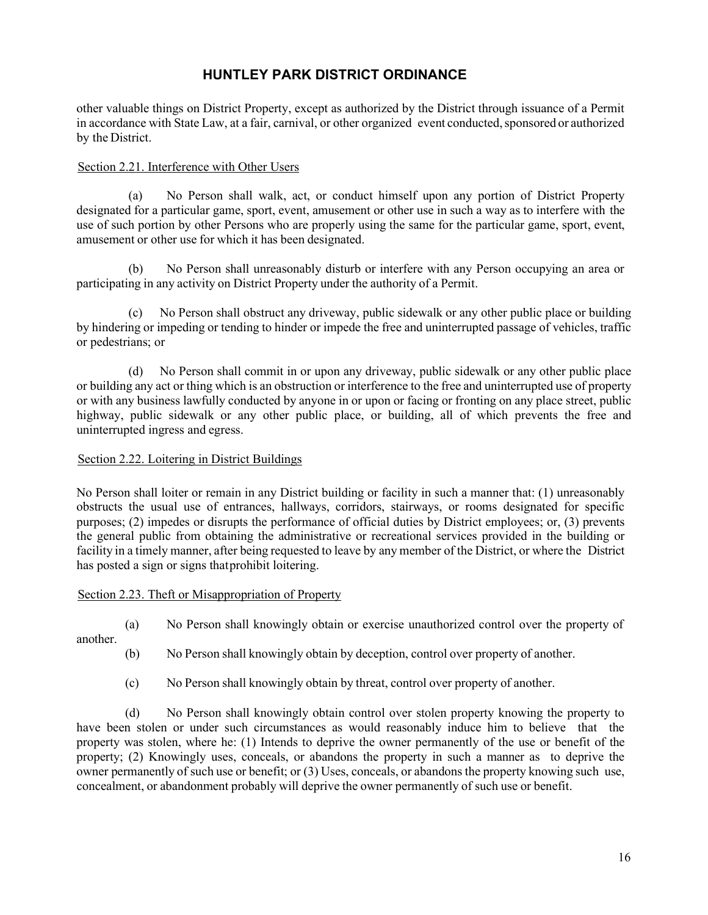other valuable things on District Property, except as authorized by the District through issuance of a Permit in accordance with State Law, at a fair, carnival, or other organized event conducted, sponsored or authorized by the District.

Section 2.21. Interference with Other Users

(a) No Person shall walk, act, or conduct himself upon any portion of District Property designated for a particular game, sport, event, amusement or other use in such a way as to interfere with the use of such portion by other Persons who are properly using the same for the particular game, sport, event, amusement or other use for which it has been designated.

(b) No Person shall unreasonably disturb or interfere with any Person occupying an area or participating in any activity on District Property under the authority of a Permit.

(c) No Person shall obstruct any driveway, public sidewalk or any other public place or building by hindering or impeding or tending to hinder or impede the free and uninterrupted passage of vehicles, traffic or pedestrians; or

(d) No Person shall commit in or upon any driveway, public sidewalk or any other public place or building any act or thing which is an obstruction or interference to the free and uninterrupted use of property or with any business lawfully conducted by anyone in or upon or facing or fronting on any place street, public highway, public sidewalk or any other public place, or building, all of which prevents the free and uninterrupted ingress and egress.

Section 2.22. Loitering in District Buildings

No Person shall loiter or remain in any District building or facility in such a manner that: (1) unreasonably obstructs the usual use of entrances, hallways, corridors, stairways, or rooms designated for specific purposes; (2) impedes or disrupts the performance of official duties by District employees; or, (3) prevents the general public from obtaining the administrative or recreational services provided in the building or facility in a timely manner, after being requested to leave by any member of the District, or where the District has posted a sign or signs that prohibit loitering.

Section 2.23. Theft or Misappropriation of Property

(a) No Person shall knowingly obtain or exercise unauthorized control over the property of another.

(b) No Person shall knowingly obtain by deception, control over property of another.

(c) No Person shall knowingly obtain by threat, control over property of another.

(d) No Person shall knowingly obtain control over stolen property knowing the property to have been stolen or under such circumstances as would reasonably induce him to believe that the property was stolen, where he: (1) Intends to deprive the owner permanently of the use or benefit of the property; (2) Knowingly uses, conceals, or abandons the property in such a manner as to deprive the owner permanently of such use or benefit; or (3) Uses, conceals, or abandons the property knowing such use, concealment, or abandonment probably will deprive the owner permanently of such use or benefit.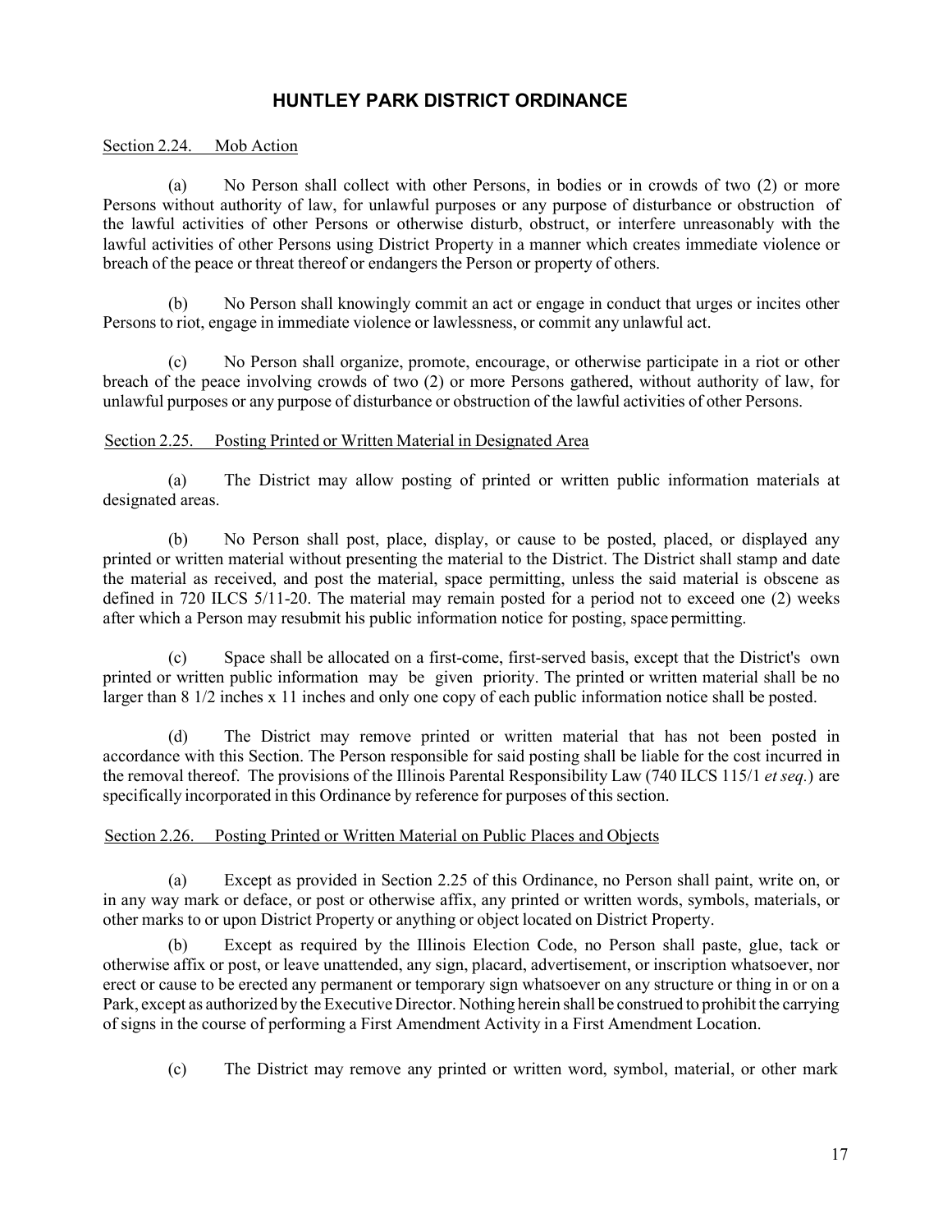# HUNTLEY PARK DISTRICT ORDINANCE

Section 2.24. Mob Action

(a) No Person shall collect with other Persons, in bodies or in crowds of two (2) or more Persons without authority of law, for unlawful purposes or any purpose of disturbance or obstruction of the lawful activities of other Persons or otherwise disturb, obstruct, or interfere unreasonably with the lawful activities of other Persons using District Property in a manner which creates immediate violence or breach of the peace or threat thereof or endangers the Person or property of others.

(b) No Person shall knowingly commit an act or engage in conduct that urges or incites other Persons to riot, engage in immediate violence or lawlessness, or commit any unlawful act.

(c) No Person shall organize, promote, encourage, or otherwise participate in a riot or other breach of the peace involving crowds of two (2) or more Persons gathered, without authority of law, for unlawful purposes or any purpose of disturbance or obstruction of the lawful activities of other Persons.

Section 2.25. Posting Printed or Written Material in Designated Area

(a) The District may allow posting of printed or written public information materials at designated areas.

(b) No Person shall post, place, display, or cause to be posted, placed, or displayed any printed or written material without presenting the material to the District. The District shall stamp and date the material as received, and post the material, space permitting, unless the said material is obscene as defined in 720 ILCS 5/11-20. The material may remain posted for a period not to exceed one (2) weeks after which a Person may resubmit his public information notice for posting, space permitting.

(c) Space shall be allocated on a first-come, first-served basis, except that the District's own printed or written public information may be given priority. The printed or written material shall be no larger than 8 1/2 inches x 11 inches and only one copy of each public information notice shall be posted.

(d) The District may remove printed or written material that has not been posted in accordance with this Section. The Person responsible for said posting shall be liable for the cost incurred in the removal thereof. The provisions of the Illinois Parental Responsibility Law (740 ILCS 115/1 *et seq.*) are specifically incorporated in this Ordinance by reference for purposes of this section.

Section 2.26. Posting Printed or Written Material on Public Places and Objects

(a) Except as provided in Section 2.25 of this Ordinance, no Person shall paint, write on, or in any way mark or deface, or post or otherwise affix, any printed or written words, symbols, materials, or other marks to or upon District Property or anything or object located on District Property.

(b) Except as required by the Illinois Election Code, no Person shall paste, glue, tack or otherwise affix or post, or leave unattended, any sign, placard, advertisement, or inscription whatsoever, nor erect or cause to be erected any permanent or temporary sign whatsoever on any structure or thing in or on a Park, except as authorized by the Executive Director. Nothing herein shall be construed to prohibit the carrying of signs in the course of performing a First Amendment Activity in a First Amendment Location.

(c) The District may remove any printed or written word, symbol, material, or other mark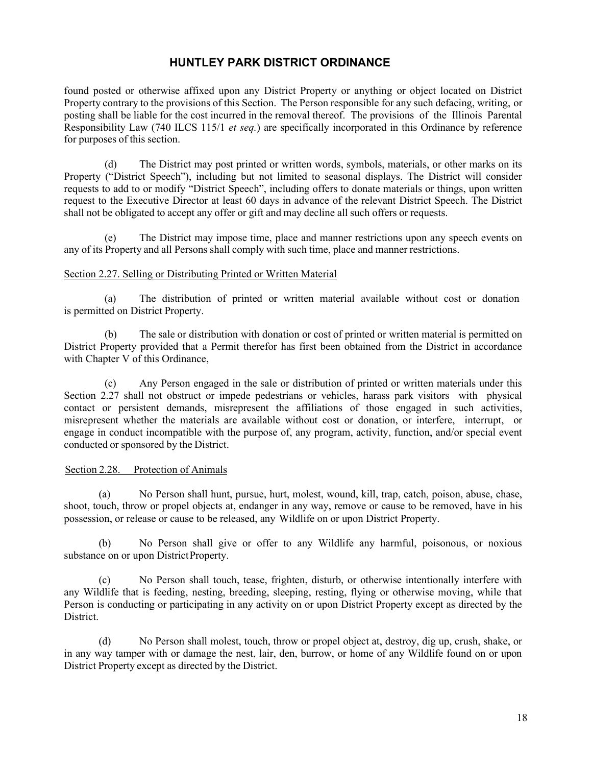found posted or otherwise affixed upon any District Property or anything or object located on District Property contrary to the provisions of this Section. The Person responsible for any such defacing, writing, or posting shall be liable for the cost incurred in the removal thereof. The provisions of the Illinois Parental Responsibility Law (740 ILCS 115/1 *et seq.*) are specifically incorporated in this Ordinance by reference for purposes of this section.

(d) The District may post printed or written words, symbols, materials, or other marks on its Property ("District Speech"), including but not limited to seasonal displays. The District will consider requests to add to or modify "District Speech", including offers to donate materials or things, upon written request to the Executive Director at least 60 days in advance of the relevant District Speech. The District shall not be obligated to accept any offer or gift and may decline all such offers or requests.

(e) The District may impose time, place and manner restrictions upon any speech events on any of its Property and all Persons shall comply with such time, place and manner restrictions.

Section 2.27. Selling or Distributing Printed or Written Material

(a) The distribution of printed or written material available without cost or donation is permitted on District Property.

(b) The sale or distribution with donation or cost of printed or written material is permitted on District Property provided that a Permit therefor has first been obtained from the District in accordance with Chapter V of this Ordinance,

(c) Any Person engaged in the sale or distribution of printed or written materials under this Section 2.27 shall not obstruct or impede pedestrians or vehicles, harass park visitors with physical contact or persistent demands, misrepresent the affiliations of those engaged in such activities, misrepresent whether the materials are available without cost or donation, or interfere, interrupt, or engage in conduct incompatible with the purpose of, any program, activity, function, and/or special event conducted or sponsored by the District.

Section 2.28. Protection of Animals

(a) No Person shall hunt, pursue, hurt, molest, wound, kill, trap, catch, poison, abuse, chase, shoot, touch, throw or propel objects at, endanger in any way, remove or cause to be removed, have in his possession, or release or cause to be released, any Wildlife on or upon District Property.

(b) No Person shall give or offer to any Wildlife any harmful, poisonous, or noxious substance on or upon District Property.

(c) No Person shall touch, tease, frighten, disturb, or otherwise intentionally interfere with any Wildlife that is feeding, nesting, breeding, sleeping, resting, flying or otherwise moving, while that Person is conducting or participating in any activity on or upon District Property except as directed by the District.

(d) No Person shall molest, touch, throw or propel object at, destroy, dig up, crush, shake, or in any way tamper with or damage the nest, lair, den, burrow, or home of any Wildlife found on or upon District Property except as directed by the District.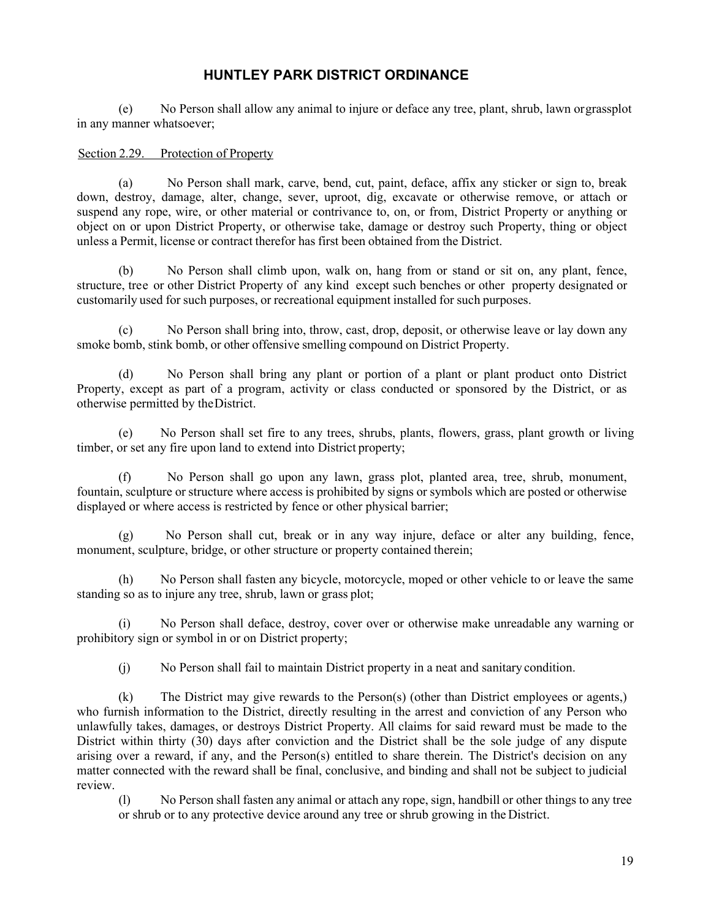# HUNTLEY PARK DISTRICT ORDINANCE

(e) No Person shall allow any animal to injure or deface any tree, plant, shrub, lawn or grassplot in any manner whatsoever;

Section 2.29. Protection of Property

(a) No Person shall mark, carve, bend, cut, paint, deface, affix any sticker or sign to, break down, destroy, damage, alter, change, sever, uproot, dig, excavate or otherwise remove, or attach or suspend any rope, wire, or other material or contrivance to, on, or from, District Property or anything or object on or upon District Property, or otherwise take, damage or destroy such Property, thing or object unless a Permit, license or contract therefor has first been obtained from the District.

(b) No Person shall climb upon, walk on, hang from or stand or sit on, any plant, fence, structure, tree or other District Property of any kind except such benches or other property designated or customarily used for such purposes, or recreational equipment installed for such purposes.

(c) No Person shall bring into, throw, cast, drop, deposit, or otherwise leave or lay down any smoke bomb, stink bomb, or other offensive smelling compound on District Property.

(d) No Person shall bring any plant or portion of a plant or plant product onto District Property, except as part of a program, activity or class conducted or sponsored by the District, or as otherwise permitted by the District.

(e) No Person shall set fire to any trees, shrubs, plants, flowers, grass, plant growth or living timber, or set any fire upon land to extend into District property;

(f) No Person shall go upon any lawn, grass plot, planted area, tree, shrub, monument, fountain, sculpture or structure where access is prohibited by signs or symbols which are posted or otherwise displayed or where access is restricted by fence or other physical barrier;

(g) No Person shall cut, break or in any way injure, deface or alter any building, fence, monument, sculpture, bridge, or other structure or property contained therein;

(h) No Person shall fasten any bicycle, motorcycle, moped or other vehicle to or leave the same standing so as to injure any tree, shrub, lawn or grass plot;

(i) No Person shall deface, destroy, cover over or otherwise make unreadable any warning or prohibitory sign or symbol in or on District property;

(j) No Person shall fail to maintain District property in a neat and sanitary condition.

(k) The District may give rewards to the Person(s) (other than District employees or agents,) who furnish information to the District, directly resulting in the arrest and conviction of any Person who unlawfully takes, damages, or destroys District Property. All claims for said reward must be made to the District within thirty (30) days after conviction and the District shall be the sole judge of any dispute arising over a reward, if any, and the Person(s) entitled to share therein. The District's decision on any matter connected with the reward shall be final, conclusive, and binding and shall not be subject to judicial review.

(l) No Person shall fasten any animal or attach any rope, sign, handbill or other things to any tree or shrub or to any protective device around any tree or shrub growing in the District.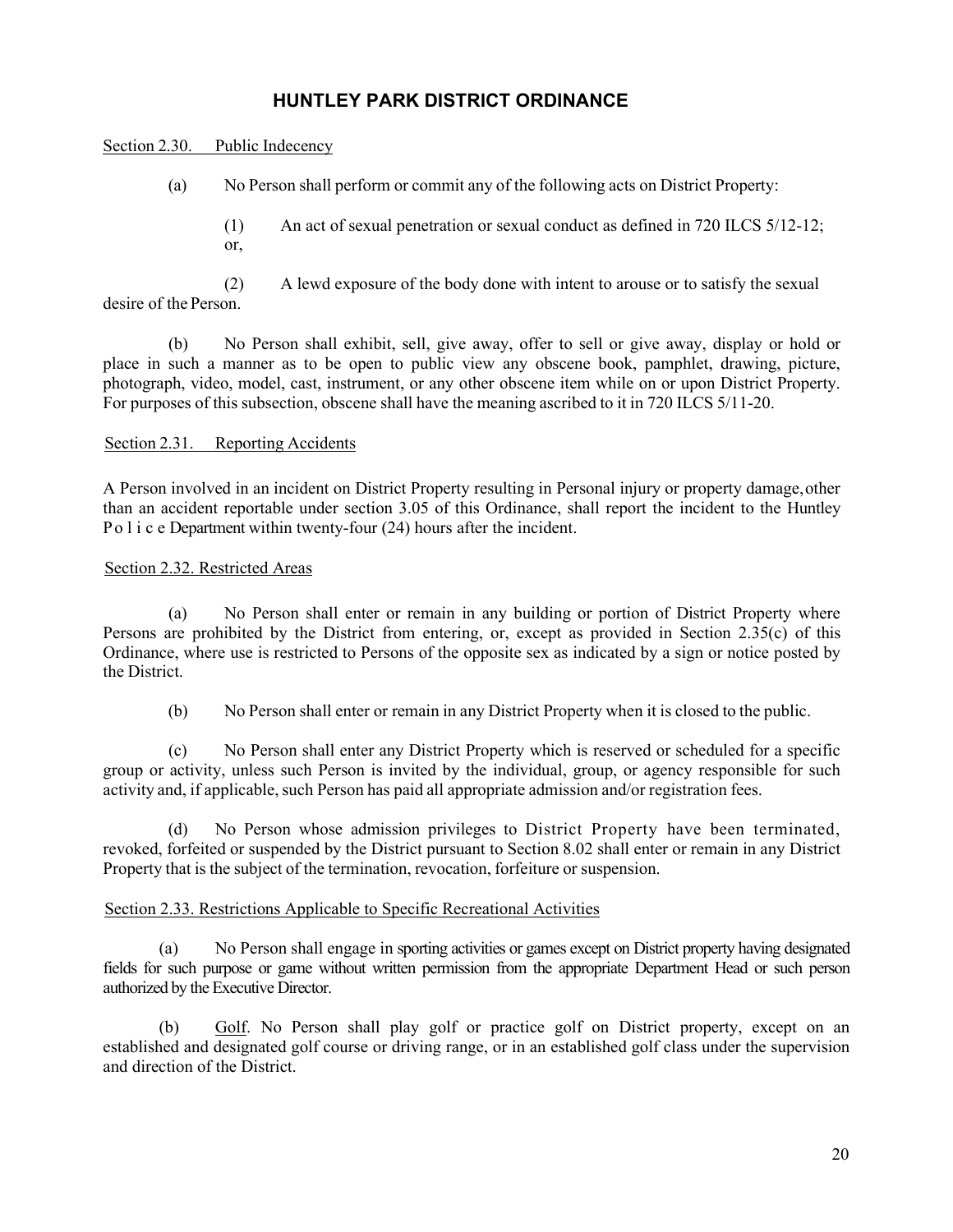# HUNTLEY PARK DISTRICT ORDINANCE

Section 2.30. Public Indecency

(a) No Person shall perform or commit any of the following acts on District Property:

(1) An act of sexual penetration or sexual conduct as defined in 720 ILCS 5/12-12; or,

(2) A lewd exposure of the body done with intent to arouse or to satisfy the sexual desire of the Person.

(b) No Person shall exhibit, sell, give away, offer to sell or give away, display or hold or place in such a manner as to be open to public view any obscene book, pamphlet, drawing, picture, photograph, video, model, cast, instrument, or any other obscene item while on or upon District Property. For purposes of this subsection, obscene shall have the meaning ascribed to it in 720 ILCS 5/11-20.

Section 2.31. Reporting Accidents

A Person involved in an incident on District Property resulting in Personal injury or property damage, other than an accident reportable under section 3.05 of this Ordinance, shall report the incident to the Huntley Police Department within twenty-four (24) hours after the incident.

Section 2.32. Restricted Areas

(a) No Person shall enter or remain in any building or portion of District Property where Persons are prohibited by the District from entering, or, except as provided in Section 2.35(c) of this Ordinance, where use is restricted to Persons of the opposite sex as indicated by a sign or notice posted by the District.

(b) No Person shall enter or remain in any District Property when it is closed to the public.

(c) No Person shall enter any District Property which is reserved or scheduled for a specific group or activity, unless such Person is invited by the individual, group, or agency responsible for such activity and, if applicable, such Person has paid all appropriate admission and/or registration fees.

(d) No Person whose admission privileges to District Property have been terminated, revoked, forfeited or suspended by the District pursuant to Section 8.02 shall enter or remain in any District Property that is the subject of the termination, revocation, forfeiture or suspension.

Section 2.33. Restrictions Applicable to Specific Recreational Activities

(a) No Person shall engage in sporting activities or games except on District property having designated fields for such purpose or game without written permission from the appropriate Department Head or such person authorized by the Executive Director.

(b) Golf. No Person shall play golf or practice golf on District property, except on an established and designated golf course or driving range, or in an established golf class under the supervision and direction of the District.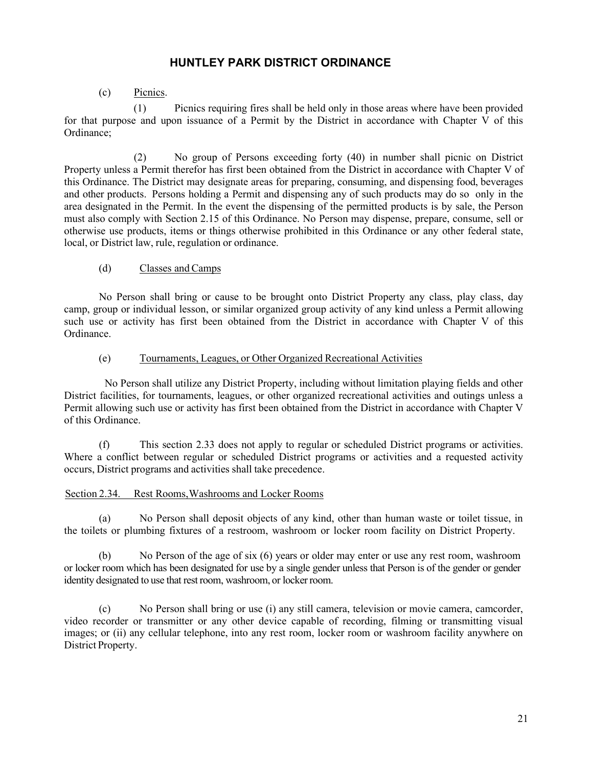(c) Picnics.

(1) Picnics requiring fires shall be held only in those areas where have been provided for that purpose and upon issuance of a Permit by the District in accordance with Chapter V of this Ordinance;

(2) No group of Persons exceeding forty (40) in number shall picnic on District Property unless a Permit therefor has first been obtained from the District in accordance with Chapter V of this Ordinance. The District may designate areas for preparing, consuming, and dispensing food, beverages and other products. Persons holding a Permit and dispensing any of such products may do so only in the area designated in the Permit. In the event the dispensing of the permitted products is by sale, the Person must also comply with Section 2.15 of this Ordinance. No Person may dispense, prepare, consume, sell or otherwise use products, items or things otherwise prohibited in this Ordinance or any other federal state, local, or District law, rule, regulation or ordinance.

(d) Classes and Camps

No Person shall bring or cause to be brought onto District Property any class, play class, day camp, group or individual lesson, or similar organized group activity of any kind unless a Permit allowing such use or activity has first been obtained from the District in accordance with Chapter V of this Ordinance.

(e) Tournaments, Leagues, or Other Organized Recreational Activities

No Person shall utilize any District Property, including without limitation playing fields and other District facilities, for tournaments, leagues, or other organized recreational activities and outings unless a Permit allowing such use or activity has first been obtained from the District in accordance with Chapter V of this Ordinance.

(f) This section 2.33 does not apply to regular or scheduled District programs or activities. Where a conflict between regular or scheduled District programs or activities and a requested activity occurs, District programs and activities shall take precedence.

Section 2.34. Rest Rooms, Washrooms and Locker Rooms

(a) No Person shall deposit objects of any kind, other than human waste or toilet tissue, in the toilets or plumbing fixtures of a restroom, washroom or locker room facility on District Property.

(b) No Person of the age of six (6) years or older may enter or use any rest room, washroom or locker room which has been designated for use by a single gender unless that Person is of the gender or gender identity designated to use that rest room, washroom, or locker room.

(c) No Person shall bring or use (i) any still camera, television or movie camera, camcorder, video recorder or transmitter or any other device capable of recording, filming or transmitting visual images; or (ii) any cellular telephone, into any rest room, locker room or washroom facility anywhere on District Property.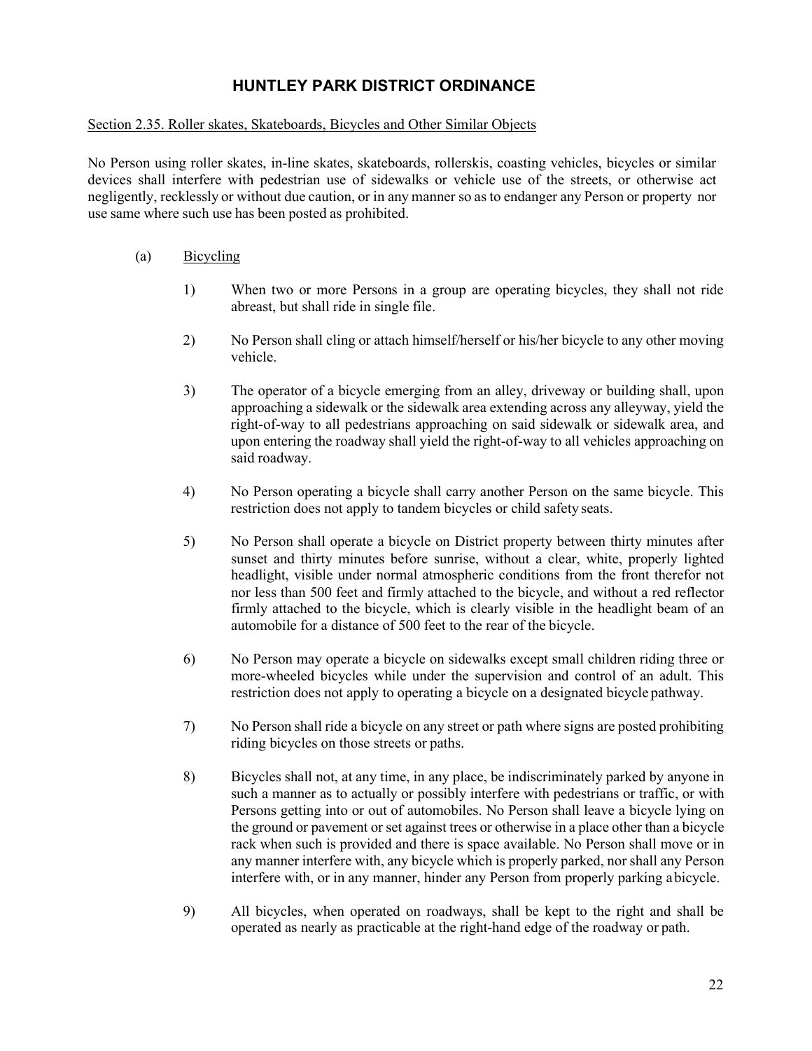# HUNTLEY PARK DISTRICT ORDINANCE

Section 2.35. Roller skates, Skateboards, Bicycles and Other Similar Objects

No Person using roller skates, in-line skates, skateboards, rollerskis, coasting vehicles, bicycles or similar devices shall interfere with pedestrian use of sidewalks or vehicle use of the streets, or otherwise act negligently, recklessly or without due caution, or in any manner so as to endanger any Person or property nor use same where such use has been posted as prohibited.

(a) Bicycling

1) When two or more Persons in a group are operating bicycles, they shall not ride abreast, but shall ride in single file.

2) No Person shall cling or attach himself/herself or his/her bicycle to any other moving vehicle.

3) The operator of a bicycle emerging from an alley, driveway or building shall, upon approaching a sidewalk or the sidewalk area extending across any alleyway, yield the right-of-way to all pedestrians approaching on said sidewalk or sidewalk area, and upon entering the roadway shall yield the right-of-way to all vehicles approaching on said roadway.

4) No Person operating a bicycle shall carry another Person on the same bicycle. This restriction does not apply to tandem bicycles or child safety seats.

5) No Person shall operate a bicycle on District property between thirty minutes after sunset and thirty minutes before sunrise, without a clear, white, properly lighted headlight, visible under normal atmospheric conditions from the front therefor not nor less than 500 feet and firmly attached to the bicycle, and without a red reflector firmly attached to the bicycle, which is clearly visible in the headlight beam of an automobile for a distance of 500 feet to the rear of the bicycle.

6) No Person may operate a bicycle on sidewalks except small children riding three or more-wheeled bicycles while under the supervision and control of an adult. This restriction does not apply to operating a bicycle on a designated bicycle pathway.

7) No Person shall ride a bicycle on any street or path where signs are posted prohibiting riding bicycles on those streets or paths.

8) Bicycles shall not, at any time, in any place, be indiscriminately parked by anyone in such a manner as to actually or possibly interfere with pedestrians or traffic, or with Persons getting into or out of automobiles. No Person shall leave a bicycle lying on the ground or pavement or set against trees or otherwise in a place other than a bicycle rack when such is provided and there is space available. No Person shall move or in any manner interfere with, any bicycle which is properly parked, nor shall any Person interfere with, or in any manner, hinder any Person from properly parking a bicycle.

9) All bicycles, when operated on roadways, shall be kept to the right and shall be operated as nearly as practicable at the right-hand edge of the roadway or path.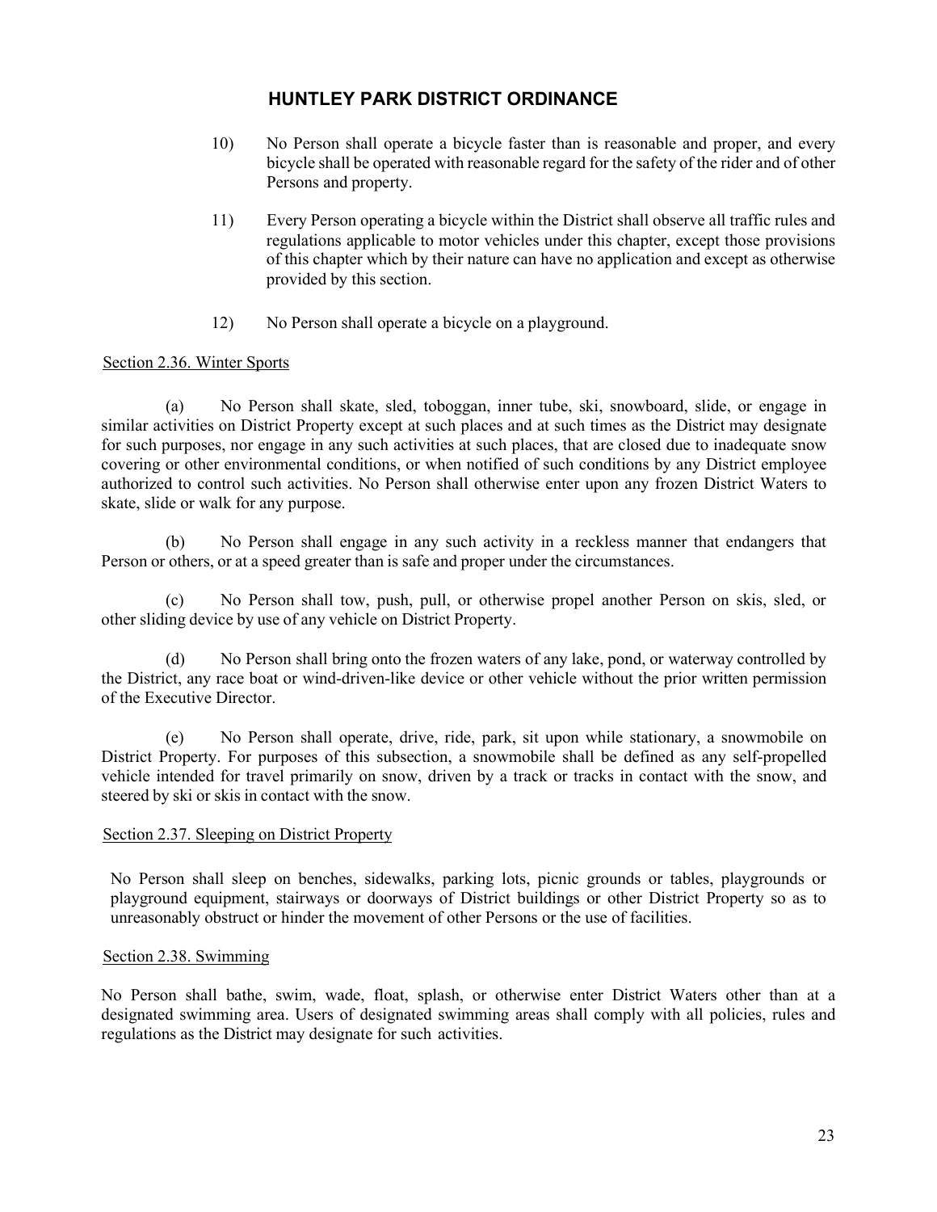10) No Person shall operate a bicycle faster than is reasonable and proper, and every bicycle shall be operated with reasonable regard for the safety of the rider and of other Persons and property.

11) Every Person operating a bicycle within the District shall observe all traffic rules and regulations applicable to motor vehicles under this chapter, except those provisions of this chapter which by their nature can have no application and except as otherwise provided by this section.

12) No Person shall operate a bicycle on a playground.

## Section 2.36. Winter Sports

(a) No Person shall skate, sled, toboggan, inner tube, ski, snowboard, slide, or engage in similar activities on District Property except at such places and at such times as the District may designate for such purposes, nor engage in any such activities at such places, that are closed due to inadequate snow covering or other environmental conditions, or when notified of such conditions by any District employee authorized to control such activities. No Person shall otherwise enter upon any frozen District Waters to skate, slide or walk for any purpose.

(b) No Person shall engage in any such activity in a reckless manner that endangers that Person or others, or at a speed greater than is safe and proper under the circumstances.

(c) No Person shall tow, push, pull, or otherwise propel another Person on skis, sled, or other sliding device by use of any vehicle on District Property.

(d) No Person shall bring onto the frozen waters of any lake, pond, or waterway controlled by the District, any race boat or wind-driven-like device or other vehicle without the prior written permission of the Executive Director.

(e) No Person shall operate, drive, ride, park, sit upon while stationary, a snowmobile on District Property. For purposes of this subsection, a snowmobile shall be defined as any self-propelled vehicle intended for travel primarily on snow, driven by a track or tracks in contact with the snow, and steered by ski or skis in contact with the snow.

## Section 2.37. Sleeping on District Property

No Person shall sleep on benches, sidewalks, parking lots, picnic grounds or tables, playgrounds or playground equipment, stairways or doorways of District buildings or other District Property so as to unreasonably obstruct or hinder the movement of other Persons or the use of facilities.

## Section 2.38. Swimming

No Person shall bathe, swim, wade, float, splash, or otherwise enter District Waters other than at a designated swimming area. Users of designated swimming areas shall comply with all policies, rules and regulations as the District may designate for such activities.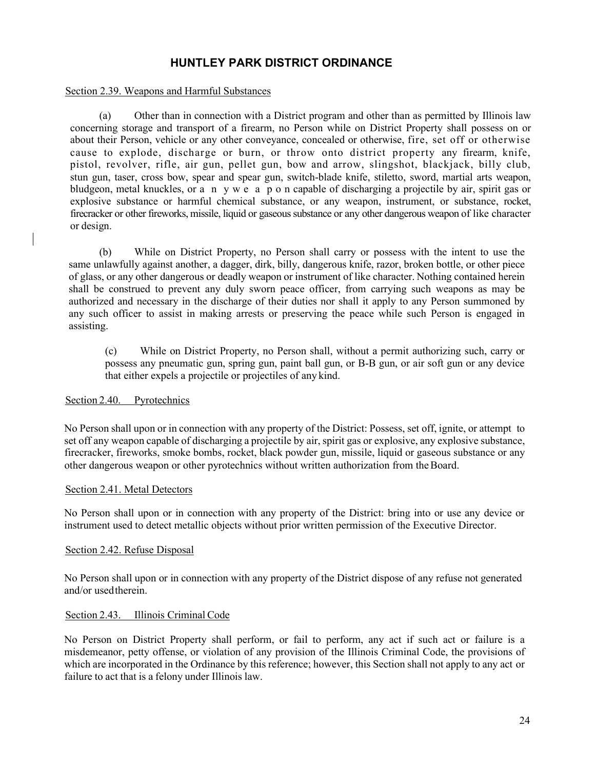# HUNTLEY PARK DISTRICT ORDINANCE

Section 2.39. Weapons and Harmful Substances

(a) Other than in connection with a District program and other than as permitted by Illinois law concerning storage and transport of a firearm, no Person while on District Property shall possess on or about their Person, vehicle or any other conveyance, concealed or otherwise, fire, set off or otherwise cause to explode, discharge or burn, or throw onto district property any firearm, knife, pistol, revolver, rifle, air gun, pellet gun, bow and arrow, slingshot, blackjack, billy club, stun gun, taser, cross bow, spear and spear gun, switch-blade knife, stiletto, sword, martial arts weapon, bludgeon, metal knuckles, or a n y w e a p o n capable of discharging a projectile by air, spirit gas or explosive substance or harmful chemical substance, or any weapon, instrument, or substance, rocket, firecracker or other fireworks, missile, liquid or gaseous substance or any other dangerous weapon of like character or design.

(b) While on District Property, no Person shall carry or possess with the intent to use the same unlawfully against another, a dagger, dirk, billy, dangerous knife, razor, broken bottle, or other piece of glass, or any other dangerous or deadly weapon or instrument of like character. Nothing contained herein shall be construed to prevent any duly sworn peace officer, from carrying such weapons as may be authorized and necessary in the discharge of their duties nor shall it apply to any Person summoned by any such officer to assist in making arrests or preserving the peace while such Person is engaged in assisting.

(c) While on District Property, no Person shall, without a permit authorizing such, carry or possess any pneumatic gun, spring gun, paint ball gun, or B-B gun, or air soft gun or any device that either expels a projectile or projectiles of any kind.

Section 2.40. Pyrotechnics

No Person shall upon or in connection with any property of the District: Possess, set off, ignite, or attempt to set off any weapon capable of discharging a projectile by air, spirit gas or explosive, any explosive substance, firecracker, fireworks, smoke bombs, rocket, black powder gun, missile, liquid or gaseous substance or any other dangerous weapon or other pyrotechnics without written authorization from the Board.

Section 2.41. Metal Detectors

No Person shall upon or in connection with any property of the District: bring into or use any device or instrument used to detect metallic objects without prior written permission of the Executive Director.

Section 2.42. Refuse Disposal

No Person shall upon or in connection with any property of the District dispose of any refuse not generated and/or used therein.

Section 2.43. Illinois Criminal Code

No Person on District Property shall perform, or fail to perform, any act if such act or failure is a misdemeanor, petty offense, or violation of any provision of the Illinois Criminal Code, the provisions of which are incorporated in the Ordinance by this reference; however, this Section shall not apply to any act or failure to act that is a felony under Illinois law.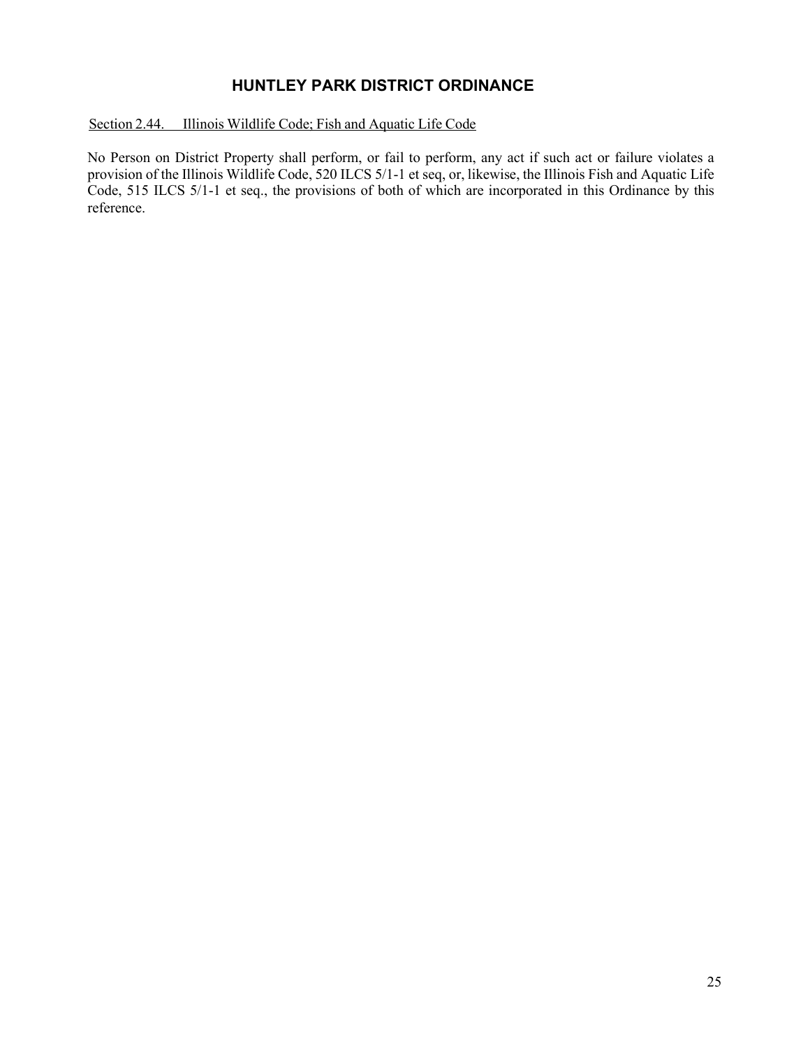## HUNTLEY PARK DISTRICT ORDINANCE

Section 2.44. Illinois Wildlife Code; Fish and Aquatic Life Code

No Person on District Property shall perform, or fail to perform, any act if such act or failure violates a provision of the Illinois Wildlife Code, 520 ILCS 5/1-1 et seq, or, likewise, the Illinois Fish and Aquatic Life Code, 515 ILCS 5/1-1 et seq., the provisions of both of which are incorporated in this Ordinance by this reference.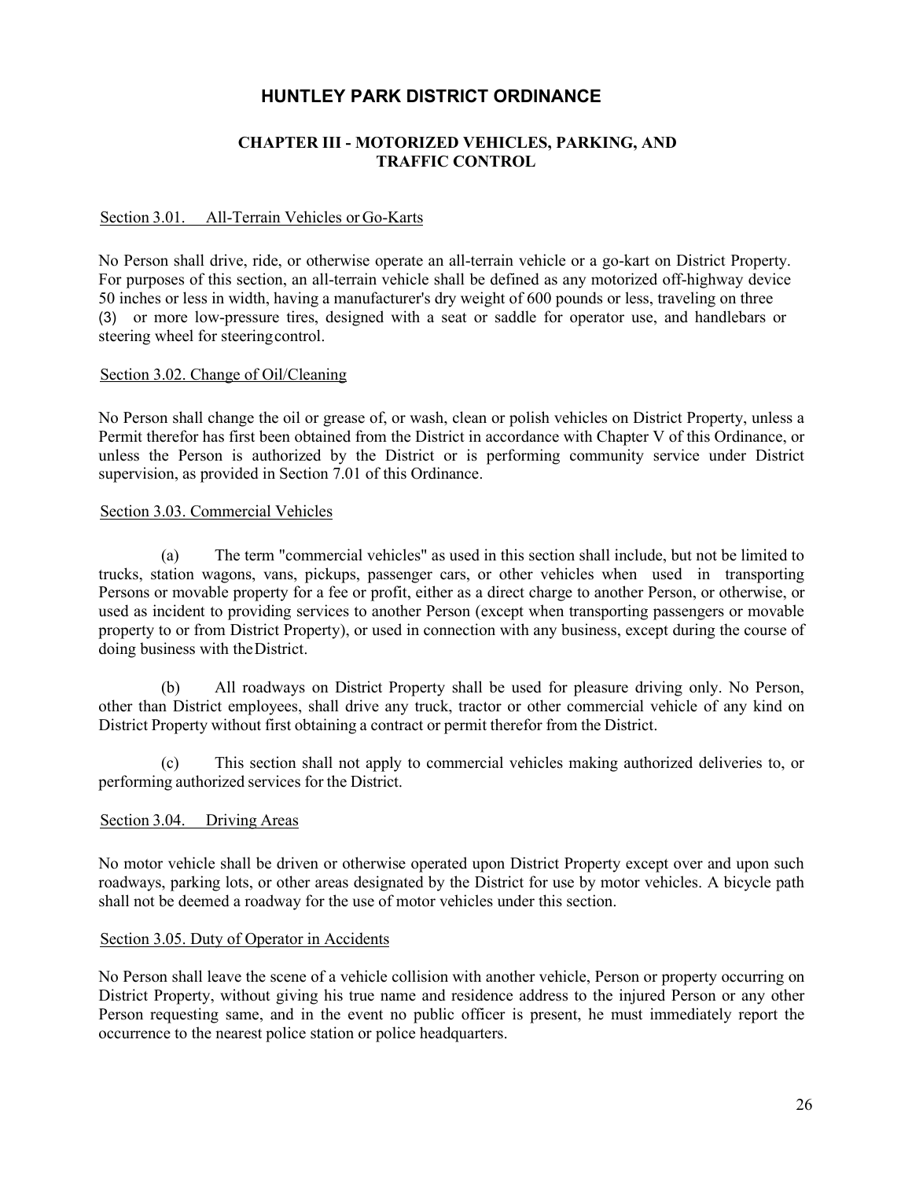# HUNTLEY PARK DISTRICT ORDINANCE

## CHAPTER III - MOTORIZED VEHICLES, PARKING, AND TRAFFIC CONTROL

### Section 3.01. All-Terrain Vehicles or Go-Karts

No Person shall drive, ride, or otherwise operate an all-terrain vehicle or a go-kart on District Property. For purposes of this section, an all-terrain vehicle shall be defined as any motorized off-highway device 50 inches or less in width, having a manufacturer's dry weight of 600 pounds or less, traveling on three (3) or more low-pressure tires, designed with a seat or saddle for operator use, and handlebars or steering wheel for steering control.

### Section 3.02. Change of Oil/Cleaning

No Person shall change the oil or grease of, or wash, clean or polish vehicles on District Property, unless a Permit therefor has first been obtained from the District in accordance with Chapter V of this Ordinance, or unless the Person is authorized by the District or is performing community service under District supervision, as provided in Section 7.01 of this Ordinance.

### Section 3.03. Commercial Vehicles

(a) The term "commercial vehicles" as used in this section shall include, but not be limited to trucks, station wagons, vans, pickups, passenger cars, or other vehicles when used in transporting Persons or movable property for a fee or profit, either as a direct charge to another Person, or otherwise, or used as incident to providing services to another Person (except when transporting passengers or movable property to or from District Property), or used in connection with any business, except during the course of doing business with the District.

(b) All roadways on District Property shall be used for pleasure driving only. No Person, other than District employees, shall drive any truck, tractor or other commercial vehicle of any kind on District Property without first obtaining a contract or permit therefor from the District.

(c) This section shall not apply to commercial vehicles making authorized deliveries to, or performing authorized services for the District.

### Section 3.04. Driving Areas

No motor vehicle shall be driven or otherwise operated upon District Property except over and upon such roadways, parking lots, or other areas designated by the District for use by motor vehicles. A bicycle path shall not be deemed a roadway for the use of motor vehicles under this section.

### Section 3.05. Duty of Operator in Accidents

No Person shall leave the scene of a vehicle collision with another vehicle, Person or property occurring on District Property, without giving his true name and residence address to the injured Person or any other Person requesting same, and in the event no public officer is present, he must immediately report the occurrence to the nearest police station or police headquarters.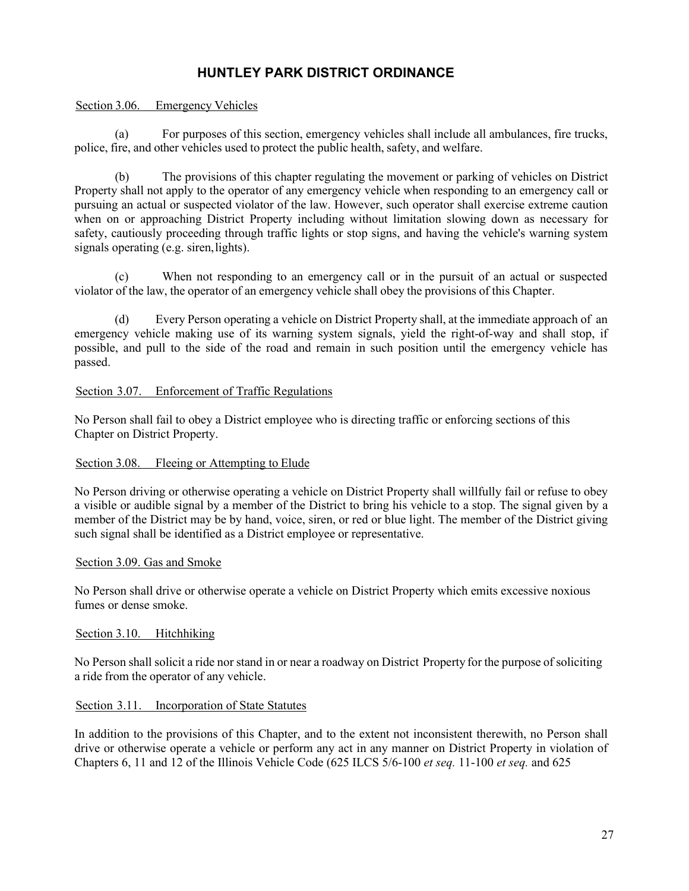# HUNTLEY PARK DISTRICT ORDINANCE

Section 3.06. Emergency Vehicles

(a) For purposes of this section, emergency vehicles shall include all ambulances, fire trucks, police, fire, and other vehicles used to protect the public health, safety, and welfare.

(b) The provisions of this chapter regulating the movement or parking of vehicles on District Property shall not apply to the operator of any emergency vehicle when responding to an emergency call or pursuing an actual or suspected violator of the law. However, such operator shall exercise extreme caution when on or approaching District Property including without limitation slowing down as necessary for safety, cautiously proceeding through traffic lights or stop signs, and having the vehicle's warning system signals operating (e.g. siren, lights).

(c) When not responding to an emergency call or in the pursuit of an actual or suspected violator of the law, the operator of an emergency vehicle shall obey the provisions of this Chapter.

(d) Every Person operating a vehicle on District Property shall, at the immediate approach of an emergency vehicle making use of its warning system signals, yield the right-of-way and shall stop, if possible, and pull to the side of the road and remain in such position until the emergency vehicle has passed.

Section 3.07. Enforcement of Traffic Regulations

No Person shall fail to obey a District employee who is directing traffic or enforcing sections of this Chapter on District Property.

Section 3.08. Fleeing or Attempting to Elude

No Person driving or otherwise operating a vehicle on District Property shall willfully fail or refuse to obey a visible or audible signal by a member of the District to bring his vehicle to a stop. The signal given by a member of the District may be by hand, voice, siren, or red or blue light. The member of the District giving such signal shall be identified as a District employee or representative.

Section 3.09. Gas and Smoke

No Person shall drive or otherwise operate a vehicle on District Property which emits excessive noxious fumes or dense smoke.

Section 3.10. Hitchhiking

No Person shall solicit a ride nor stand in or near a roadway on District Property for the purpose of soliciting a ride from the operator of any vehicle.

Section 3.11. Incorporation of State Statutes

In addition to the provisions of this Chapter, and to the extent not inconsistent therewith, no Person shall drive or otherwise operate a vehicle or perform any act in any manner on District Property in violation of Chapters 6, 11 and 12 of the Illinois Vehicle Code (625 ILCS 5/6-100 *et seq.* 11-100 *et seq.* and 625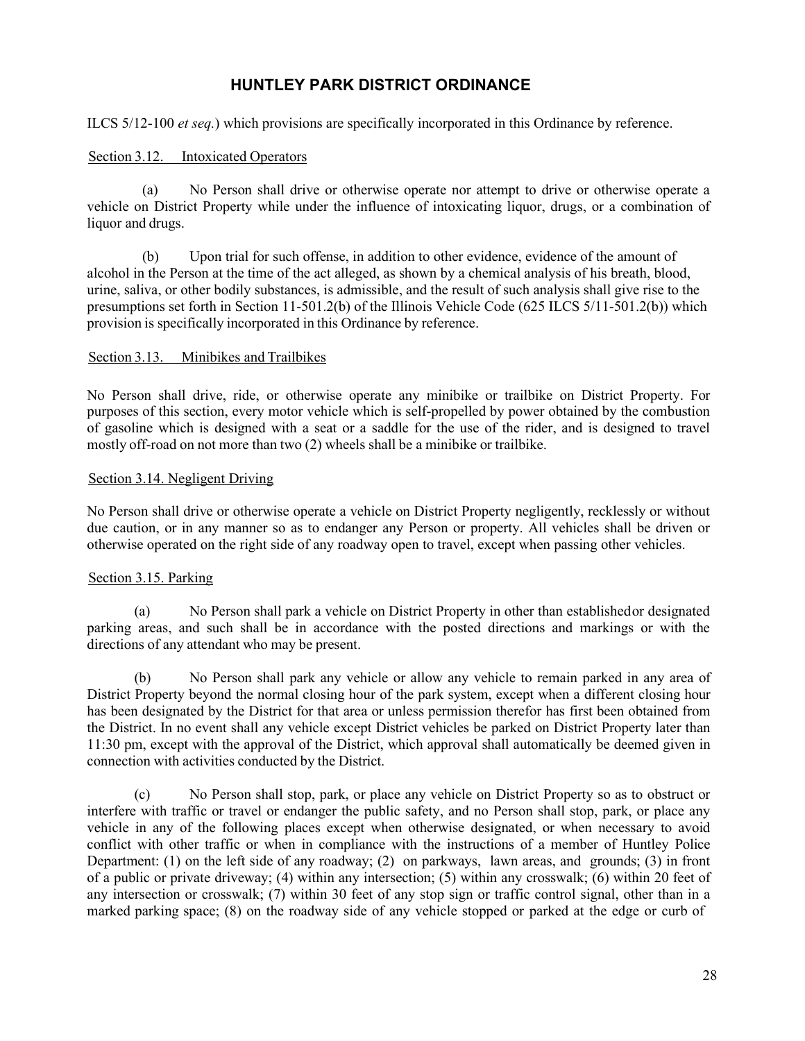ILCS 5/12-100 *et seq.*) which provisions are specifically incorporated in this Ordinance by reference.

Section 3.12. Intoxicated Operators

(a) No Person shall drive or otherwise operate nor attempt to drive or otherwise operate a vehicle on District Property while under the influence of intoxicating liquor, drugs, or a combination of liquor and drugs.

(b) Upon trial for such offense, in addition to other evidence, evidence of the amount of alcohol in the Person at the time of the act alleged, as shown by a chemical analysis of his breath, blood, urine, saliva, or other bodily substances, is admissible, and the result of such analysis shall give rise to the presumptions set forth in Section 11-501.2(b) of the Illinois Vehicle Code (625 ILCS 5/11-501.2(b)) which provision is specifically incorporated in this Ordinance by reference.

Section 3.13. Minibikes and Trailbikes

No Person shall drive, ride, or otherwise operate any minibike or trailbike on District Property. For purposes of this section, every motor vehicle which is self-propelled by power obtained by the combustion of gasoline which is designed with a seat or a saddle for the use of the rider, and is designed to travel mostly off-road on not more than two (2) wheels shall be a minibike or trailbike.

Section 3.14. Negligent Driving

No Person shall drive or otherwise operate a vehicle on District Property negligently, recklessly or without due caution, or in any manner so as to endanger any Person or property. All vehicles shall be driven or otherwise operated on the right side of any roadway open to travel, except when passing other vehicles.

Section 3.15. Parking

(a) No Person shall park a vehicle on District Property in other than established or designated parking areas, and such shall be in accordance with the posted directions and markings or with the directions of any attendant who may be present.

(b) No Person shall park any vehicle or allow any vehicle to remain parked in any area of District Property beyond the normal closing hour of the park system, except when a different closing hour has been designated by the District for that area or unless permission therefor has first been obtained from the District. In no event shall any vehicle except District vehicles be parked on District Property later than 11:30 pm, except with the approval of the District, which approval shall automatically be deemed given in connection with activities conducted by the District.

(c) No Person shall stop, park, or place any vehicle on District Property so as to obstruct or interfere with traffic or travel or endanger the public safety, and no Person shall stop, park, or place any vehicle in any of the following places except when otherwise designated, or when necessary to avoid conflict with other traffic or when in compliance with the instructions of a member of Huntley Police Department: (1) on the left side of any roadway; (2) on parkways, lawn areas, and grounds; (3) in front of a public or private driveway; (4) within any intersection; (5) within any crosswalk; (6) within 20 feet of any intersection or crosswalk; (7) within 30 feet of any stop sign or traffic control signal, other than in a marked parking space; (8) on the roadway side of any vehicle stopped or parked at the edge or curb of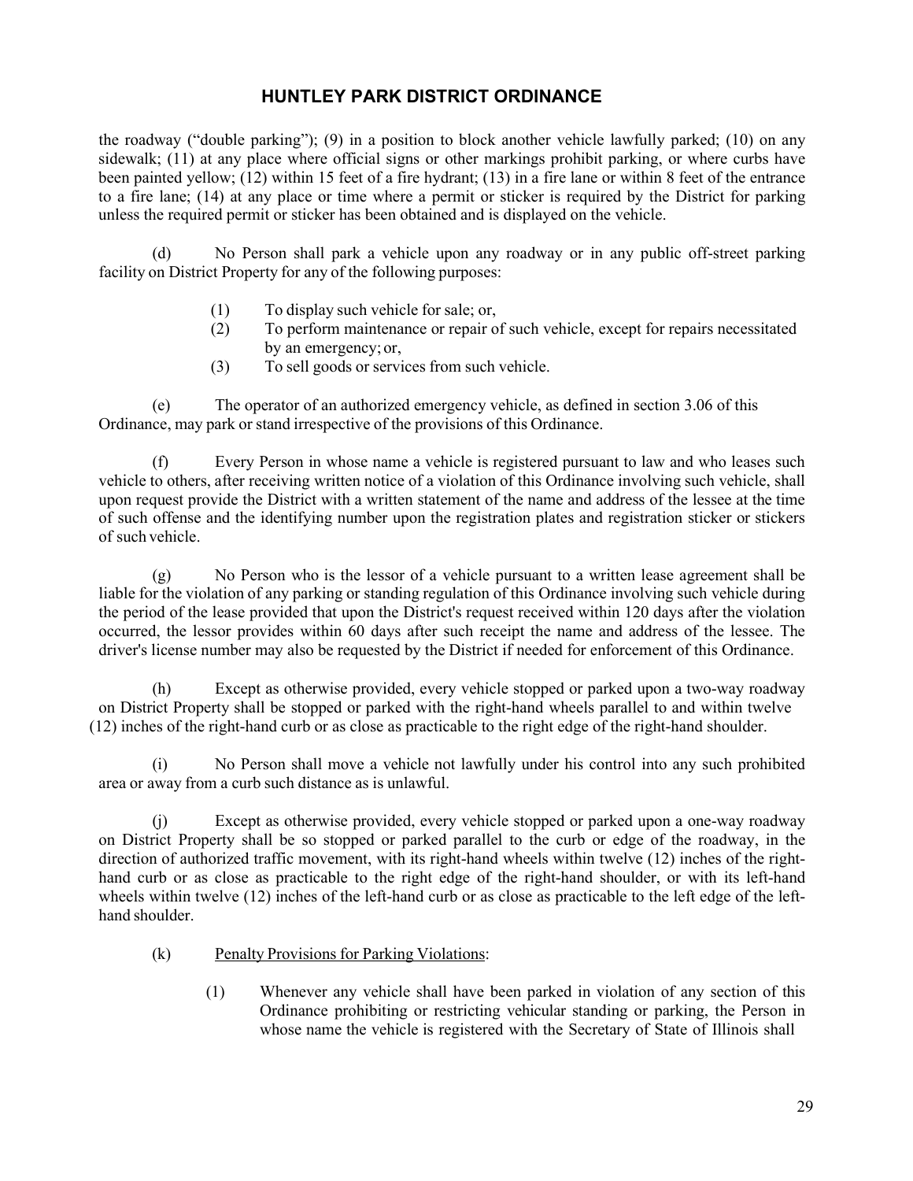the roadway ("double parking"); (9) in a position to block another vehicle lawfully parked; (10) on any sidewalk; (11) at any place where official signs or other markings prohibit parking, or where curbs have been painted yellow; (12) within 15 feet of a fire hydrant; (13) in a fire lane or within 8 feet of the entrance to a fire lane; (14) at any place or time where a permit or sticker is required by the District for parking unless the required permit or sticker has been obtained and is displayed on the vehicle.

(d) No Person shall park a vehicle upon any roadway or in any public off-street parking facility on District Property for any of the following purposes:

(1) To display such vehicle for sale; or,

(2) To perform maintenance or repair of such vehicle, except for repairs necessitated by an emergency; or,

(3) To sell goods or services from such vehicle.

(e) The operator of an authorized emergency vehicle, as defined in section 3.06 of this Ordinance, may park or stand irrespective of the provisions of this Ordinance.

(f) Every Person in whose name a vehicle is registered pursuant to law and who leases such vehicle to others, after receiving written notice of a violation of this Ordinance involving such vehicle, shall upon request provide the District with a written statement of the name and address of the lessee at the time of such offense and the identifying number upon the registration plates and registration sticker or stickers of such vehicle.

(g) No Person who is the lessor of a vehicle pursuant to a written lease agreement shall be liable for the violation of any parking or standing regulation of this Ordinance involving such vehicle during the period of the lease provided that upon the District's request received within 120 days after the violation occurred, the lessor provides within 60 days after such receipt the name and address of the lessee. The driver's license number may also be requested by the District if needed for enforcement of this Ordinance.

(h) Except as otherwise provided, every vehicle stopped or parked upon a two-way roadway on District Property shall be stopped or parked with the right-hand wheels parallel to and within twelve (12) inches of the right-hand curb or as close as practicable to the right edge of the right-hand shoulder.

(i) No Person shall move a vehicle not lawfully under his control into any such prohibited area or away from a curb such distance as is unlawful.

(j) Except as otherwise provided, every vehicle stopped or parked upon a one-way roadway on District Property shall be so stopped or parked parallel to the curb or edge of the roadway, in the direction of authorized traffic movement, with its right-hand wheels within twelve (12) inches of the right-hand curb or as close as practicable to the right edge of the right-hand shoulder, or with its left-hand wheels within twelve (12) inches of the left-hand curb or as close as practicable to the left edge of the left-hand shoulder.

(k) Penalty Provisions for Parking Violations:

(1) Whenever any vehicle shall have been parked in violation of any section of this Ordinance prohibiting or restricting vehicular standing or parking, the Person in whose name the vehicle is registered with the Secretary of State of Illinois shall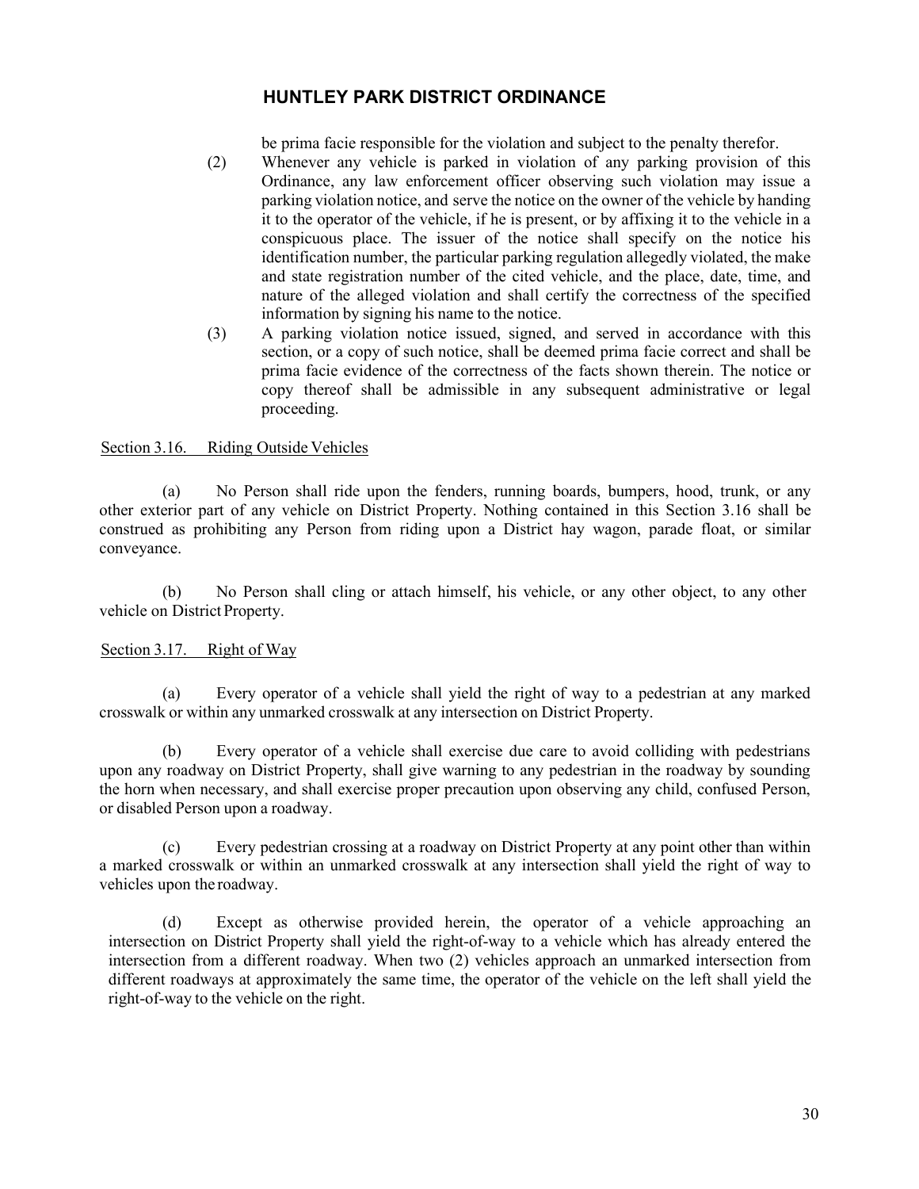be prima facie responsible for the violation and subject to the penalty therefor.

(2) Whenever any vehicle is parked in violation of any parking provision of this Ordinance, any law enforcement officer observing such violation may issue a parking violation notice, and serve the notice on the owner of the vehicle by handing it to the operator of the vehicle, if he is present, or by affixing it to the vehicle in a conspicuous place. The issuer of the notice shall specify on the notice his identification number, the particular parking regulation allegedly violated, the make and state registration number of the cited vehicle, and the place, date, time, and nature of the alleged violation and shall certify the correctness of the specified information by signing his name to the notice.

(3) A parking violation notice issued, signed, and served in accordance with this section, or a copy of such notice, shall be deemed prima facie correct and shall be prima facie evidence of the correctness of the facts shown therein. The notice or copy thereof shall be admissible in any subsequent administrative or legal proceeding.

Section 3.16. Riding Outside Vehicles

(a) No Person shall ride upon the fenders, running boards, bumpers, hood, trunk, or any other exterior part of any vehicle on District Property. Nothing contained in this Section 3.16 shall be construed as prohibiting any Person from riding upon a District hay wagon, parade float, or similar conveyance.

(b) No Person shall cling or attach himself, his vehicle, or any other object, to any other vehicle on District Property.

Section 3.17. Right of Way

(a) Every operator of a vehicle shall yield the right of way to a pedestrian at any marked crosswalk or within any unmarked crosswalk at any intersection on District Property.

(b) Every operator of a vehicle shall exercise due care to avoid colliding with pedestrians upon any roadway on District Property, shall give warning to any pedestrian in the roadway by sounding the horn when necessary, and shall exercise proper precaution upon observing any child, confused Person, or disabled Person upon a roadway.

(c) Every pedestrian crossing at a roadway on District Property at any point other than within a marked crosswalk or within an unmarked crosswalk at any intersection shall yield the right of way to vehicles upon the roadway.

(d) Except as otherwise provided herein, the operator of a vehicle approaching an intersection on District Property shall yield the right-of-way to a vehicle which has already entered the intersection from a different roadway. When two (2) vehicles approach an unmarked intersection from different roadways at approximately the same time, the operator of the vehicle on the left shall yield the right-of-way to the vehicle on the right.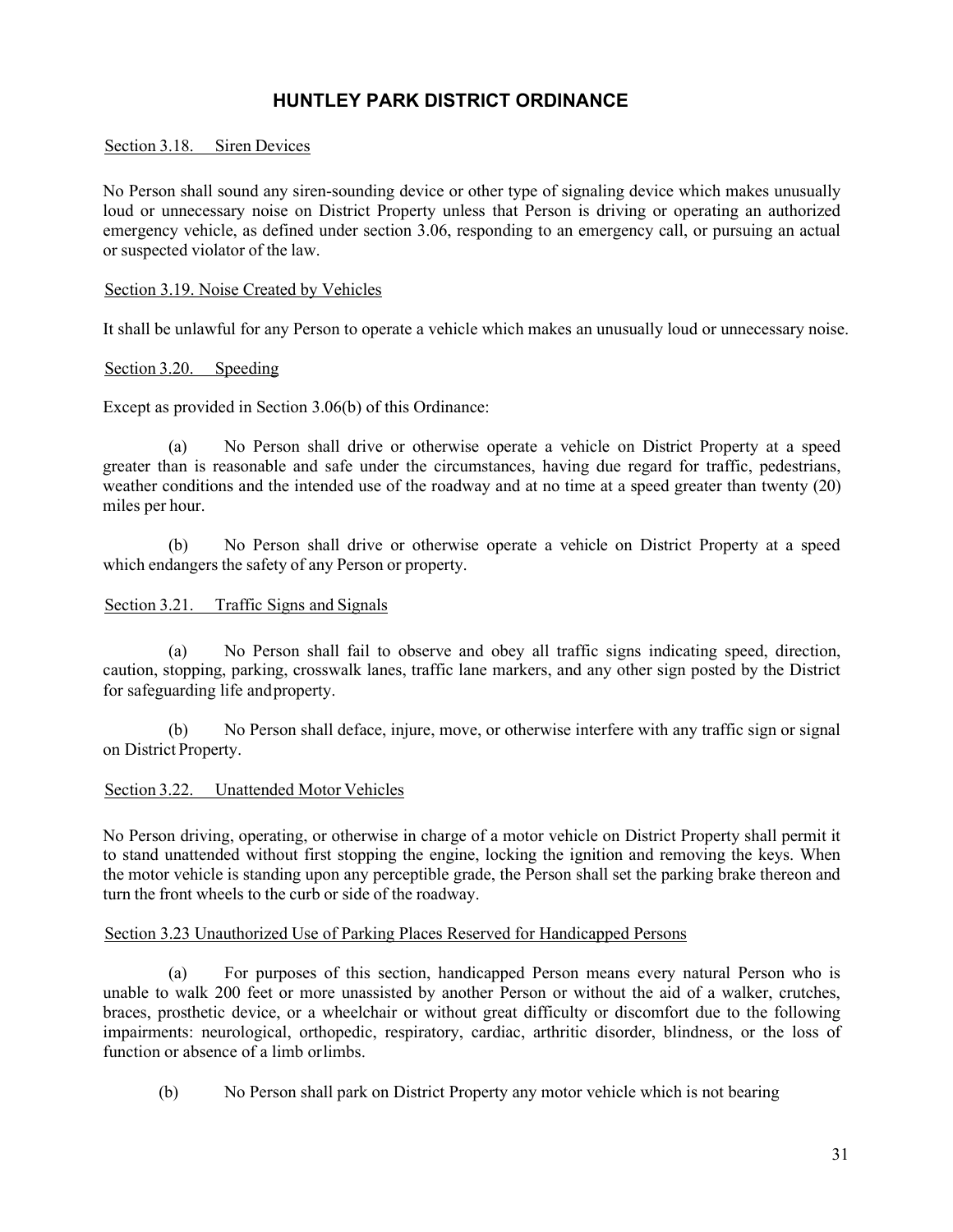# HUNTLEY PARK DISTRICT ORDINANCE

Section 3.18. Siren Devices

No Person shall sound any siren-sounding device or other type of signaling device which makes unusually loud or unnecessary noise on District Property unless that Person is driving or operating an authorized emergency vehicle, as defined under section 3.06, responding to an emergency call, or pursuing an actual or suspected violator of the law.

Section 3.19. Noise Created by Vehicles

It shall be unlawful for any Person to operate a vehicle which makes an unusually loud or unnecessary noise.

Section 3.20. Speeding

Except as provided in Section 3.06(b) of this Ordinance:

(a) No Person shall drive or otherwise operate a vehicle on District Property at a speed greater than is reasonable and safe under the circumstances, having due regard for traffic, pedestrians, weather conditions and the intended use of the roadway and at no time at a speed greater than twenty (20) miles per hour.

(b) No Person shall drive or otherwise operate a vehicle on District Property at a speed which endangers the safety of any Person or property.

Section 3.21. Traffic Signs and Signals

(a) No Person shall fail to observe and obey all traffic signs indicating speed, direction, caution, stopping, parking, crosswalk lanes, traffic lane markers, and any other sign posted by the District for safeguarding life and property.

(b) No Person shall deface, injure, move, or otherwise interfere with any traffic sign or signal on District Property.

Section 3.22. Unattended Motor Vehicles

No Person driving, operating, or otherwise in charge of a motor vehicle on District Property shall permit it to stand unattended without first stopping the engine, locking the ignition and removing the keys. When the motor vehicle is standing upon any perceptible grade, the Person shall set the parking brake thereon and turn the front wheels to the curb or side of the roadway.

Section 3.23 Unauthorized Use of Parking Places Reserved for Handicapped Persons

(a) For purposes of this section, handicapped Person means every natural Person who is unable to walk 200 feet or more unassisted by another Person or without the aid of a walker, crutches, braces, prosthetic device, or a wheelchair or without great difficulty or discomfort due to the following impairments: neurological, orthopedic, respiratory, cardiac, arthritic disorder, blindness, or the loss of function or absence of a limb or limbs.

(b) No Person shall park on District Property any motor vehicle which is not bearing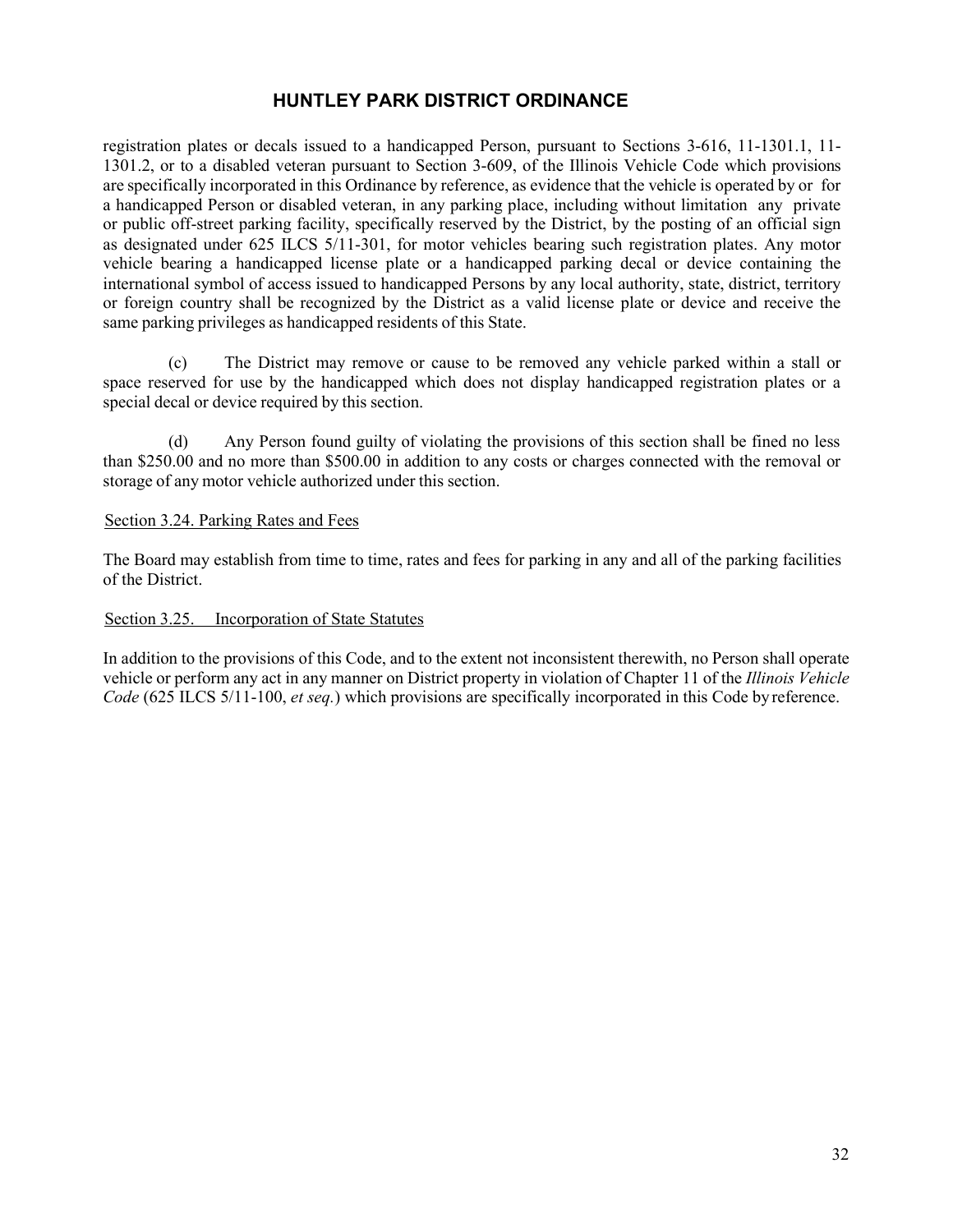registration plates or decals issued to a handicapped Person, pursuant to Sections 3-616, 11-1301.1, 11-1301.2, or to a disabled veteran pursuant to Section 3-609, of the Illinois Vehicle Code which provisions are specifically incorporated in this Ordinance by reference, as evidence that the vehicle is operated by or for a handicapped Person or disabled veteran, in any parking place, including without limitation any private or public off-street parking facility, specifically reserved by the District, by the posting of an official sign as designated under 625 ILCS 5/11-301, for motor vehicles bearing such registration plates. Any motor vehicle bearing a handicapped license plate or a handicapped parking decal or device containing the international symbol of access issued to handicapped Persons by any local authority, state, district, territory or foreign country shall be recognized by the District as a valid license plate or device and receive the same parking privileges as handicapped residents of this State.

(c) The District may remove or cause to be removed any vehicle parked within a stall or space reserved for use by the handicapped which does not display handicapped registration plates or a special decal or device required by this section.

(d) Any Person found guilty of violating the provisions of this section shall be fined no less than $250.00 and no more than $500.00 in addition to any costs or charges connected with the removal or storage of any motor vehicle authorized under this section.

Section 3.24. Parking Rates and Fees

The Board may establish from time to time, rates and fees for parking in any and all of the parking facilities of the District.

Section 3.25. Incorporation of State Statutes

In addition to the provisions of this Code, and to the extent not inconsistent therewith, no Person shall operate vehicle or perform any act in any manner on District property in violation of Chapter 11 of the *Illinois Vehicle Code* (625 ILCS 5/11-100, *et seq.*) which provisions are specifically incorporated in this Code by reference.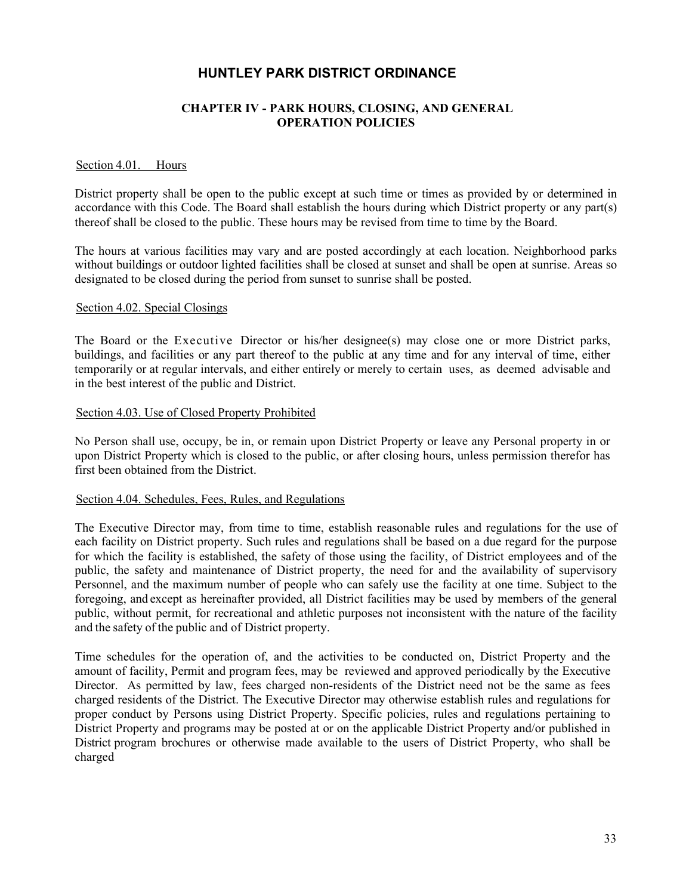# HUNTLEY PARK DISTRICT ORDINANCE

## CHAPTER IV - PARK HOURS, CLOSING, AND GENERAL OPERATION POLICIES

### Section 4.01. Hours

District property shall be open to the public except at such time or times as provided by or determined in accordance with this Code. The Board shall establish the hours during which District property or any part(s) thereof shall be closed to the public. These hours may be revised from time to time by the Board.

The hours at various facilities may vary and are posted accordingly at each location. Neighborhood parks without buildings or outdoor lighted facilities shall be closed at sunset and shall be open at sunrise. Areas so designated to be closed during the period from sunset to sunrise shall be posted.

### Section 4.02. Special Closings

The Board or the Executive Director or his/her designee(s) may close one or more District parks, buildings, and facilities or any part thereof to the public at any time and for any interval of time, either temporarily or at regular intervals, and either entirely or merely to certain uses, as deemed advisable and in the best interest of the public and District.

### Section 4.03. Use of Closed Property Prohibited

No Person shall use, occupy, be in, or remain upon District Property or leave any Personal property in or upon District Property which is closed to the public, or after closing hours, unless permission therefor has first been obtained from the District.

### Section 4.04. Schedules, Fees, Rules, and Regulations

The Executive Director may, from time to time, establish reasonable rules and regulations for the use of each facility on District property. Such rules and regulations shall be based on a due regard for the purpose for which the facility is established, the safety of those using the facility, of District employees and of the public, the safety and maintenance of District property, the need for and the availability of supervisory Personnel, and the maximum number of people who can safely use the facility at one time. Subject to the foregoing, and except as hereinafter provided, all District facilities may be used by members of the general public, without permit, for recreational and athletic purposes not inconsistent with the nature of the facility and the safety of the public and of District property.

Time schedules for the operation of, and the activities to be conducted on, District Property and the amount of facility, Permit and program fees, may be reviewed and approved periodically by the Executive Director. As permitted by law, fees charged non-residents of the District need not be the same as fees charged residents of the District. The Executive Director may otherwise establish rules and regulations for proper conduct by Persons using District Property. Specific policies, rules and regulations pertaining to District Property and programs may be posted at or on the applicable District Property and/or published in District program brochures or otherwise made available to the users of District Property, who shall be charged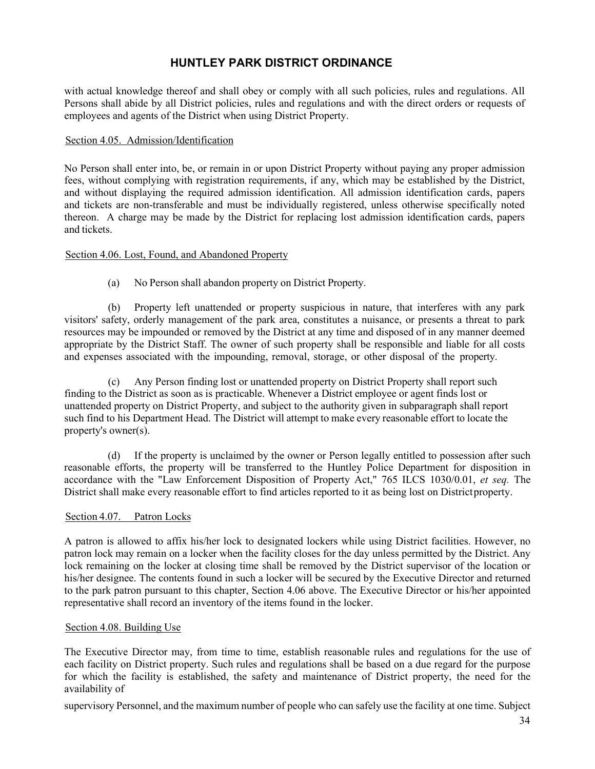with actual knowledge thereof and shall obey or comply with all such policies, rules and regulations. All Persons shall abide by all District policies, rules and regulations and with the direct orders or requests of employees and agents of the District when using District Property.

Section 4.05. Admission/Identification

No Person shall enter into, be, or remain in or upon District Property without paying any proper admission fees, without complying with registration requirements, if any, which may be established by the District, and without displaying the required admission identification. All admission identification cards, papers and tickets are non-transferable and must be individually registered, unless otherwise specifically noted thereon. A charge may be made by the District for replacing lost admission identification cards, papers and tickets.

Section 4.06. Lost, Found, and Abandoned Property

(a) No Person shall abandon property on District Property.

(b) Property left unattended or property suspicious in nature, that interferes with any park visitors' safety, orderly management of the park area, constitutes a nuisance, or presents a threat to park resources may be impounded or removed by the District at any time and disposed of in any manner deemed appropriate by the District Staff. The owner of such property shall be responsible and liable for all costs and expenses associated with the impounding, removal, storage, or other disposal of the property.

(c) Any Person finding lost or unattended property on District Property shall report such finding to the District as soon as is practicable. Whenever a District employee or agent finds lost or unattended property on District Property, and subject to the authority given in subparagraph shall report such find to his Department Head. The District will attempt to make every reasonable effort to locate the property's owner(s).

(d) If the property is unclaimed by the owner or Person legally entitled to possession after such reasonable efforts, the property will be transferred to the Huntley Police Department for disposition in accordance with the "Law Enforcement Disposition of Property Act," 765 ILCS 1030/0.01, *et seq.* The District shall make every reasonable effort to find articles reported to it as being lost on District property.

Section 4.07. Patron Locks

A patron is allowed to affix his/her lock to designated lockers while using District facilities. However, no patron lock may remain on a locker when the facility closes for the day unless permitted by the District. Any lock remaining on the locker at closing time shall be removed by the District supervisor of the location or his/her designee. The contents found in such a locker will be secured by the Executive Director and returned to the park patron pursuant to this chapter, Section 4.06 above. The Executive Director or his/her appointed representative shall record an inventory of the items found in the locker.

Section 4.08. Building Use

The Executive Director may, from time to time, establish reasonable rules and regulations for the use of each facility on District property. Such rules and regulations shall be based on a due regard for the purpose for which the facility is established, the safety and maintenance of District property, the need for the availability of supervisory Personnel, and the maximum number of people who can safely use the facility at one time. Subject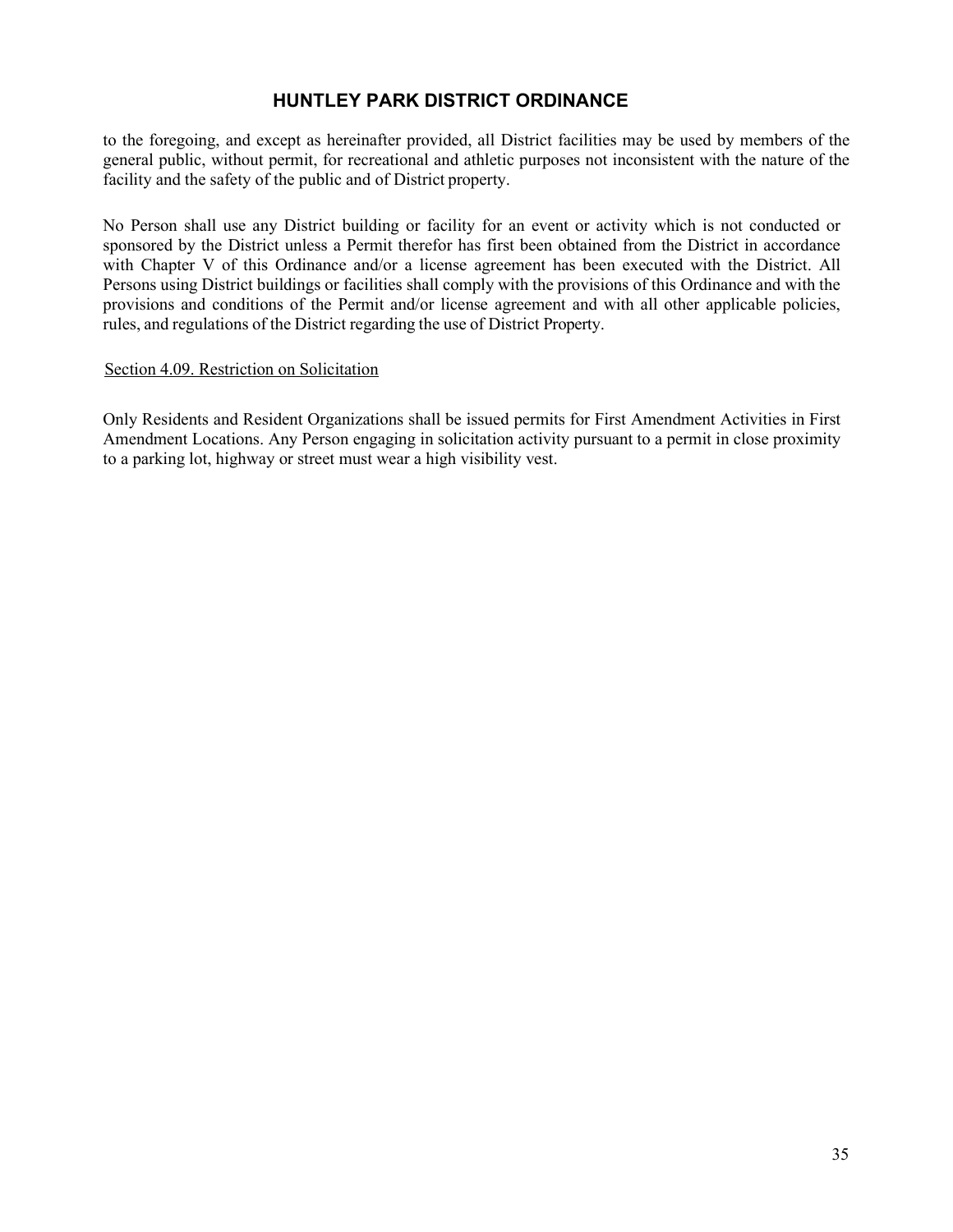to the foregoing, and except as hereinafter provided, all District facilities may be used by members of the general public, without permit, for recreational and athletic purposes not inconsistent with the nature of the facility and the safety of the public and of District property.

No Person shall use any District building or facility for an event or activity which is not conducted or sponsored by the District unless a Permit therefor has first been obtained from the District in accordance with Chapter V of this Ordinance and/or a license agreement has been executed with the District. All Persons using District buildings or facilities shall comply with the provisions of this Ordinance and with the provisions and conditions of the Permit and/or license agreement and with all other applicable policies, rules, and regulations of the District regarding the use of District Property.

Section 4.09. Restriction on Solicitation

Only Residents and Resident Organizations shall be issued permits for First Amendment Activities in First Amendment Locations. Any Person engaging in solicitation activity pursuant to a permit in close proximity to a parking lot, highway or street must wear a high visibility vest.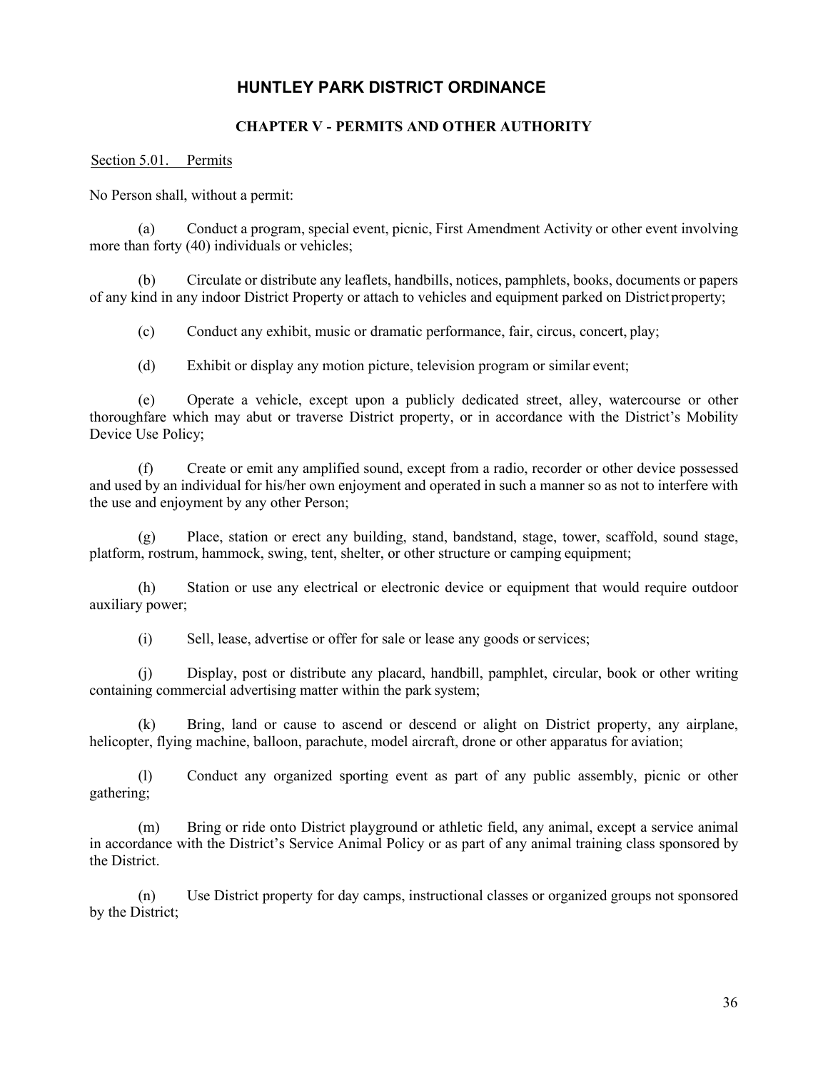# HUNTLEY PARK DISTRICT ORDINANCE

## CHAPTER V - PERMITS AND OTHER AUTHORITY

Section 5.01. Permits

No Person shall, without a permit:

(a) Conduct a program, special event, picnic, First Amendment Activity or other event involving more than forty (40) individuals or vehicles;

(b) Circulate or distribute any leaflets, handbills, notices, pamphlets, books, documents or papers of any kind in any indoor District Property or attach to vehicles and equipment parked on District property;

(c) Conduct any exhibit, music or dramatic performance, fair, circus, concert, play;

(d) Exhibit or display any motion picture, television program or similar event;

(e) Operate a vehicle, except upon a publicly dedicated street, alley, watercourse or other thoroughfare which may abut or traverse District property, or in accordance with the District's Mobility Device Use Policy;

(f) Create or emit any amplified sound, except from a radio, recorder or other device possessed and used by an individual for his/her own enjoyment and operated in such a manner so as not to interfere with the use and enjoyment by any other Person;

(g) Place, station or erect any building, stand, bandstand, stage, tower, scaffold, sound stage, platform, rostrum, hammock, swing, tent, shelter, or other structure or camping equipment;

(h) Station or use any electrical or electronic device or equipment that would require outdoor auxiliary power;

(i) Sell, lease, advertise or offer for sale or lease any goods or services;

(j) Display, post or distribute any placard, handbill, pamphlet, circular, book or other writing containing commercial advertising matter within the park system;

(k) Bring, land or cause to ascend or descend or alight on District property, any airplane, helicopter, flying machine, balloon, parachute, model aircraft, drone or other apparatus for aviation;

(l) Conduct any organized sporting event as part of any public assembly, picnic or other gathering;

(m) Bring or ride onto District playground or athletic field, any animal, except a service animal in accordance with the District's Service Animal Policy or as part of any animal training class sponsored by the District.

(n) Use District property for day camps, instructional classes or organized groups not sponsored by the District;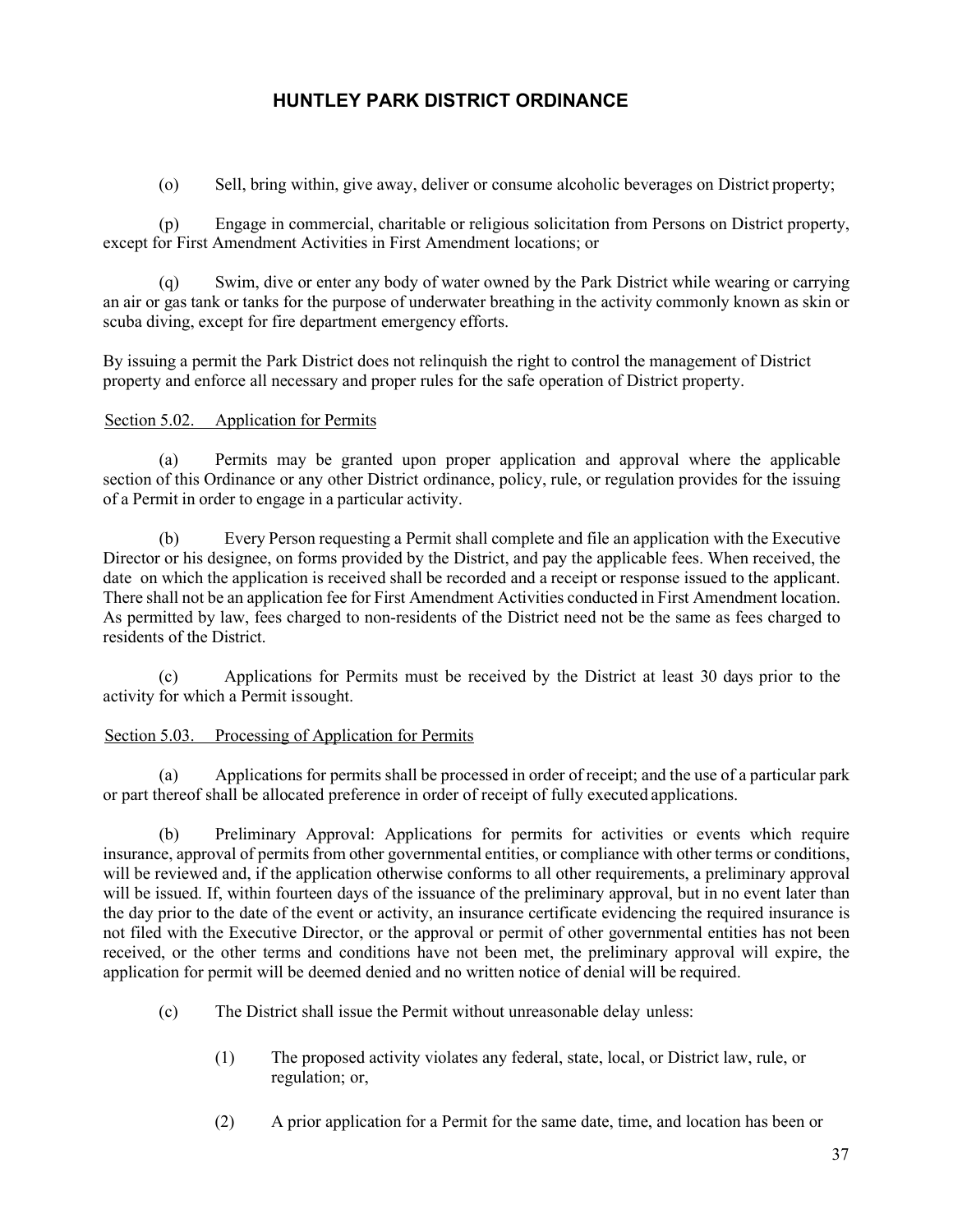(o) Sell, bring within, give away, deliver or consume alcoholic beverages on District property;

(p) Engage in commercial, charitable or religious solicitation from Persons on District property, except for First Amendment Activities in First Amendment locations; or

(q) Swim, dive or enter any body of water owned by the Park District while wearing or carrying an air or gas tank or tanks for the purpose of underwater breathing in the activity commonly known as skin or scuba diving, except for fire department emergency efforts.

By issuing a permit the Park District does not relinquish the right to control the management of District property and enforce all necessary and proper rules for the safe operation of District property.

Section 5.02. Application for Permits

(a) Permits may be granted upon proper application and approval where the applicable section of this Ordinance or any other District ordinance, policy, rule, or regulation provides for the issuing of a Permit in order to engage in a particular activity.

(b) Every Person requesting a Permit shall complete and file an application with the Executive Director or his designee, on forms provided by the District, and pay the applicable fees. When received, the date on which the application is received shall be recorded and a receipt or response issued to the applicant. There shall not be an application fee for First Amendment Activities conducted in First Amendment location. As permitted by law, fees charged to non-residents of the District need not be the same as fees charged to residents of the District.

(c) Applications for Permits must be received by the District at least 30 days prior to the activity for which a Permit issought.

Section 5.03. Processing of Application for Permits

(a) Applications for permits shall be processed in order of receipt; and the use of a particular park or part thereof shall be allocated preference in order of receipt of fully executed applications.

(b) Preliminary Approval: Applications for permits for activities or events which require insurance, approval of permits from other governmental entities, or compliance with other terms or conditions, will be reviewed and, if the application otherwise conforms to all other requirements, a preliminary approval will be issued. If, within fourteen days of the issuance of the preliminary approval, but in no event later than the day prior to the date of the event or activity, an insurance certificate evidencing the required insurance is not filed with the Executive Director, or the approval or permit of other governmental entities has not been received, or the other terms and conditions have not been met, the preliminary approval will expire, the application for permit will be deemed denied and no written notice of denial will be required.

(c) The District shall issue the Permit without unreasonable delay unless:

(1) The proposed activity violates any federal, state, local, or District law, rule, or regulation; or,

(2) A prior application for a Permit for the same date, time, and location has been or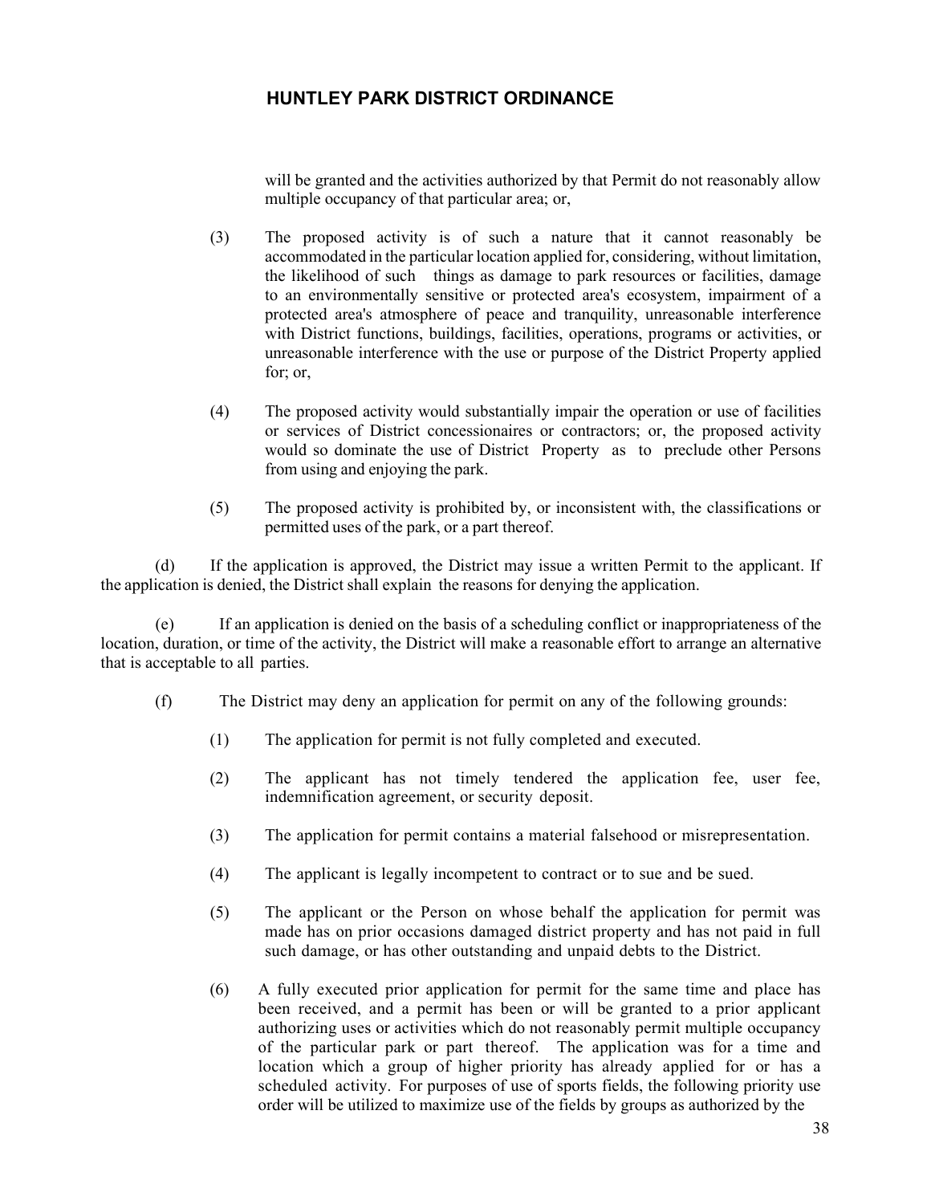will be granted and the activities authorized by that Permit do not reasonably allow multiple occupancy of that particular area; or,

(3) The proposed activity is of such a nature that it cannot reasonably be accommodated in the particular location applied for, considering, without limitation, the likelihood of such things as damage to park resources or facilities, damage to an environmentally sensitive or protected area's ecosystem, impairment of a protected area's atmosphere of peace and tranquility, unreasonable interference with District functions, buildings, facilities, operations, programs or activities, or unreasonable interference with the use or purpose of the District Property applied for; or,

(4) The proposed activity would substantially impair the operation or use of facilities or services of District concessionaires or contractors; or, the proposed activity would so dominate the use of District Property as to preclude other Persons from using and enjoying the park.

(5) The proposed activity is prohibited by, or inconsistent with, the classifications or permitted uses of the park, or a part thereof.

(d) If the application is approved, the District may issue a written Permit to the applicant. If the application is denied, the District shall explain the reasons for denying the application.

(e) If an application is denied on the basis of a scheduling conflict or inappropriateness of the location, duration, or time of the activity, the District will make a reasonable effort to arrange an alternative that is acceptable to all parties.

(f) The District may deny an application for permit on any of the following grounds:

(1) The application for permit is not fully completed and executed.

(2) The applicant has not timely tendered the application fee, user fee, indemnification agreement, or security deposit.

(3) The application for permit contains a material falsehood or misrepresentation.

(4) The applicant is legally incompetent to contract or to sue and be sued.

(5) The applicant or the Person on whose behalf the application for permit was made has on prior occasions damaged district property and has not paid in full such damage, or has other outstanding and unpaid debts to the District.

(6) A fully executed prior application for permit for the same time and place has been received, and a permit has been or will be granted to a prior applicant authorizing uses or activities which do not reasonably permit multiple occupancy of the particular park or part thereof. The application was for a time and location which a group of higher priority has already applied for or has a scheduled activity. For purposes of use of sports fields, the following priority use order will be utilized to maximize use of the fields by groups as authorized by the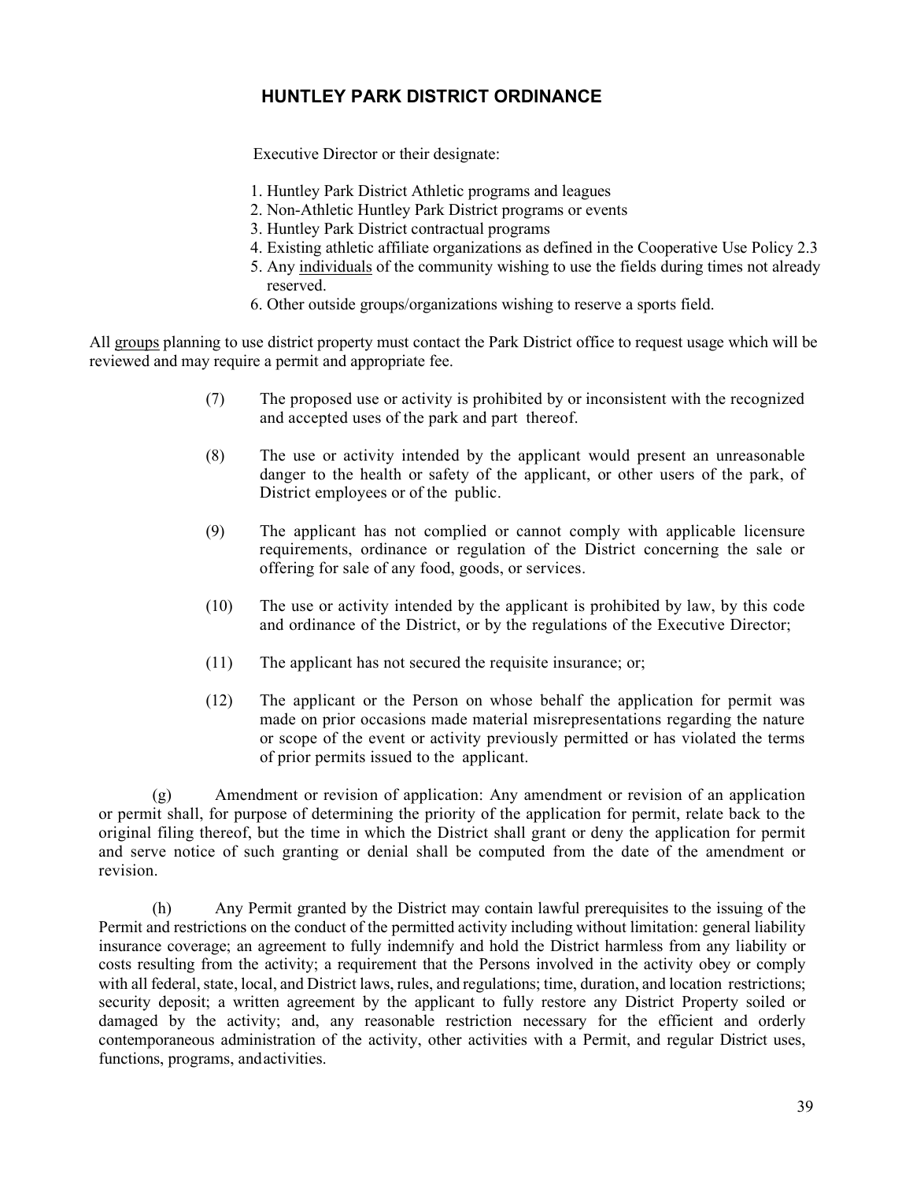# HUNTLEY PARK DISTRICT ORDINANCE

Executive Director or their designate:

1. Huntley Park District Athletic programs and leagues
2. Non-Athletic Huntley Park District programs or events
3. Huntley Park District contractual programs
4. Existing athletic affiliate organizations as defined in the Cooperative Use Policy 2.3
5. Any individuals of the community wishing to use the fields during times not already reserved.
6. Other outside groups/organizations wishing to reserve a sports field.

All groups planning to use district property must contact the Park District office to request usage which will be reviewed and may require a permit and appropriate fee.

(7) The proposed use or activity is prohibited by or inconsistent with the recognized and accepted uses of the park and part thereof.

(8) The use or activity intended by the applicant would present an unreasonable danger to the health or safety of the applicant, or other users of the park, of District employees or of the public.

(9) The applicant has not complied or cannot comply with applicable licensure requirements, ordinance or regulation of the District concerning the sale or offering for sale of any food, goods, or services.

(10) The use or activity intended by the applicant is prohibited by law, by this code and ordinance of the District, or by the regulations of the Executive Director;

(11) The applicant has not secured the requisite insurance; or;

(12) The applicant or the Person on whose behalf the application for permit was made on prior occasions made material misrepresentations regarding the nature or scope of the event or activity previously permitted or has violated the terms of prior permits issued to the applicant.

(g) Amendment or revision of application: Any amendment or revision of an application or permit shall, for purpose of determining the priority of the application for permit, relate back to the original filing thereof, but the time in which the District shall grant or deny the application for permit and serve notice of such granting or denial shall be computed from the date of the amendment or revision.

(h) Any Permit granted by the District may contain lawful prerequisites to the issuing of the Permit and restrictions on the conduct of the permitted activity including without limitation: general liability insurance coverage; an agreement to fully indemnify and hold the District harmless from any liability or costs resulting from the activity; a requirement that the Persons involved in the activity obey or comply with all federal, state, local, and District laws, rules, and regulations; time, duration, and location restrictions; security deposit; a written agreement by the applicant to fully restore any District Property soiled or damaged by the activity; and, any reasonable restriction necessary for the efficient and orderly contemporaneous administration of the activity, other activities with a Permit, and regular District uses, functions, programs, andactivities.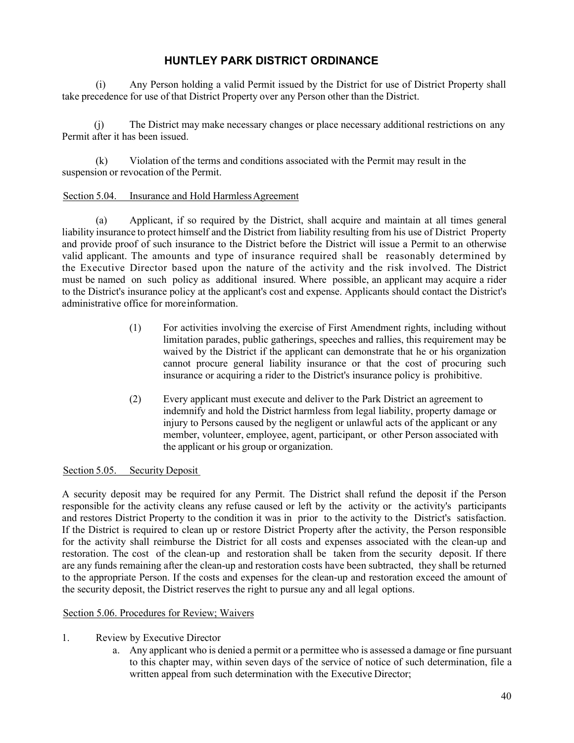# HUNTLEY PARK DISTRICT ORDINANCE

(i) Any Person holding a valid Permit issued by the District for use of District Property shall take precedence for use of that District Property over any Person other than the District.

(j) The District may make necessary changes or place necessary additional restrictions on any Permit after it has been issued.

(k) Violation of the terms and conditions associated with the Permit may result in the suspension or revocation of the Permit.

Section 5.04. Insurance and Hold Harmless Agreement

(a) Applicant, if so required by the District, shall acquire and maintain at all times general liability insurance to protect himself and the District from liability resulting from his use of District Property and provide proof of such insurance to the District before the District will issue a Permit to an otherwise valid applicant. The amounts and type of insurance required shall be reasonably determined by the Executive Director based upon the nature of the activity and the risk involved. The District must be named on such policy as additional insured. Where possible, an applicant may acquire a rider to the District's insurance policy at the applicant's cost and expense. Applicants should contact the District's administrative office for more information.

> (1) For activities involving the exercise of First Amendment rights, including without limitation parades, public gatherings, speeches and rallies, this requirement may be waived by the District if the applicant can demonstrate that he or his organization cannot procure general liability insurance or that the cost of procuring such insurance or acquiring a rider to the District's insurance policy is prohibitive.
>
> (2) Every applicant must execute and deliver to the Park District an agreement to indemnify and hold the District harmless from legal liability, property damage or injury to Persons caused by the negligent or unlawful acts of the applicant or any member, volunteer, employee, agent, participant, or other Person associated with the applicant or his group or organization.

Section 5.05. Security Deposit

A security deposit may be required for any Permit. The District shall refund the deposit if the Person responsible for the activity cleans any refuse caused or left by the activity or the activity's participants and restores District Property to the condition it was in prior to the activity to the District's satisfaction. If the District is required to clean up or restore District Property after the activity, the Person responsible for the activity shall reimburse the District for all costs and expenses associated with the clean-up and restoration. The cost of the clean-up and restoration shall be taken from the security deposit. If there are any funds remaining after the clean-up and restoration costs have been subtracted, they shall be returned to the appropriate Person. If the costs and expenses for the clean-up and restoration exceed the amount of the security deposit, the District reserves the right to pursue any and all legal options.

Section 5.06. Procedures for Review; Waivers

1. Review by Executive Director
   a. Any applicant who is denied a permit or a permittee who is assessed a damage or fine pursuant to this chapter may, within seven days of the service of notice of such determination, file a written appeal from such determination with the Executive Director;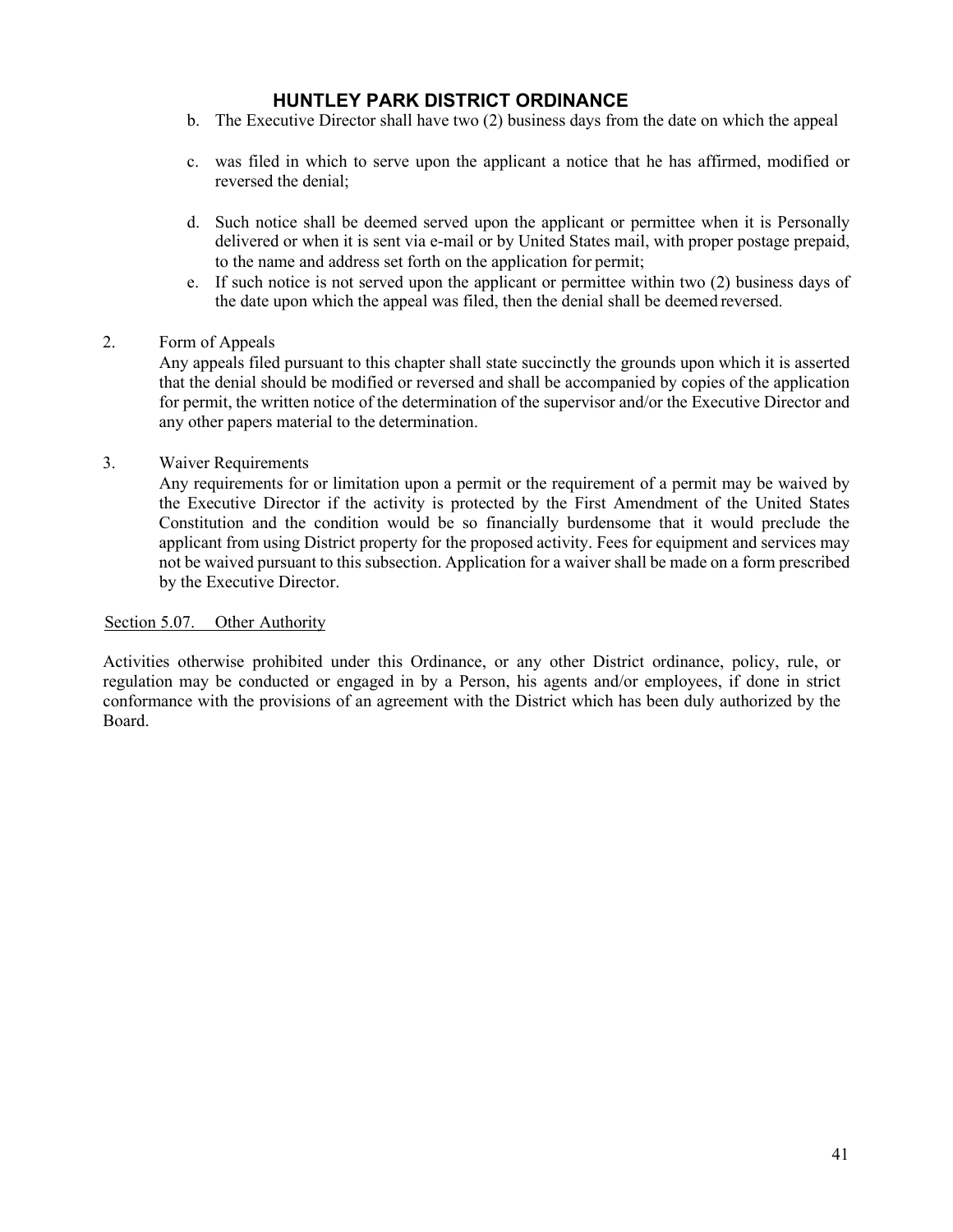b. The Executive Director shall have two (2) business days from the date on which the appeal

c. was filed in which to serve upon the applicant a notice that he has affirmed, modified or reversed the denial;

d. Such notice shall be deemed served upon the applicant or permittee when it is Personally delivered or when it is sent via e-mail or by United States mail, with proper postage prepaid, to the name and address set forth on the application for permit;

e. If such notice is not served upon the applicant or permittee within two (2) business days of the date upon which the appeal was filed, then the denial shall be deemed reversed.

2. Form of Appeals

Any appeals filed pursuant to this chapter shall state succinctly the grounds upon which it is asserted that the denial should be modified or reversed and shall be accompanied by copies of the application for permit, the written notice of the determination of the supervisor and/or the Executive Director and any other papers material to the determination.

3. Waiver Requirements

Any requirements for or limitation upon a permit or the requirement of a permit may be waived by the Executive Director if the activity is protected by the First Amendment of the United States Constitution and the condition would be so financially burdensome that it would preclude the applicant from using District property for the proposed activity. Fees for equipment and services may not be waived pursuant to this subsection. Application for a waiver shall be made on a form prescribed by the Executive Director.

Section 5.07. Other Authority

Activities otherwise prohibited under this Ordinance, or any other District ordinance, policy, rule, or regulation may be conducted or engaged in by a Person, his agents and/or employees, if done in strict conformance with the provisions of an agreement with the District which has been duly authorized by the Board.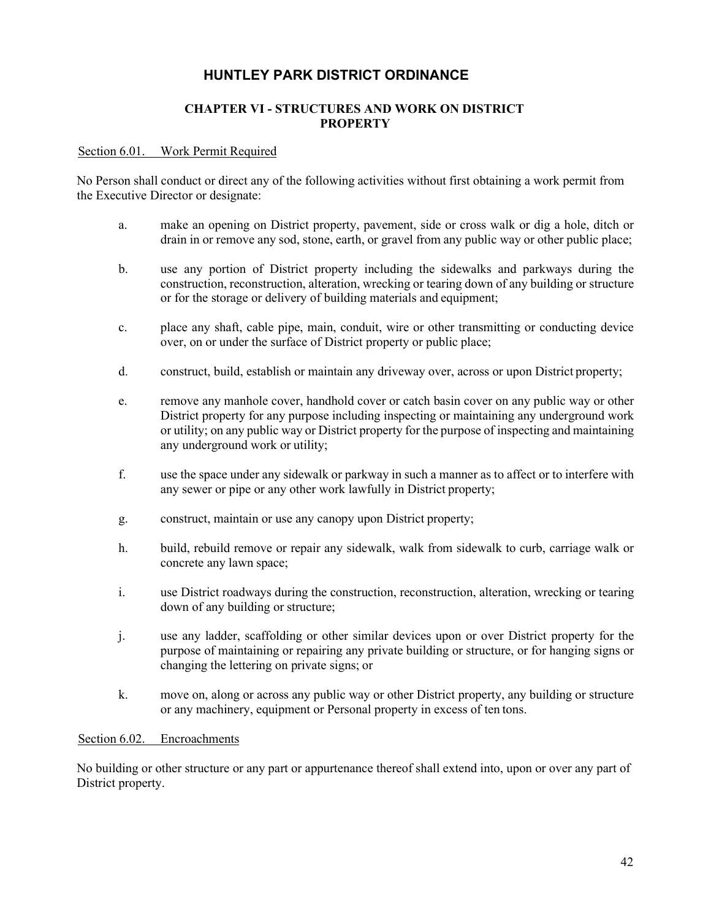# HUNTLEY PARK DISTRICT ORDINANCE

## CHAPTER VI - STRUCTURES AND WORK ON DISTRICT PROPERTY

### Section 6.01. Work Permit Required

No Person shall conduct or direct any of the following activities without first obtaining a work permit from the Executive Director or designate:

a. make an opening on District property, pavement, side or cross walk or dig a hole, ditch or drain in or remove any sod, stone, earth, or gravel from any public way or other public place;

b. use any portion of District property including the sidewalks and parkways during the construction, reconstruction, alteration, wrecking or tearing down of any building or structure or for the storage or delivery of building materials and equipment;

c. place any shaft, cable pipe, main, conduit, wire or other transmitting or conducting device over, on or under the surface of District property or public place;

d. construct, build, establish or maintain any driveway over, across or upon District property;

e. remove any manhole cover, handhold cover or catch basin cover on any public way or other District property for any purpose including inspecting or maintaining any underground work or utility; on any public way or District property for the purpose of inspecting and maintaining any underground work or utility;

f. use the space under any sidewalk or parkway in such a manner as to affect or to interfere with any sewer or pipe or any other work lawfully in District property;

g. construct, maintain or use any canopy upon District property;

h. build, rebuild remove or repair any sidewalk, walk from sidewalk to curb, carriage walk or concrete any lawn space;

i. use District roadways during the construction, reconstruction, alteration, wrecking or tearing down of any building or structure;

j. use any ladder, scaffolding or other similar devices upon or over District property for the purpose of maintaining or repairing any private building or structure, or for hanging signs or changing the lettering on private signs; or

k. move on, along or across any public way or other District property, any building or structure or any machinery, equipment or Personal property in excess of ten tons.

### Section 6.02. Encroachments

No building or other structure or any part or appurtenance thereof shall extend into, upon or over any part of District property.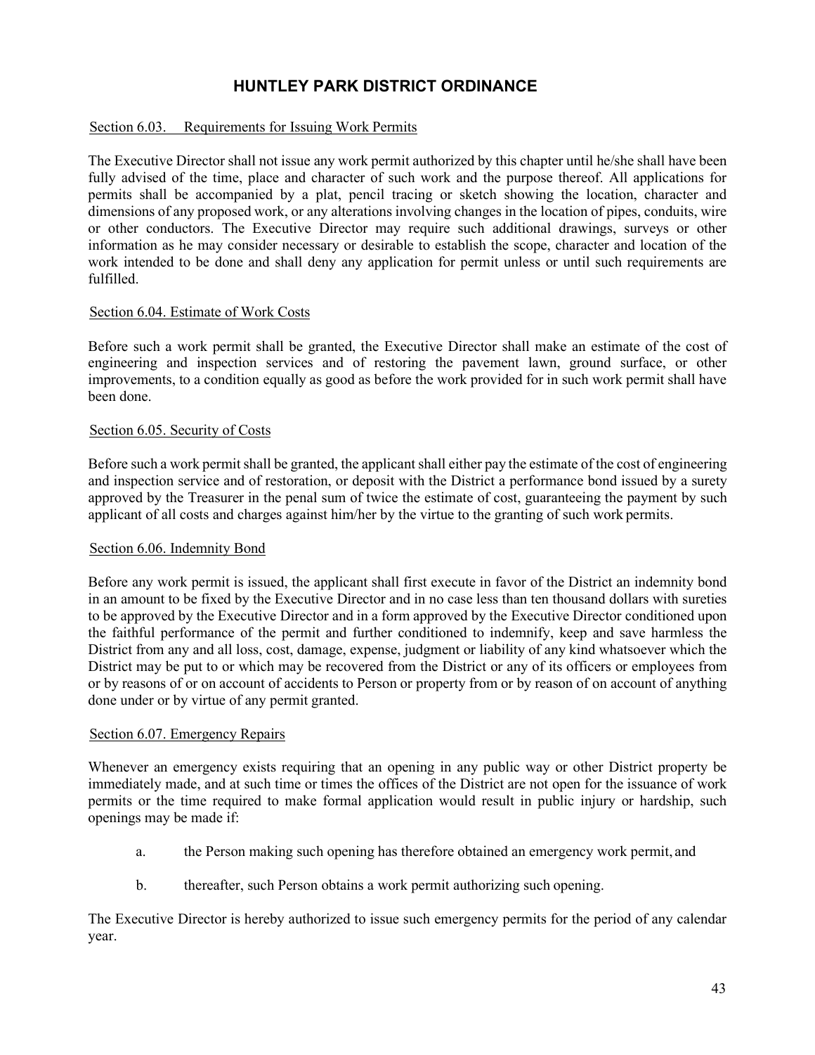# HUNTLEY PARK DISTRICT ORDINANCE

Section 6.03. Requirements for Issuing Work Permits

The Executive Director shall not issue any work permit authorized by this chapter until he/she shall have been fully advised of the time, place and character of such work and the purpose thereof. All applications for permits shall be accompanied by a plat, pencil tracing or sketch showing the location, character and dimensions of any proposed work, or any alterations involving changes in the location of pipes, conduits, wire or other conductors. The Executive Director may require such additional drawings, surveys or other information as he may consider necessary or desirable to establish the scope, character and location of the work intended to be done and shall deny any application for permit unless or until such requirements are fulfilled.

Section 6.04. Estimate of Work Costs

Before such a work permit shall be granted, the Executive Director shall make an estimate of the cost of engineering and inspection services and of restoring the pavement lawn, ground surface, or other improvements, to a condition equally as good as before the work provided for in such work permit shall have been done.

Section 6.05. Security of Costs

Before such a work permit shall be granted, the applicant shall either pay the estimate of the cost of engineering and inspection service and of restoration, or deposit with the District a performance bond issued by a surety approved by the Treasurer in the penal sum of twice the estimate of cost, guaranteeing the payment by such applicant of all costs and charges against him/her by the virtue to the granting of such work permits.

Section 6.06. Indemnity Bond

Before any work permit is issued, the applicant shall first execute in favor of the District an indemnity bond in an amount to be fixed by the Executive Director and in no case less than ten thousand dollars with sureties to be approved by the Executive Director and in a form approved by the Executive Director conditioned upon the faithful performance of the permit and further conditioned to indemnify, keep and save harmless the District from any and all loss, cost, damage, expense, judgment or liability of any kind whatsoever which the District may be put to or which may be recovered from the District or any of its officers or employees from or by reasons of or on account of accidents to Person or property from or by reason of on account of anything done under or by virtue of any permit granted.

Section 6.07. Emergency Repairs

Whenever an emergency exists requiring that an opening in any public way or other District property be immediately made, and at such time or times the offices of the District are not open for the issuance of work permits or the time required to make formal application would result in public injury or hardship, such openings may be made if:

a. the Person making such opening has therefore obtained an emergency work permit, and

b. thereafter, such Person obtains a work permit authorizing such opening.

The Executive Director is hereby authorized to issue such emergency permits for the period of any calendar year.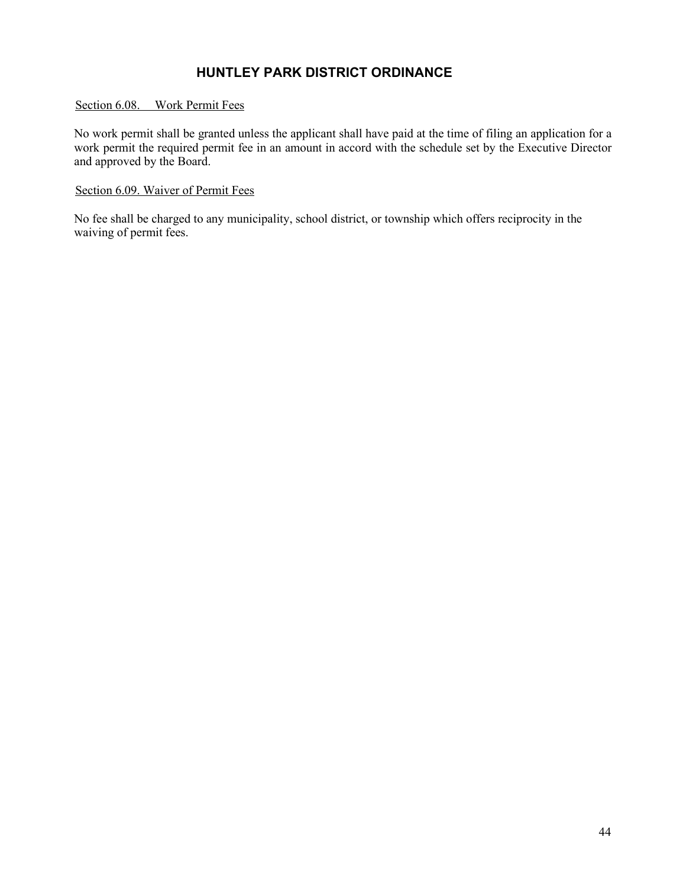# HUNTLEY PARK DISTRICT ORDINANCE

Section 6.08. Work Permit Fees

No work permit shall be granted unless the applicant shall have paid at the time of filing an application for a work permit the required permit fee in an amount in accord with the schedule set by the Executive Director and approved by the Board.

Section 6.09. Waiver of Permit Fees

No fee shall be charged to any municipality, school district, or township which offers reciprocity in the waiving of permit fees.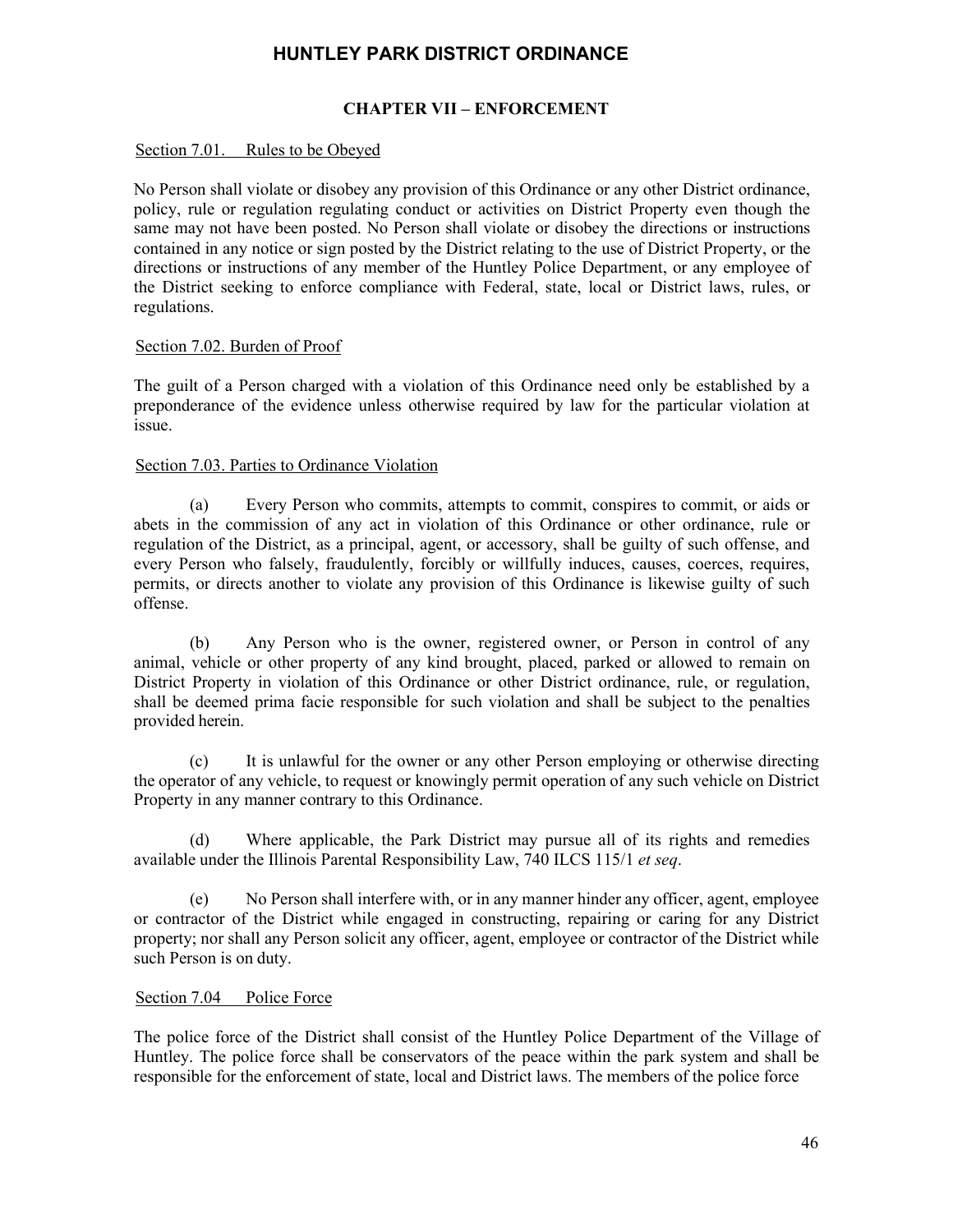## CHAPTER VII – ENFORCEMENT

Section 7.01. Rules to be Obeyed

No Person shall violate or disobey any provision of this Ordinance or any other District ordinance, policy, rule or regulation regulating conduct or activities on District Property even though the same may not have been posted. No Person shall violate or disobey the directions or instructions contained in any notice or sign posted by the District relating to the use of District Property, or the directions or instructions of any member of the Huntley Police Department, or any employee of the District seeking to enforce compliance with Federal, state, local or District laws, rules, or regulations.

Section 7.02. Burden of Proof

The guilt of a Person charged with a violation of this Ordinance need only be established by a preponderance of the evidence unless otherwise required by law for the particular violation at issue.

Section 7.03. Parties to Ordinance Violation

(a) Every Person who commits, attempts to commit, conspires to commit, or aids or abets in the commission of any act in violation of this Ordinance or other ordinance, rule or regulation of the District, as a principal, agent, or accessory, shall be guilty of such offense, and every Person who falsely, fraudulently, forcibly or willfully induces, causes, coerces, requires, permits, or directs another to violate any provision of this Ordinance is likewise guilty of such offense.

(b) Any Person who is the owner, registered owner, or Person in control of any animal, vehicle or other property of any kind brought, placed, parked or allowed to remain on District Property in violation of this Ordinance or other District ordinance, rule, or regulation, shall be deemed prima facie responsible for such violation and shall be subject to the penalties provided herein.

(c) It is unlawful for the owner or any other Person employing or otherwise directing the operator of any vehicle, to request or knowingly permit operation of any such vehicle on District Property in any manner contrary to this Ordinance.

(d) Where applicable, the Park District may pursue all of its rights and remedies available under the Illinois Parental Responsibility Law, 740 ILCS 115/1 *et seq*.

(e) No Person shall interfere with, or in any manner hinder any officer, agent, employee or contractor of the District while engaged in constructing, repairing or caring for any District property; nor shall any Person solicit any officer, agent, employee or contractor of the District while such Person is on duty.

Section 7.04 Police Force

The police force of the District shall consist of the Huntley Police Department of the Village of Huntley. The police force shall be conservators of the peace within the park system and shall be responsible for the enforcement of state, local and District laws. The members of the police force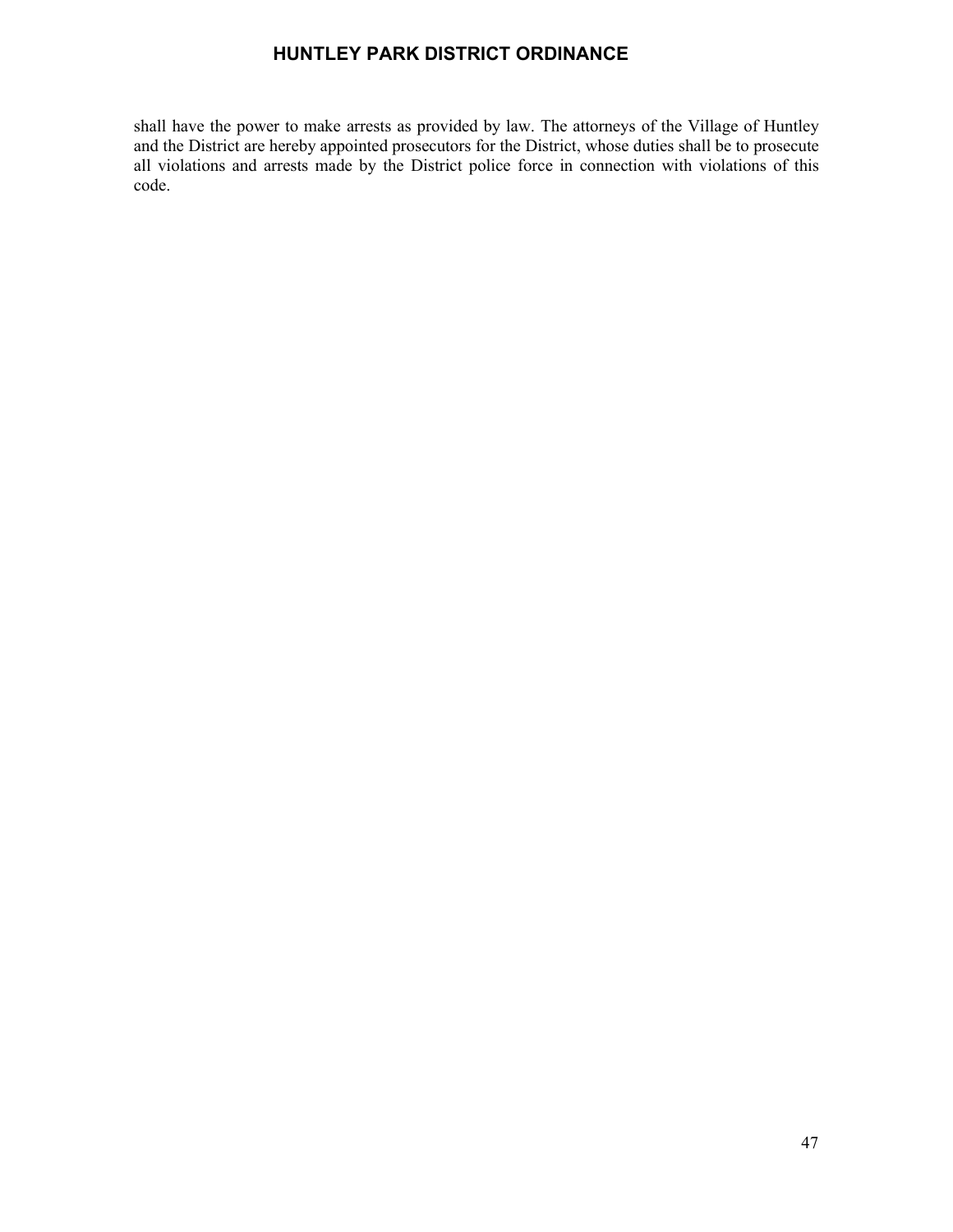shall have the power to make arrests as provided by law. The attorneys of the Village of Huntley and the District are hereby appointed prosecutors for the District, whose duties shall be to prosecute all violations and arrests made by the District police force in connection with violations of this code.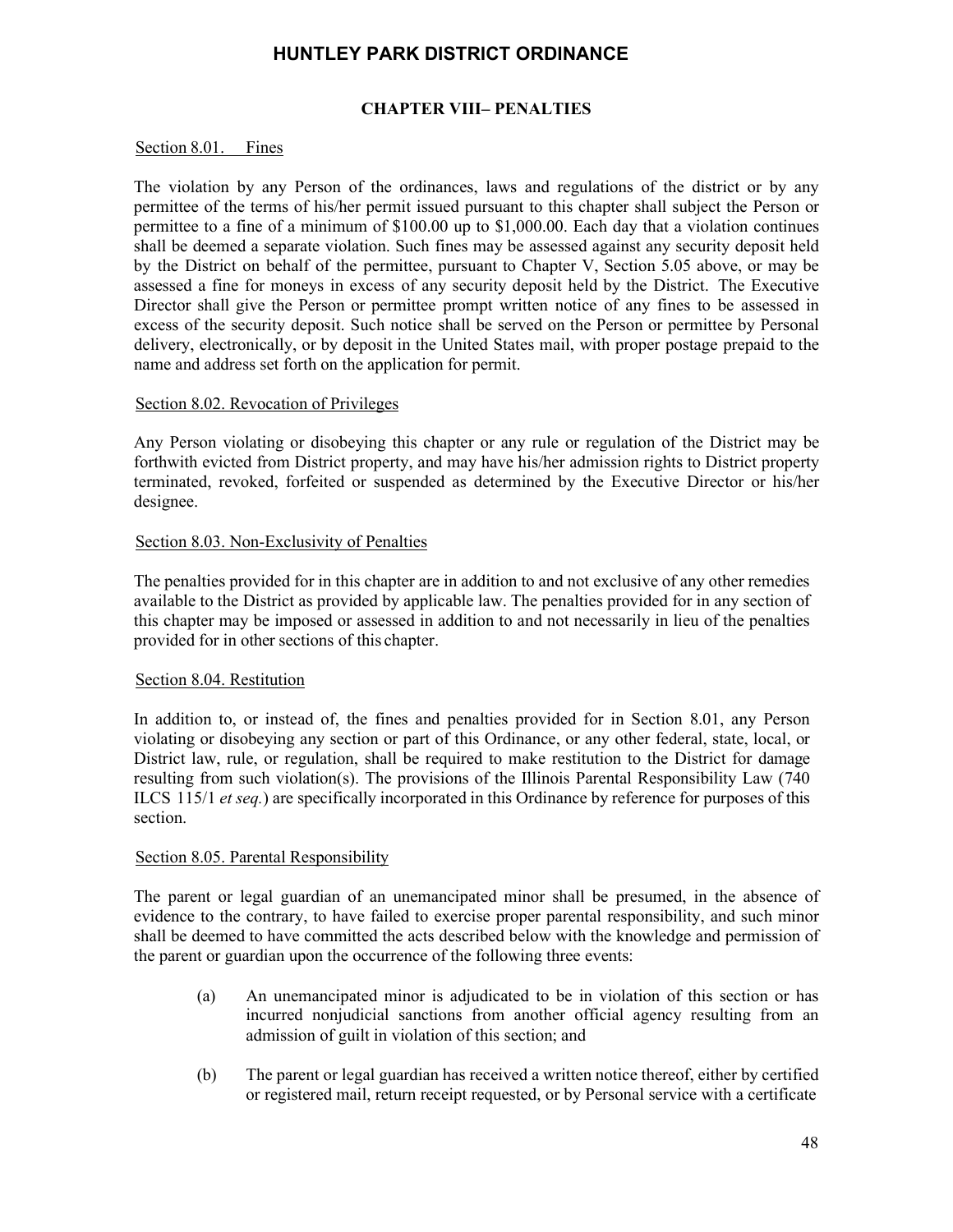## CHAPTER VIII– PENALTIES

Section 8.01. Fines

The violation by any Person of the ordinances, laws and regulations of the district or by any permittee of the terms of his/her permit issued pursuant to this chapter shall subject the Person or permittee to a fine of a minimum of $100.00 up to $1,000.00. Each day that a violation continues shall be deemed a separate violation. Such fines may be assessed against any security deposit held by the District on behalf of the permittee, pursuant to Chapter V, Section 5.05 above, or may be assessed a fine for moneys in excess of any security deposit held by the District. The Executive Director shall give the Person or permittee prompt written notice of any fines to be assessed in excess of the security deposit. Such notice shall be served on the Person or permittee by Personal delivery, electronically, or by deposit in the United States mail, with proper postage prepaid to the name and address set forth on the application for permit.

Section 8.02. Revocation of Privileges

Any Person violating or disobeying this chapter or any rule or regulation of the District may be forthwith evicted from District property, and may have his/her admission rights to District property terminated, revoked, forfeited or suspended as determined by the Executive Director or his/her designee.

Section 8.03. Non-Exclusivity of Penalties

The penalties provided for in this chapter are in addition to and not exclusive of any other remedies available to the District as provided by applicable law. The penalties provided for in any section of this chapter may be imposed or assessed in addition to and not necessarily in lieu of the penalties provided for in other sections of this chapter.

Section 8.04. Restitution

In addition to, or instead of, the fines and penalties provided for in Section 8.01, any Person violating or disobeying any section or part of this Ordinance, or any other federal, state, local, or District law, rule, or regulation, shall be required to make restitution to the District for damage resulting from such violation(s). The provisions of the Illinois Parental Responsibility Law (740 ILCS 115/1 *et seq.*) are specifically incorporated in this Ordinance by reference for purposes of this section.

Section 8.05. Parental Responsibility

The parent or legal guardian of an unemancipated minor shall be presumed, in the absence of evidence to the contrary, to have failed to exercise proper parental responsibility, and such minor shall be deemed to have committed the acts described below with the knowledge and permission of the parent or guardian upon the occurrence of the following three events:

(a) An unemancipated minor is adjudicated to be in violation of this section or has incurred nonjudicial sanctions from another official agency resulting from an admission of guilt in violation of this section; and

(b) The parent or legal guardian has received a written notice thereof, either by certified or registered mail, return receipt requested, or by Personal service with a certificate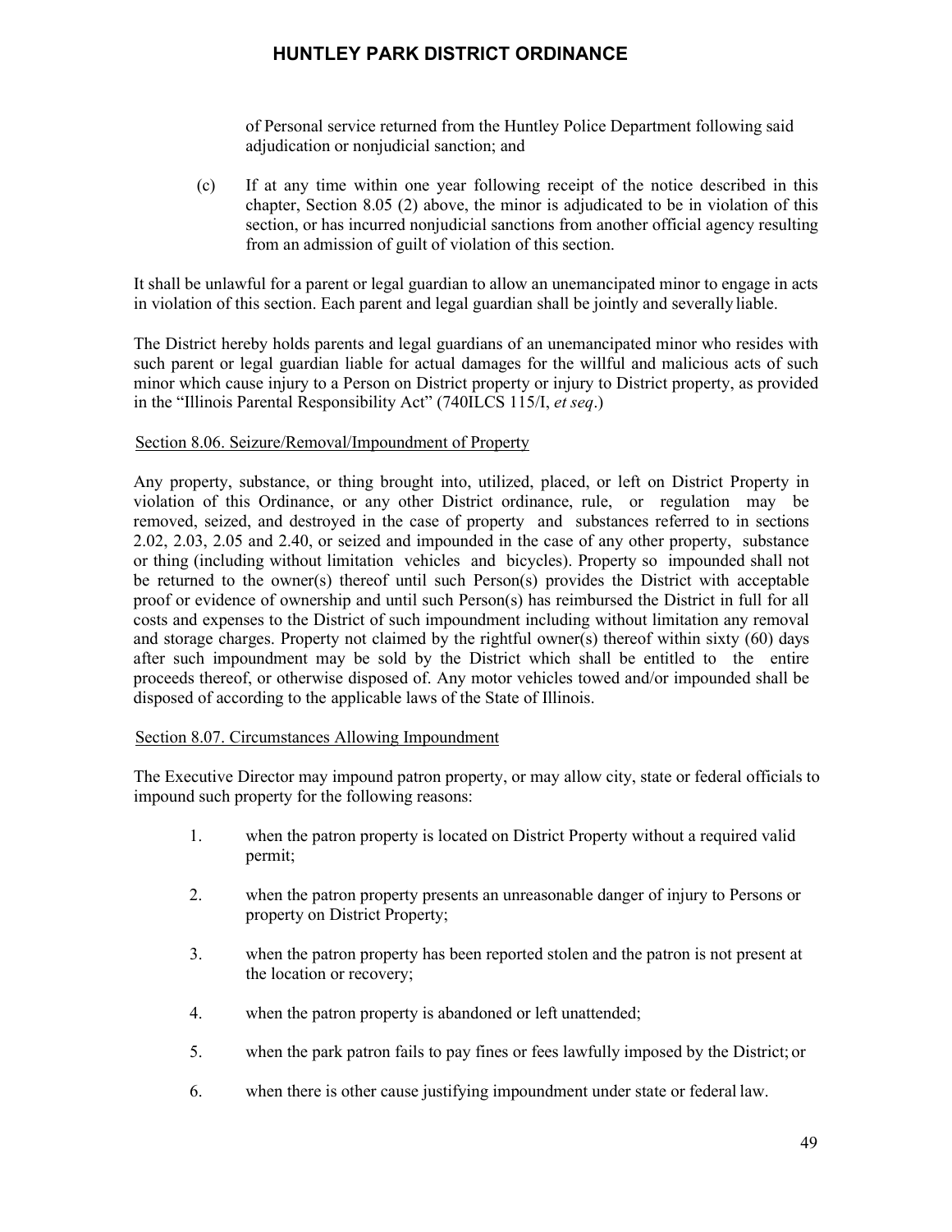of Personal service returned from the Huntley Police Department following said adjudication or nonjudicial sanction; and

(c) If at any time within one year following receipt of the notice described in this chapter, Section 8.05 (2) above, the minor is adjudicated to be in violation of this section, or has incurred nonjudicial sanctions from another official agency resulting from an admission of guilt of violation of this section.

It shall be unlawful for a parent or legal guardian to allow an unemancipated minor to engage in acts in violation of this section. Each parent and legal guardian shall be jointly and severally liable.

The District hereby holds parents and legal guardians of an unemancipated minor who resides with such parent or legal guardian liable for actual damages for the willful and malicious acts of such minor which cause injury to a Person on District property or injury to District property, as provided in the "Illinois Parental Responsibility Act" (740ILCS 115/I, *et seq*.)

Section 8.06. Seizure/Removal/Impoundment of Property

Any property, substance, or thing brought into, utilized, placed, or left on District Property in violation of this Ordinance, or any other District ordinance, rule, or regulation may be removed, seized, and destroyed in the case of property and substances referred to in sections 2.02, 2.03, 2.05 and 2.40, or seized and impounded in the case of any other property, substance or thing (including without limitation vehicles and bicycles). Property so impounded shall not be returned to the owner(s) thereof until such Person(s) provides the District with acceptable proof or evidence of ownership and until such Person(s) has reimbursed the District in full for all costs and expenses to the District of such impoundment including without limitation any removal and storage charges. Property not claimed by the rightful owner(s) thereof within sixty (60) days after such impoundment may be sold by the District which shall be entitled to the entire proceeds thereof, or otherwise disposed of. Any motor vehicles towed and/or impounded shall be disposed of according to the applicable laws of the State of Illinois.

Section 8.07. Circumstances Allowing Impoundment

The Executive Director may impound patron property, or may allow city, state or federal officials to impound such property for the following reasons:

1. when the patron property is located on District Property without a required valid permit;

2. when the patron property presents an unreasonable danger of injury to Persons or property on District Property;

3. when the patron property has been reported stolen and the patron is not present at the location or recovery;

4. when the patron property is abandoned or left unattended;

5. when the park patron fails to pay fines or fees lawfully imposed by the District; or

6. when there is other cause justifying impoundment under state or federal law.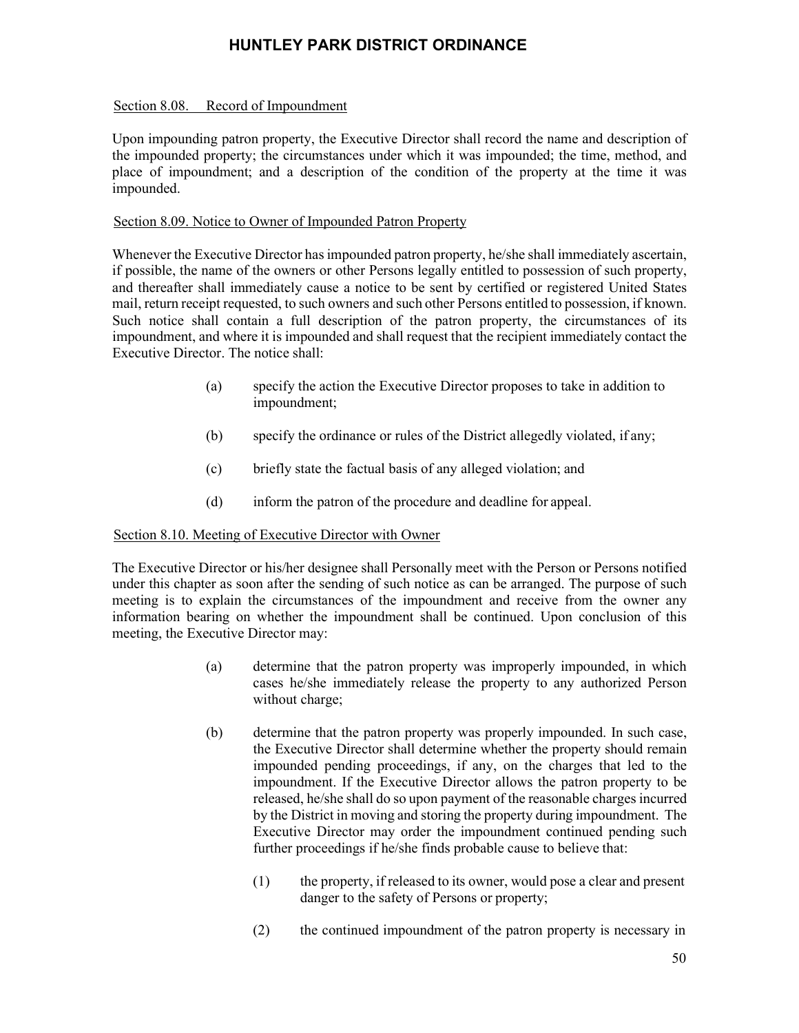### Section 8.08. Record of Impoundment

Upon impounding patron property, the Executive Director shall record the name and description of the impounded property; the circumstances under which it was impounded; the time, method, and place of impoundment; and a description of the condition of the property at the time it was impounded.

### Section 8.09. Notice to Owner of Impounded Patron Property

Whenever the Executive Director has impounded patron property, he/she shall immediately ascertain, if possible, the name of the owners or other Persons legally entitled to possession of such property, and thereafter shall immediately cause a notice to be sent by certified or registered United States mail, return receipt requested, to such owners and such other Persons entitled to possession, if known. Such notice shall contain a full description of the patron property, the circumstances of its impoundment, and where it is impounded and shall request that the recipient immediately contact the Executive Director. The notice shall:

(a) specify the action the Executive Director proposes to take in addition to impoundment;

(b) specify the ordinance or rules of the District allegedly violated, if any;

(c) briefly state the factual basis of any alleged violation; and

(d) inform the patron of the procedure and deadline for appeal.

### Section 8.10. Meeting of Executive Director with Owner

The Executive Director or his/her designee shall Personally meet with the Person or Persons notified under this chapter as soon after the sending of such notice as can be arranged. The purpose of such meeting is to explain the circumstances of the impoundment and receive from the owner any information bearing on whether the impoundment shall be continued. Upon conclusion of this meeting, the Executive Director may:

(a) determine that the patron property was improperly impounded, in which cases he/she immediately release the property to any authorized Person without charge;

(b) determine that the patron property was properly impounded. In such case, the Executive Director shall determine whether the property should remain impounded pending proceedings, if any, on the charges that led to the impoundment. If the Executive Director allows the patron property to be released, he/she shall do so upon payment of the reasonable charges incurred by the District in moving and storing the property during impoundment. The Executive Director may order the impoundment continued pending such further proceedings if he/she finds probable cause to believe that:

(1) the property, if released to its owner, would pose a clear and present danger to the safety of Persons or property;

(2) the continued impoundment of the patron property is necessary in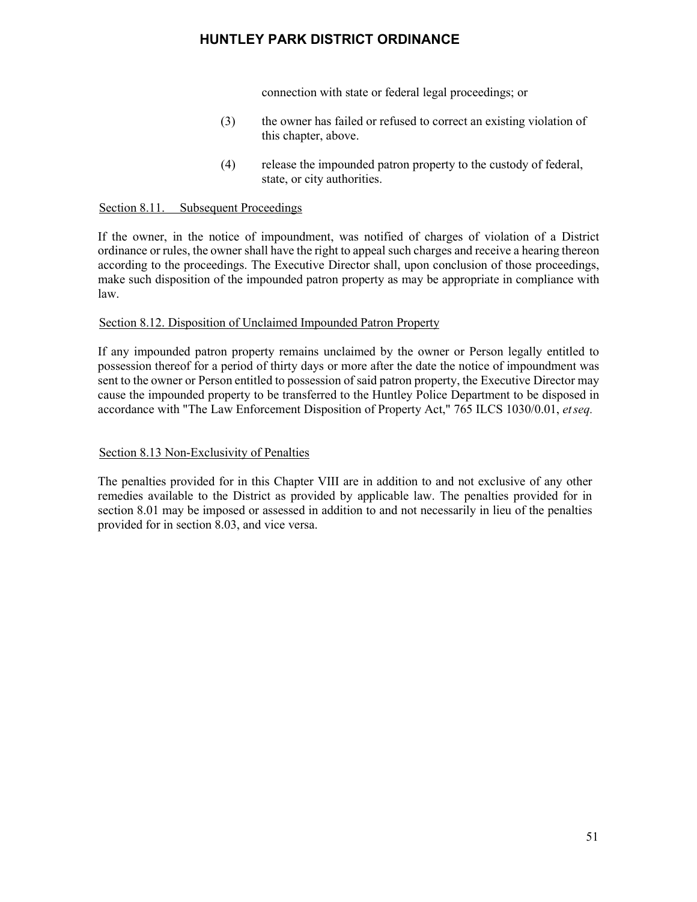connection with state or federal legal proceedings; or

(3) the owner has failed or refused to correct an existing violation of this chapter, above.

(4) release the impounded patron property to the custody of federal, state, or city authorities.

Section 8.11. Subsequent Proceedings

If the owner, in the notice of impoundment, was notified of charges of violation of a District ordinance or rules, the owner shall have the right to appeal such charges and receive a hearing thereon according to the proceedings. The Executive Director shall, upon conclusion of those proceedings, make such disposition of the impounded patron property as may be appropriate in compliance with law.

Section 8.12. Disposition of Unclaimed Impounded Patron Property

If any impounded patron property remains unclaimed by the owner or Person legally entitled to possession thereof for a period of thirty days or more after the date the notice of impoundment was sent to the owner or Person entitled to possession of said patron property, the Executive Director may cause the impounded property to be transferred to the Huntley Police Department to be disposed in accordance with "The Law Enforcement Disposition of Property Act," 765 ILCS 1030/0.01, *et seq.*

Section 8.13 Non-Exclusivity of Penalties

The penalties provided for in this Chapter VIII are in addition to and not exclusive of any other remedies available to the District as provided by applicable law. The penalties provided for in section 8.01 may be imposed or assessed in addition to and not necessarily in lieu of the penalties provided for in section 8.03, and vice versa.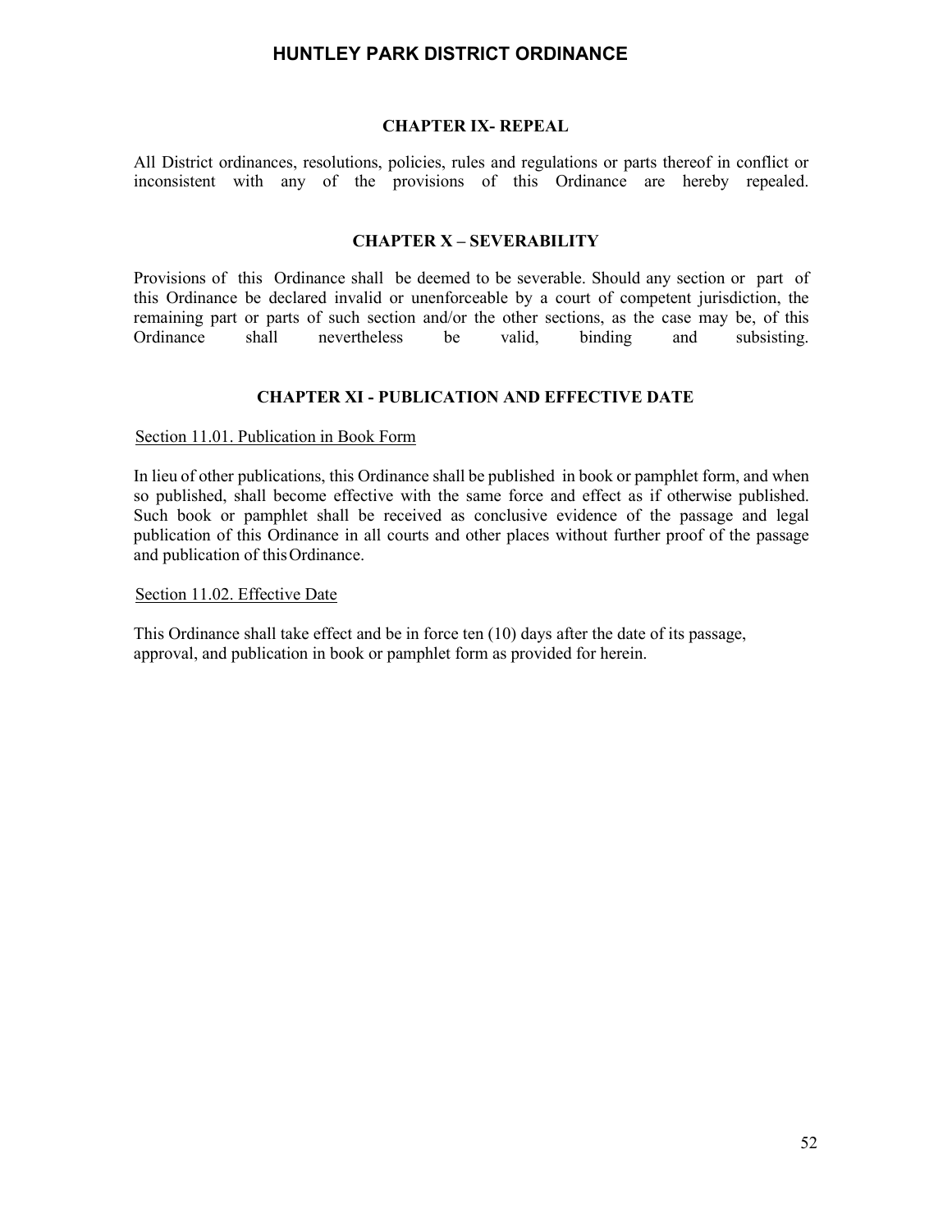## CHAPTER IX- REPEAL

All District ordinances, resolutions, policies, rules and regulations or parts thereof in conflict or inconsistent with any of the provisions of this Ordinance are hereby repealed.

## CHAPTER X – SEVERABILITY

Provisions of this Ordinance shall be deemed to be severable. Should any section or part of this Ordinance be declared invalid or unenforceable by a court of competent jurisdiction, the remaining part or parts of such section and/or the other sections, as the case may be, of this Ordinance shall nevertheless be valid, binding and subsisting.

## CHAPTER XI - PUBLICATION AND EFFECTIVE DATE

### Section 11.01. Publication in Book Form

In lieu of other publications, this Ordinance shall be published in book or pamphlet form, and when so published, shall become effective with the same force and effect as if otherwise published. Such book or pamphlet shall be received as conclusive evidence of the passage and legal publication of this Ordinance in all courts and other places without further proof of the passage and publication of this Ordinance.

### Section 11.02. Effective Date

This Ordinance shall take effect and be in force ten (10) days after the date of its passage, approval, and publication in book or pamphlet form as provided for herein.